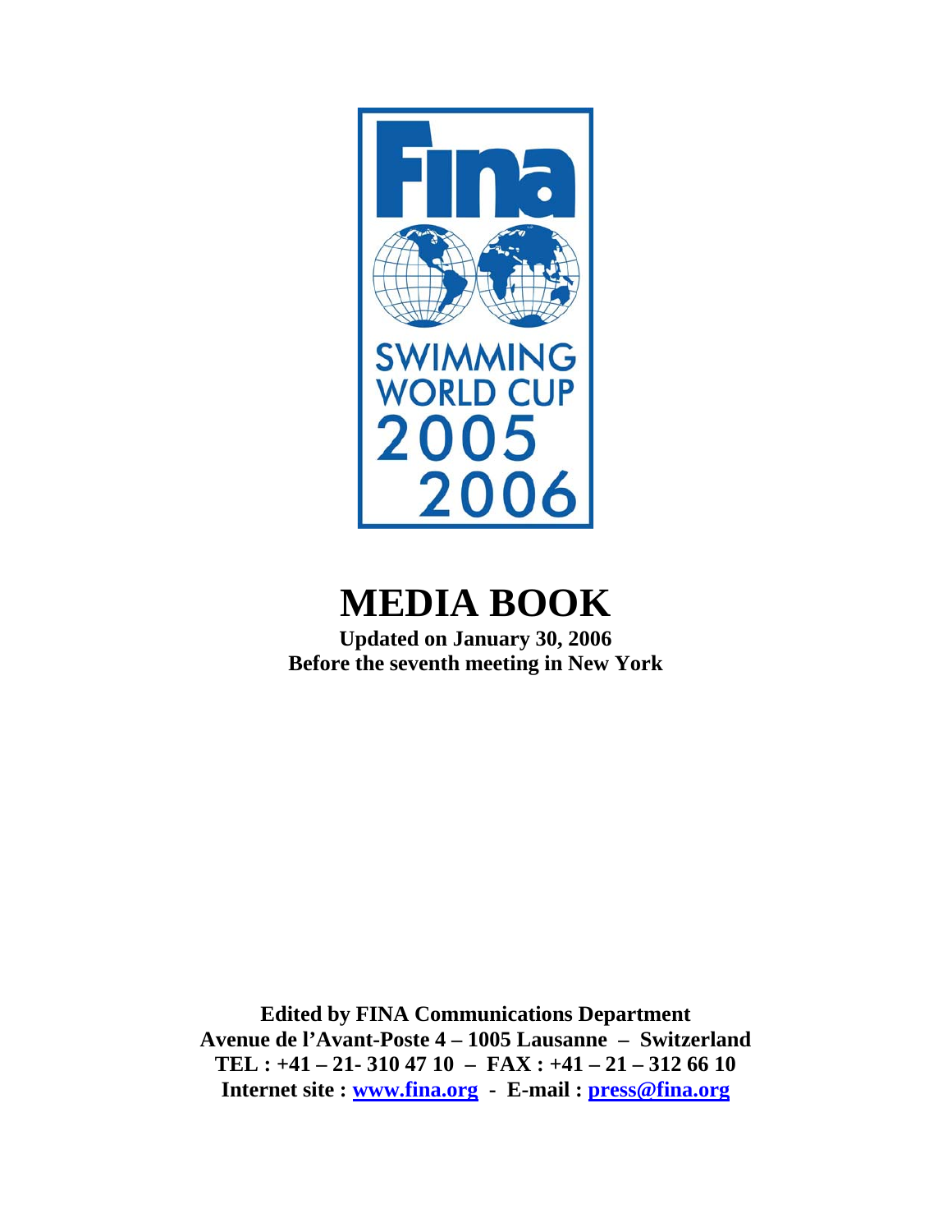Fina

SWIMMING WORLD CUP 2005 2006

# MEDIA BOOK

**Updated on January 30, 2006**
**Before the seventh meeting in New York**

**Edited by FINA Communications Department**
**Avenue de l'Avant-Poste 4 – 1005 Lausanne – Switzerland**
**TEL : +41 – 21- 310 47 10 – FAX : +41 – 21 – 312 66 10**
**Internet site : [www.fina.org](http://www.fina.org) - E-mail : [press@fina.org](mailto:press@fina.org)**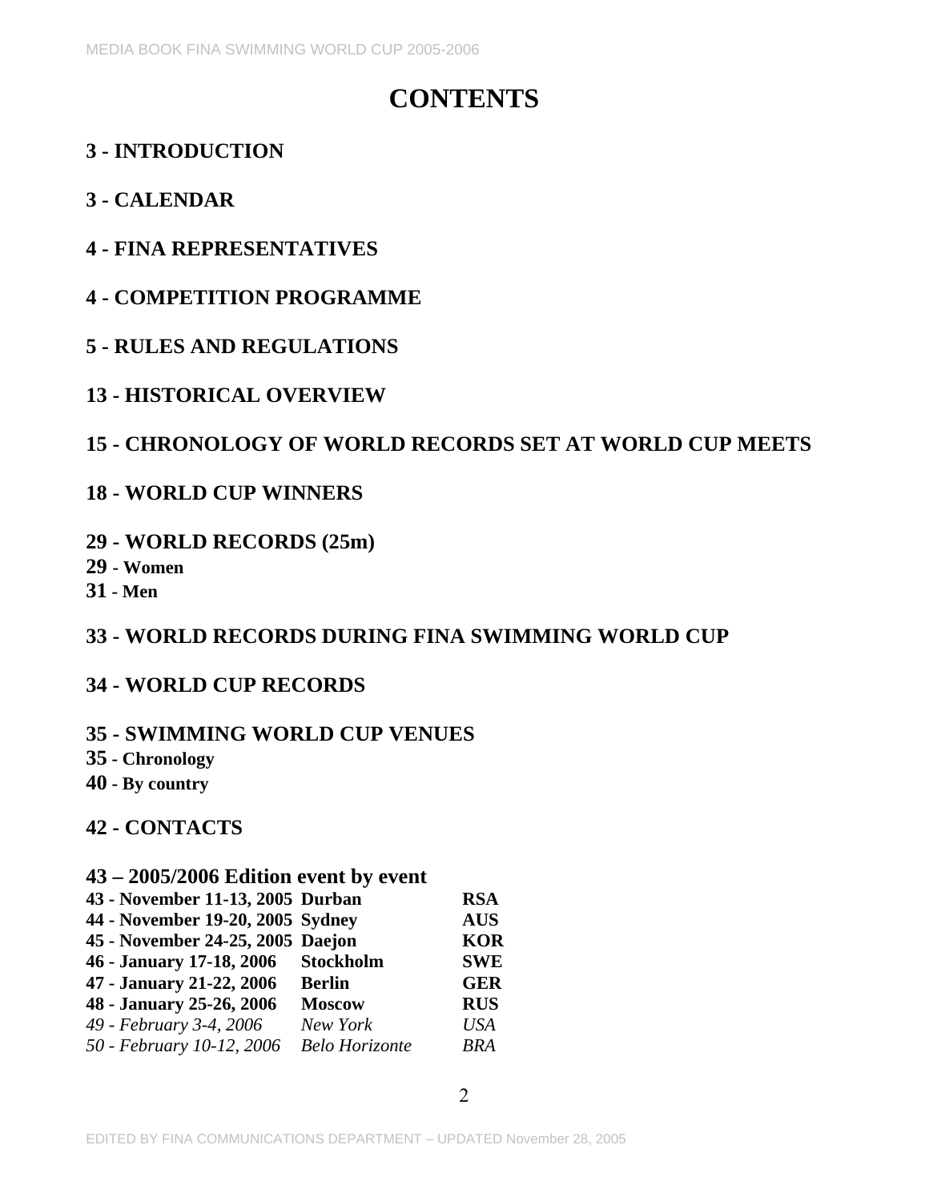# CONTENTS

## 3 - INTRODUCTION

## 3 - CALENDAR

## 4 - FINA REPRESENTATIVES

## 4 - COMPETITION PROGRAMME

## 5 - RULES AND REGULATIONS

## 13 - HISTORICAL OVERVIEW

## 15 - CHRONOLOGY OF WORLD RECORDS SET AT WORLD CUP MEETS

## 18 - WORLD CUP WINNERS

## 29 - WORLD RECORDS (25m)

**29 - Women**

**31 - Men**

## 33 - WORLD RECORDS DURING FINA SWIMMING WORLD CUP

## 34 - WORLD CUP RECORDS

## 35 - SWIMMING WORLD CUP VENUES

**35 - Chronology**

**40 - By country**

## 42 - CONTACTS

## 43 – 2005/2006 Edition event by event

| | | |
|---|---|---|
| **43 - November 11-13, 2005** | **Durban** | **RSA** |
| **44 - November 19-20, 2005** | **Sydney** | **AUS** |
| **45 - November 24-25, 2005** | **Daejon** | **KOR** |
| **46 - January 17-18, 2006** | **Stockholm** | **SWE** |
| **47 - January 21-22, 2006** | **Berlin** | **GER** |
| **48 - January 25-26, 2006** | **Moscow** | **RUS** |
| *49 - February 3-4, 2006* | *New York* | *USA* |
| *50 - February 10-12, 2006* | *Belo Horizonte* | *BRA* |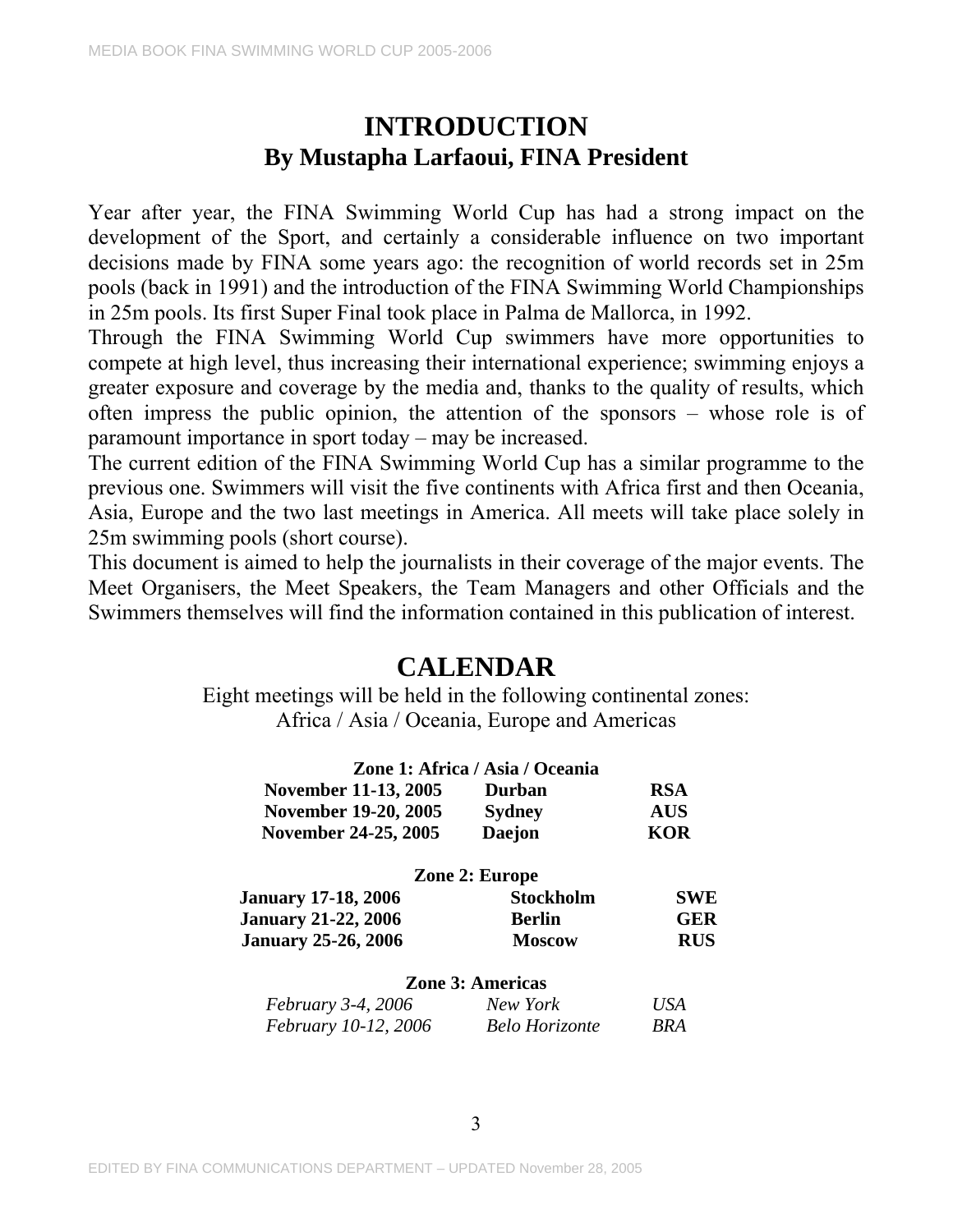# INTRODUCTION

## By Mustapha Larfaoui, FINA President

Year after year, the FINA Swimming World Cup has had a strong impact on the development of the Sport, and certainly a considerable influence on two important decisions made by FINA some years ago: the recognition of world records set in 25m pools (back in 1991) and the introduction of the FINA Swimming World Championships in 25m pools. Its first Super Final took place in Palma de Mallorca, in 1992.

Through the FINA Swimming World Cup swimmers have more opportunities to compete at high level, thus increasing their international experience; swimming enjoys a greater exposure and coverage by the media and, thanks to the quality of results, which often impress the public opinion, the attention of the sponsors – whose role is of paramount importance in sport today – may be increased.

The current edition of the FINA Swimming World Cup has a similar programme to the previous one. Swimmers will visit the five continents with Africa first and then Oceania, Asia, Europe and the two last meetings in America. All meets will take place solely in 25m swimming pools (short course).

This document is aimed to help the journalists in their coverage of the major events. The Meet Organisers, the Meet Speakers, the Team Managers and other Officials and the Swimmers themselves will find the information contained in this publication of interest.

# CALENDAR

Eight meetings will be held in the following continental zones:
Africa / Asia / Oceania, Europe and Americas

**Zone 1: Africa / Asia / Oceania**

| Date | City | Country |
|---|---|---|
| **November 11-13, 2005** | **Durban** | **RSA** |
| **November 19-20, 2005** | **Sydney** | **AUS** |
| **November 24-25, 2005** | **Daejon** | **KOR** |

**Zone 2: Europe**

| Date | City | Country |
|---|---|---|
| **January 17-18, 2006** | **Stockholm** | **SWE** |
| **January 21-22, 2006** | **Berlin** | **GER** |
| **January 25-26, 2006** | **Moscow** | **RUS** |

**Zone 3: Americas**

| Date | City | Country |
|---|---|---|
| *February 3-4, 2006* | *New York* | *USA* |
| *February 10-12, 2006* | *Belo Horizonte* | *BRA* |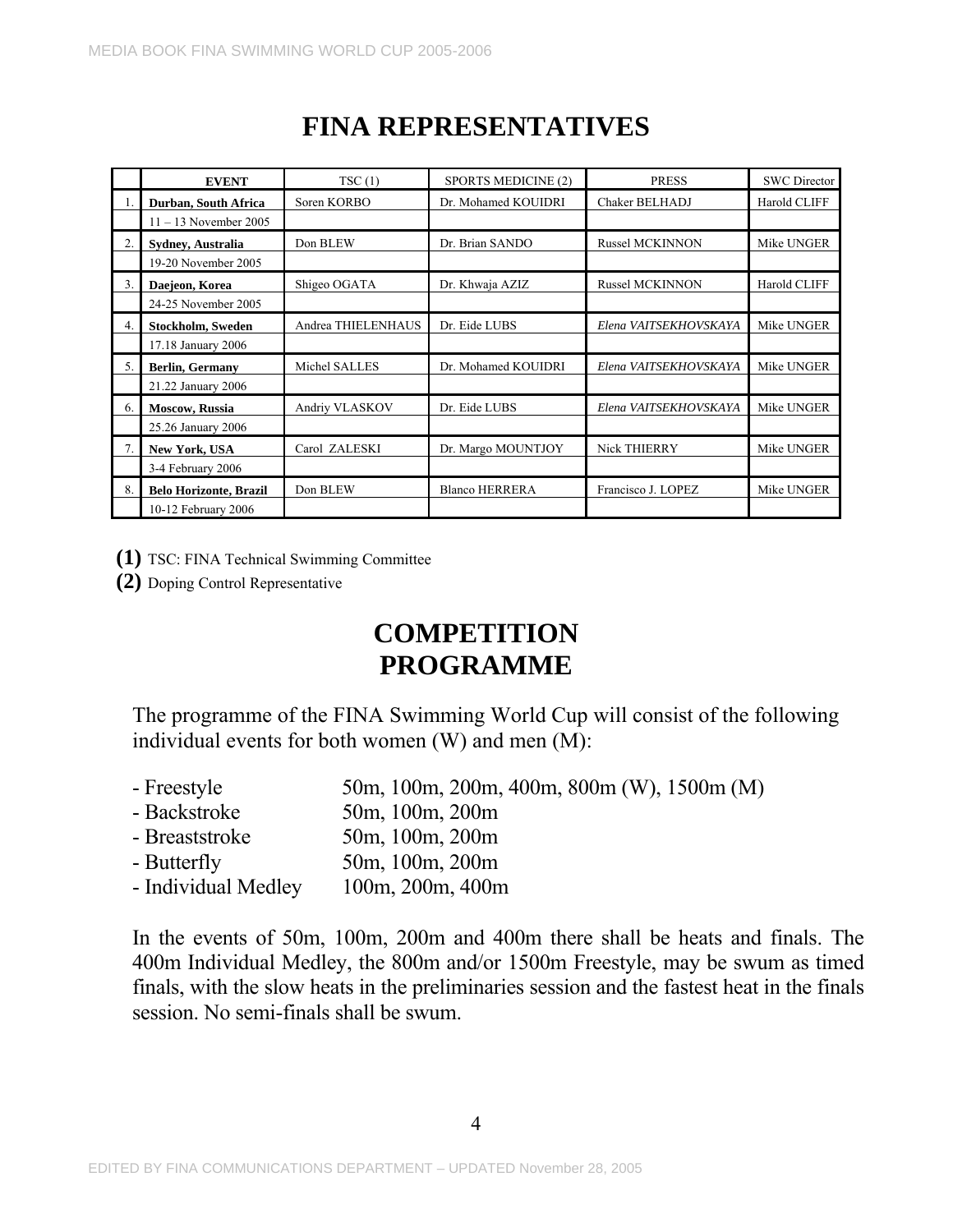# FINA REPRESENTATIVES

| | EVENT | TSC (1) | SPORTS MEDICINE (2) | PRESS | SWC Director |
|---|---|---|---|---|---|
| 1. | **Durban, South Africa** | Soren KORBO | Dr. Mohamed KOUIDRI | Chaker BELHADJ | Harold CLIFF |
| | 11 – 13 November 2005 | | | | |
| 2. | **Sydney, Australia** | Don BLEW | Dr. Brian SANDO | Russel MCKINNON | Mike UNGER |
| | 19-20 November 2005 | | | | |
| 3. | **Daejeon, Korea** | Shigeo OGATA | Dr. Khwaja AZIZ | Russel MCKINNON | Harold CLIFF |
| | 24-25 November 2005 | | | | |
| 4. | **Stockholm, Sweden** | Andrea THIELENHAUS | Dr. Eide LUBS | *Elena VAITSEKHOVSKAYA* | Mike UNGER |
| | 17.18 January 2006 | | | | |
| 5. | **Berlin, Germany** | Michel SALLES | Dr. Mohamed KOUIDRI | *Elena VAITSEKHOVSKAYA* | Mike UNGER |
| | 21.22 January 2006 | | | | |
| 6. | **Moscow, Russia** | Andriy VLASKOV | Dr. Eide LUBS | *Elena VAITSEKHOVSKAYA* | Mike UNGER |
| | 25.26 January 2006 | | | | |
| 7. | **New York, USA** | Carol ZALESKI | Dr. Margo MOUNTJOY | Nick THIERRY | Mike UNGER |
| | 3-4 February 2006 | | | | |
| 8. | **Belo Horizonte, Brazil** | Don BLEW | Blanco HERRERA | Francisco J. LOPEZ | Mike UNGER |
| | 10-12 February 2006 | | | | |

**(1)** TSC: FINA Technical Swimming Committee

**(2)** Doping Control Representative

# COMPETITION PROGRAMME

The programme of the FINA Swimming World Cup will consist of the following individual events for both women (W) and men (M):

- Freestyle 50m, 100m, 200m, 400m, 800m (W), 1500m (M)
- Backstroke 50m, 100m, 200m
- Breaststroke 50m, 100m, 200m
- Butterfly 50m, 100m, 200m
- Individual Medley 100m, 200m, 400m

In the events of 50m, 100m, 200m and 400m there shall be heats and finals. The 400m Individual Medley, the 800m and/or 1500m Freestyle, may be swum as timed finals, with the slow heats in the preliminaries session and the fastest heat in the finals session. No semi-finals shall be swum.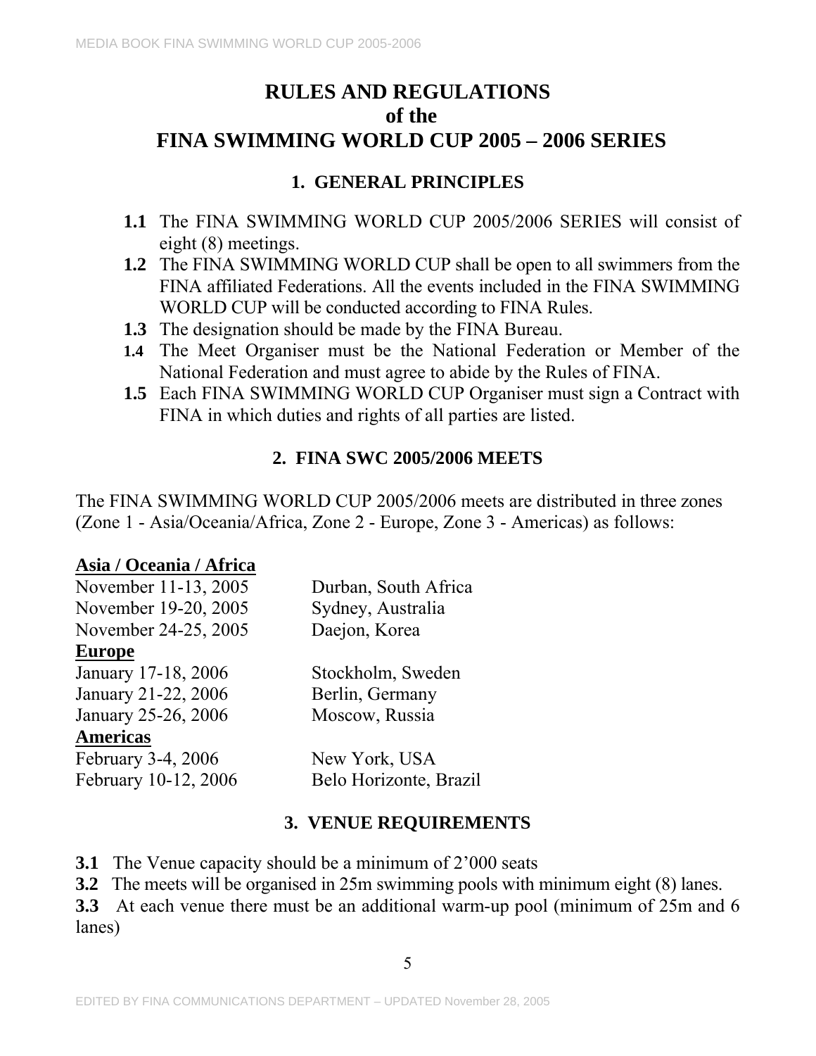# RULES AND REGULATIONS of the FINA SWIMMING WORLD CUP 2005 – 2006 SERIES

## 1. GENERAL PRINCIPLES

- **1.1** The FINA SWIMMING WORLD CUP 2005/2006 SERIES will consist of eight (8) meetings.
- **1.2** The FINA SWIMMING WORLD CUP shall be open to all swimmers from the FINA affiliated Federations. All the events included in the FINA SWIMMING WORLD CUP will be conducted according to FINA Rules.
- **1.3** The designation should be made by the FINA Bureau.
- **1.4** The Meet Organiser must be the National Federation or Member of the National Federation and must agree to abide by the Rules of FINA.
- **1.5** Each FINA SWIMMING WORLD CUP Organiser must sign a Contract with FINA in which duties and rights of all parties are listed.

## 2. FINA SWC 2005/2006 MEETS

The FINA SWIMMING WORLD CUP 2005/2006 meets are distributed in three zones (Zone 1 - Asia/Oceania/Africa, Zone 2 - Europe, Zone 3 - Americas) as follows:

| | |
|---|---|
| **Asia / Oceania / Africa** | |
| November 11-13, 2005 | Durban, South Africa |
| November 19-20, 2005 | Sydney, Australia |
| November 24-25, 2005 | Daejon, Korea |
| **Europe** | |
| January 17-18, 2006 | Stockholm, Sweden |
| January 21-22, 2006 | Berlin, Germany |
| January 25-26, 2006 | Moscow, Russia |
| **Americas** | |
| February 3-4, 2006 | New York, USA |
| February 10-12, 2006 | Belo Horizonte, Brazil |

## 3. VENUE REQUIREMENTS

**3.1** The Venue capacity should be a minimum of 2'000 seats

**3.2** The meets will be organised in 25m swimming pools with minimum eight (8) lanes.

**3.3** At each venue there must be an additional warm-up pool (minimum of 25m and 6 lanes)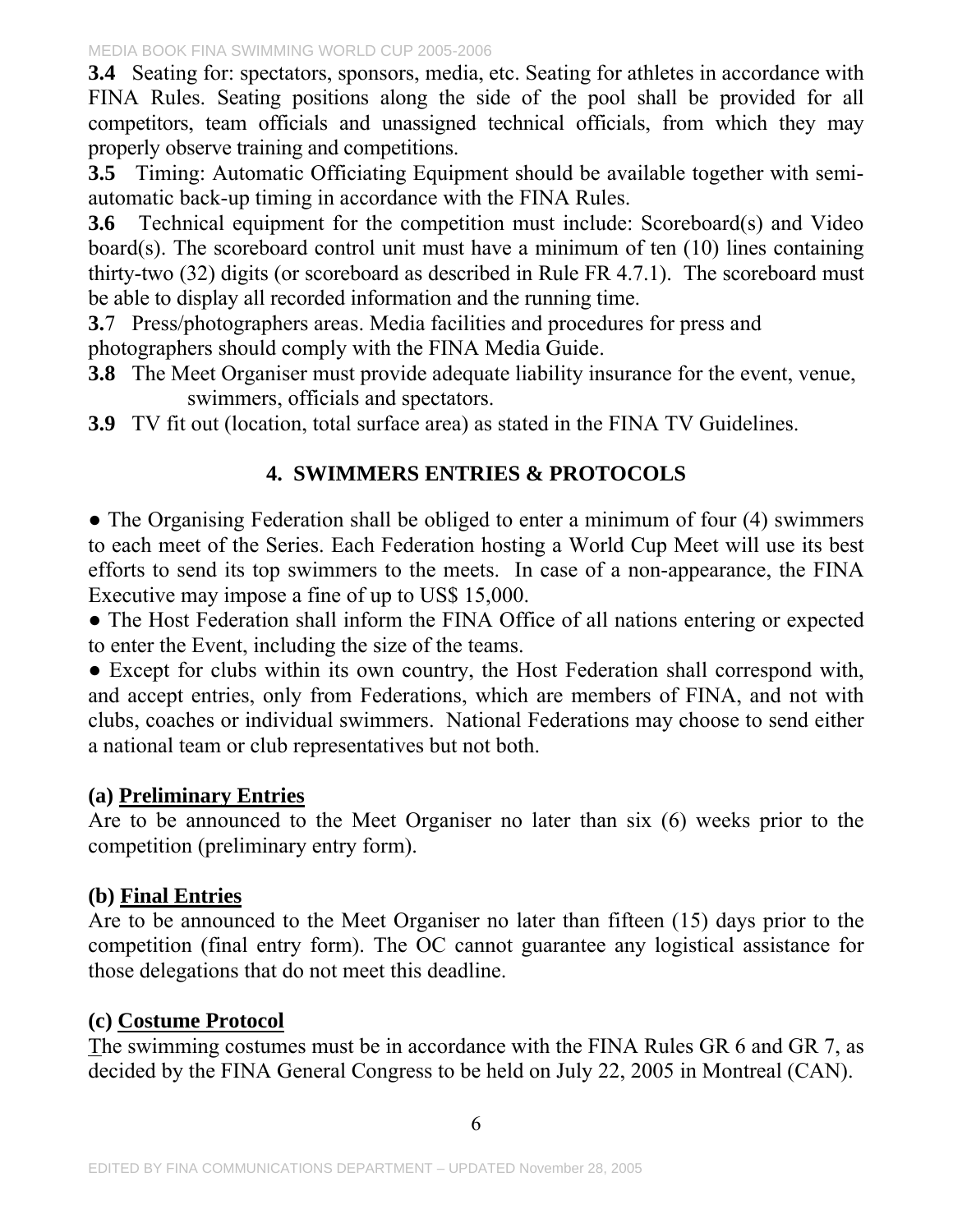**3.4** Seating for: spectators, sponsors, media, etc. Seating for athletes in accordance with FINA Rules. Seating positions along the side of the pool shall be provided for all competitors, team officials and unassigned technical officials, from which they may properly observe training and competitions.

**3.5** Timing: Automatic Officiating Equipment should be available together with semi-automatic back-up timing in accordance with the FINA Rules.

**3.6** Technical equipment for the competition must include: Scoreboard(s) and Video board(s). The scoreboard control unit must have a minimum of ten (10) lines containing thirty-two (32) digits (or scoreboard as described in Rule FR 4.7.1). The scoreboard must be able to display all recorded information and the running time.

**3.**7 Press/photographers areas. Media facilities and procedures for press and photographers should comply with the FINA Media Guide.

**3.8** The Meet Organiser must provide adequate liability insurance for the event, venue, swimmers, officials and spectators.

**3.9** TV fit out (location, total surface area) as stated in the FINA TV Guidelines.

## 4. SWIMMERS ENTRIES & PROTOCOLS

● The Organising Federation shall be obliged to enter a minimum of four (4) swimmers to each meet of the Series. Each Federation hosting a World Cup Meet will use its best efforts to send its top swimmers to the meets. In case of a non-appearance, the FINA Executive may impose a fine of up to US$ 15,000.

● The Host Federation shall inform the FINA Office of all nations entering or expected to enter the Event, including the size of the teams.

● Except for clubs within its own country, the Host Federation shall correspond with, and accept entries, only from Federations, which are members of FINA, and not with clubs, coaches or individual swimmers. National Federations may choose to send either a national team or club representatives but not both.

### (a) Preliminary Entries

Are to be announced to the Meet Organiser no later than six (6) weeks prior to the competition (preliminary entry form).

### (b) Final Entries

Are to be announced to the Meet Organiser no later than fifteen (15) days prior to the competition (final entry form). The OC cannot guarantee any logistical assistance for those delegations that do not meet this deadline.

### (c) Costume Protocol

The swimming costumes must be in accordance with the FINA Rules GR 6 and GR 7, as decided by the FINA General Congress to be held on July 22, 2005 in Montreal (CAN).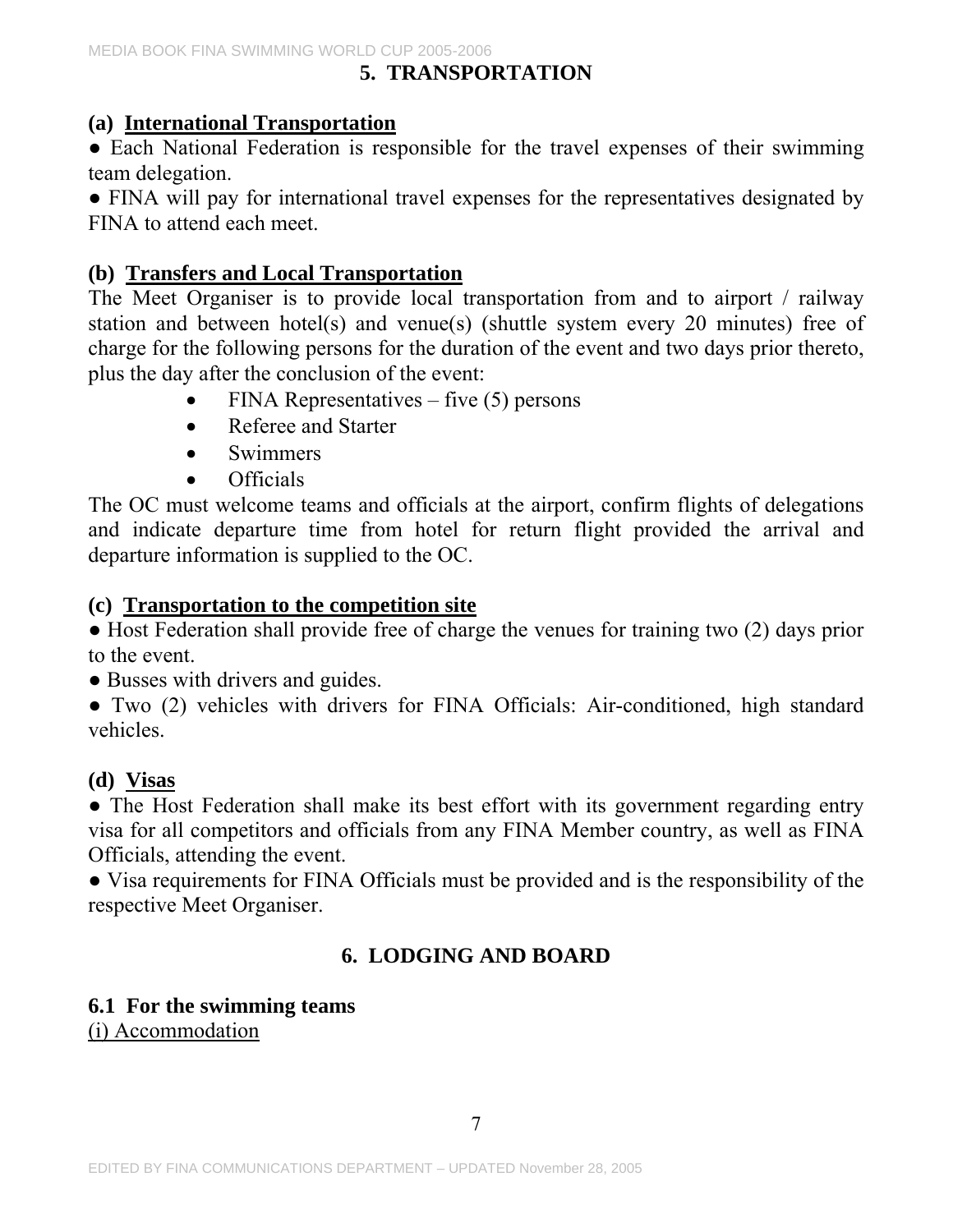## 5. TRANSPORTATION

### (a) International Transportation

● Each National Federation is responsible for the travel expenses of their swimming team delegation.

● FINA will pay for international travel expenses for the representatives designated by FINA to attend each meet.

### (b) Transfers and Local Transportation

The Meet Organiser is to provide local transportation from and to airport / railway station and between hotel(s) and venue(s) (shuttle system every 20 minutes) free of charge for the following persons for the duration of the event and two days prior thereto, plus the day after the conclusion of the event:

- FINA Representatives – five (5) persons
- Referee and Starter
- Swimmers
- Officials

The OC must welcome teams and officials at the airport, confirm flights of delegations and indicate departure time from hotel for return flight provided the arrival and departure information is supplied to the OC.

### (c) Transportation to the competition site

● Host Federation shall provide free of charge the venues for training two (2) days prior to the event.

● Busses with drivers and guides.

● Two (2) vehicles with drivers for FINA Officials: Air-conditioned, high standard vehicles.

### (d) Visas

● The Host Federation shall make its best effort with its government regarding entry visa for all competitors and officials from any FINA Member country, as well as FINA Officials, attending the event.

● Visa requirements for FINA Officials must be provided and is the responsibility of the respective Meet Organiser.

## 6. LODGING AND BOARD

### 6.1 For the swimming teams

(i) Accommodation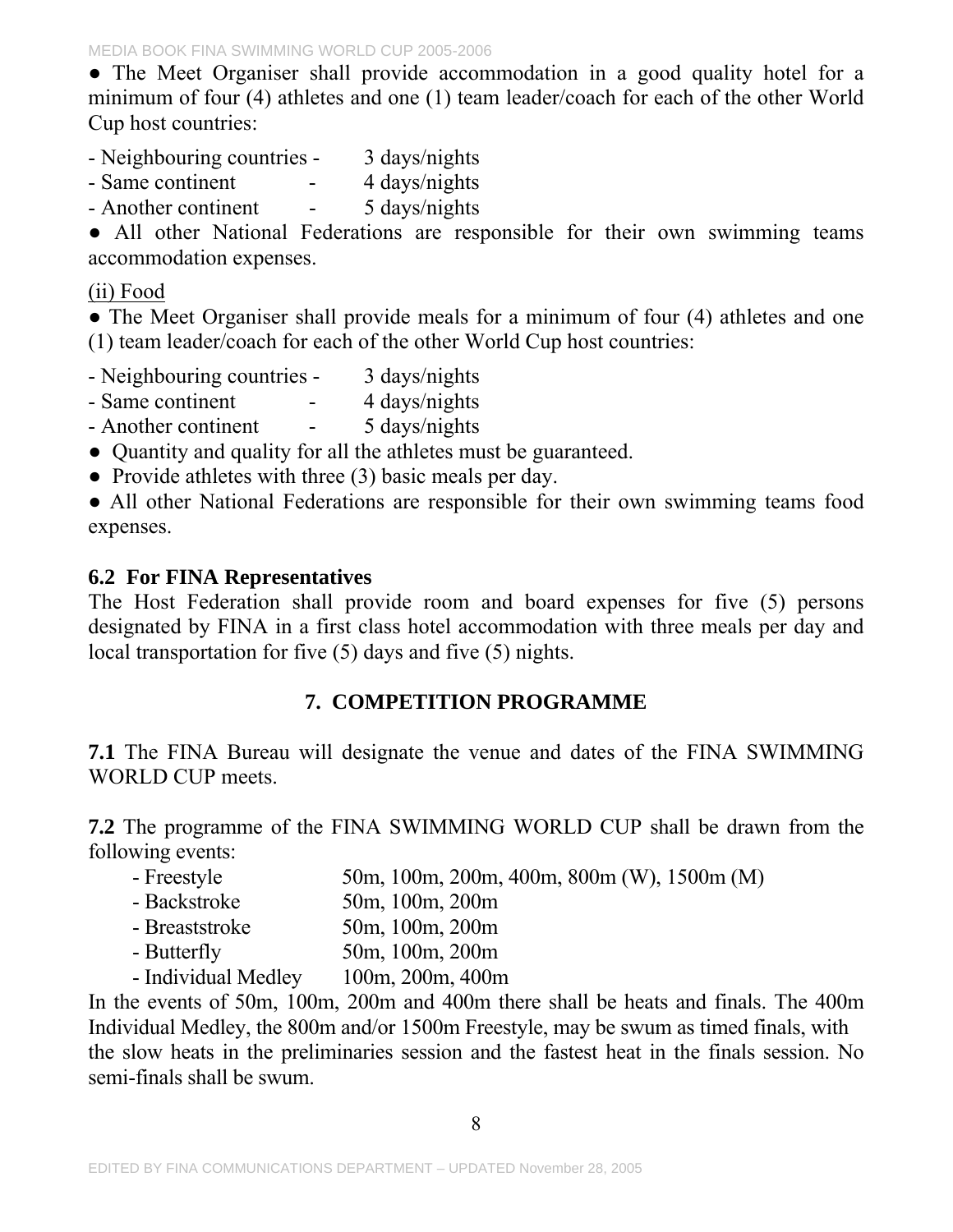● The Meet Organiser shall provide accommodation in a good quality hotel for a minimum of four (4) athletes and one (1) team leader/coach for each of the other World Cup host countries:

- Neighbouring countries - 3 days/nights
- Same continent - 4 days/nights
- Another continent - 5 days/nights

● All other National Federations are responsible for their own swimming teams accommodation expenses.

(ii) Food

● The Meet Organiser shall provide meals for a minimum of four (4) athletes and one (1) team leader/coach for each of the other World Cup host countries:

- Neighbouring countries - 3 days/nights
- Same continent - 4 days/nights
- Another continent - 5 days/nights

● Quantity and quality for all the athletes must be guaranteed.

● Provide athletes with three (3) basic meals per day.

● All other National Federations are responsible for their own swimming teams food expenses.

### 6.2 For FINA Representatives

The Host Federation shall provide room and board expenses for five (5) persons designated by FINA in a first class hotel accommodation with three meals per day and local transportation for five (5) days and five (5) nights.

## 7. COMPETITION PROGRAMME

**7.1** The FINA Bureau will designate the venue and dates of the FINA SWIMMING WORLD CUP meets.

**7.2** The programme of the FINA SWIMMING WORLD CUP shall be drawn from the following events:

- Freestyle 50m, 100m, 200m, 400m, 800m (W), 1500m (M)
- Backstroke 50m, 100m, 200m
- Breaststroke 50m, 100m, 200m
- Butterfly 50m, 100m, 200m
- Individual Medley 100m, 200m, 400m

In the events of 50m, 100m, 200m and 400m there shall be heats and finals. The 400m Individual Medley, the 800m and/or 1500m Freestyle, may be swum as timed finals, with the slow heats in the preliminaries session and the fastest heat in the finals session. No semi-finals shall be swum.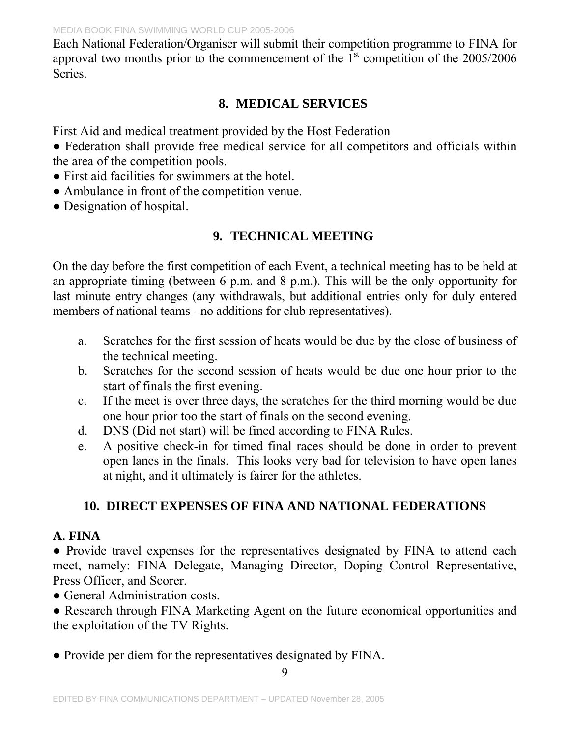Each National Federation/Organiser will submit their competition programme to FINA for approval two months prior to the commencement of the 1st competition of the 2005/2006 Series.

## 8. MEDICAL SERVICES

First Aid and medical treatment provided by the Host Federation

- Federation shall provide free medical service for all competitors and officials within the area of the competition pools.
- First aid facilities for swimmers at the hotel.
- Ambulance in front of the competition venue.
- Designation of hospital.

## 9. TECHNICAL MEETING

On the day before the first competition of each Event, a technical meeting has to be held at an appropriate timing (between 6 p.m. and 8 p.m.). This will be the only opportunity for last minute entry changes (any withdrawals, but additional entries only for duly entered members of national teams - no additions for club representatives).

a. Scratches for the first session of heats would be due by the close of business of the technical meeting.
b. Scratches for the second session of heats would be due one hour prior to the start of finals the first evening.
c. If the meet is over three days, the scratches for the third morning would be due one hour prior too the start of finals on the second evening.
d. DNS (Did not start) will be fined according to FINA Rules.
e. A positive check-in for timed final races should be done in order to prevent open lanes in the finals. This looks very bad for television to have open lanes at night, and it ultimately is fairer for the athletes.

## 10. DIRECT EXPENSES OF FINA AND NATIONAL FEDERATIONS

### A. FINA

- Provide travel expenses for the representatives designated by FINA to attend each meet, namely: FINA Delegate, Managing Director, Doping Control Representative, Press Officer, and Scorer.
- General Administration costs.
- Research through FINA Marketing Agent on the future economical opportunities and the exploitation of the TV Rights.

- Provide per diem for the representatives designated by FINA.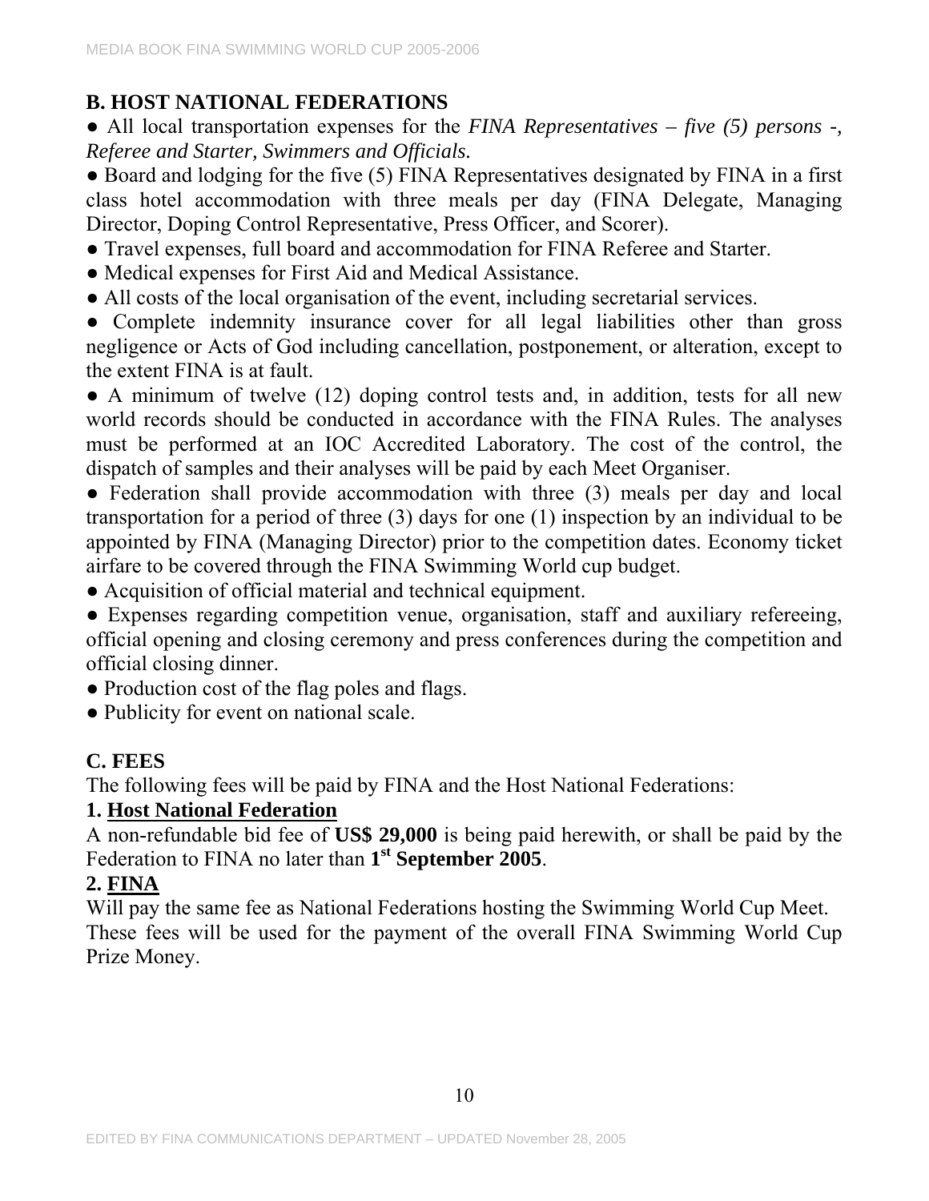## B. HOST NATIONAL FEDERATIONS

● All local transportation expenses for the *FINA Representatives – five (5) persons -, Referee and Starter, Swimmers and Officials.*

● Board and lodging for the five (5) FINA Representatives designated by FINA in a first class hotel accommodation with three meals per day (FINA Delegate, Managing Director, Doping Control Representative, Press Officer, and Scorer).

● Travel expenses, full board and accommodation for FINA Referee and Starter.

● Medical expenses for First Aid and Medical Assistance.

● All costs of the local organisation of the event, including secretarial services.

● Complete indemnity insurance cover for all legal liabilities other than gross negligence or Acts of God including cancellation, postponement, or alteration, except to the extent FINA is at fault.

● A minimum of twelve (12) doping control tests and, in addition, tests for all new world records should be conducted in accordance with the FINA Rules. The analyses must be performed at an IOC Accredited Laboratory. The cost of the control, the dispatch of samples and their analyses will be paid by each Meet Organiser.

● Federation shall provide accommodation with three (3) meals per day and local transportation for a period of three (3) days for one (1) inspection by an individual to be appointed by FINA (Managing Director) prior to the competition dates. Economy ticket airfare to be covered through the FINA Swimming World cup budget.

● Acquisition of official material and technical equipment.

● Expenses regarding competition venue, organisation, staff and auxiliary refereeing, official opening and closing ceremony and press conferences during the competition and official closing dinner.

● Production cost of the flag poles and flags.

● Publicity for event on national scale.

## C. FEES

The following fees will be paid by FINA and the Host National Federations:

### 1. Host National Federation

A non-refundable bid fee of **US$ 29,000** is being paid herewith, or shall be paid by the Federation to FINA no later than **1st September 2005**.

### 2. FINA

Will pay the same fee as National Federations hosting the Swimming World Cup Meet.

These fees will be used for the payment of the overall FINA Swimming World Cup Prize Money.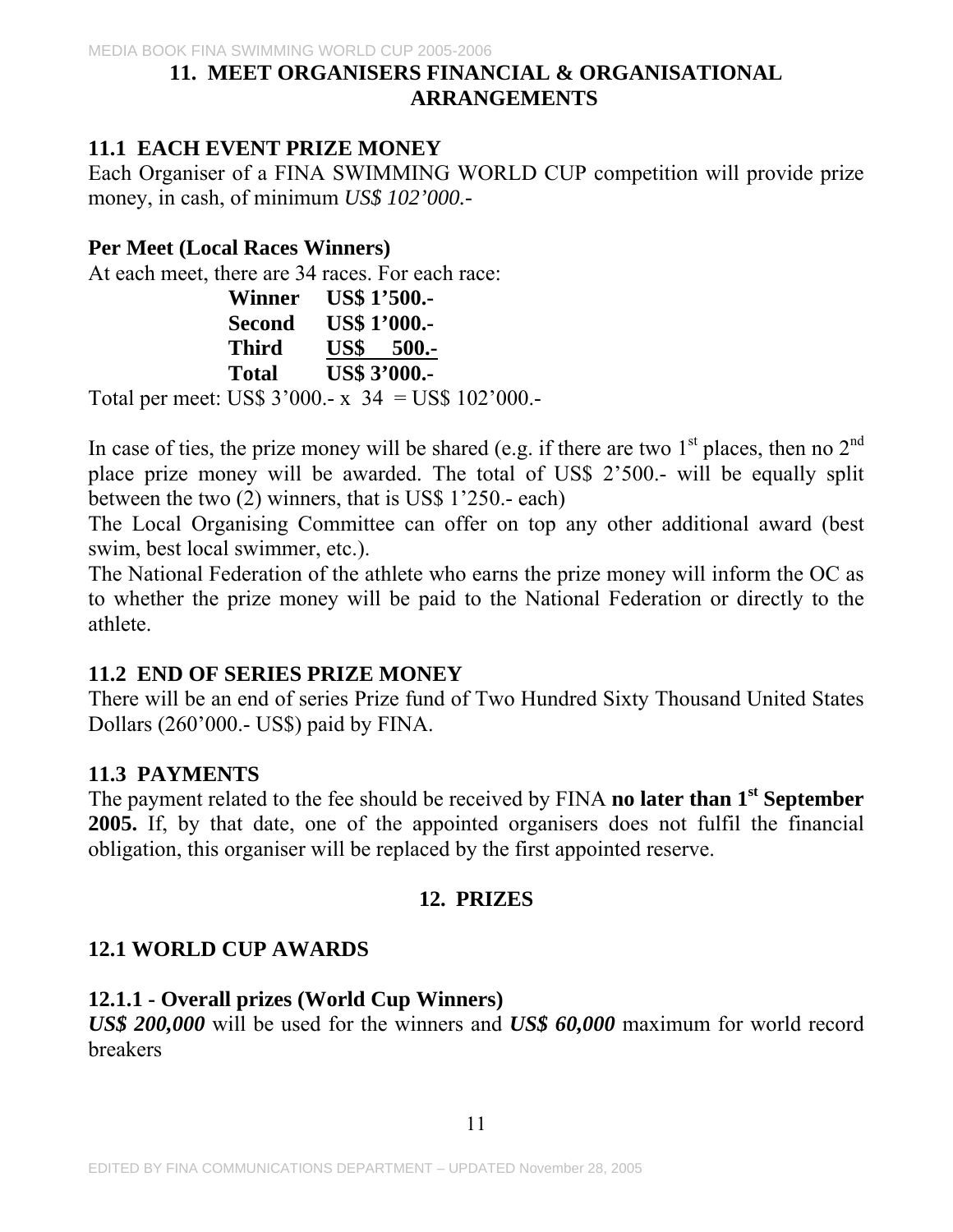# 11. MEET ORGANISERS FINANCIAL & ORGANISATIONAL ARRANGEMENTS

## 11.1 EACH EVENT PRIZE MONEY

Each Organiser of a FINA SWIMMING WORLD CUP competition will provide prize money, in cash, of minimum *US$ 102'000.-*

**Per Meet (Local Races Winners)**

At each meet, there are 34 races. For each race:

| | |
|---|---|
| **Winner** | **US$ 1'500.-** |
| **Second** | **US$ 1'000.-** |
| **Third** | **US$ 500.-** |
| **Total** | **US$ 3'000.-** |

Total per meet: US$ 3'000.- x 34 = US$ 102'000.-

In case of ties, the prize money will be shared (e.g. if there are two 1st places, then no 2nd place prize money will be awarded. The total of US$ 2'500.- will be equally split between the two (2) winners, that is US$ 1'250.- each)

The Local Organising Committee can offer on top any other additional award (best swim, best local swimmer, etc.).

The National Federation of the athlete who earns the prize money will inform the OC as to whether the prize money will be paid to the National Federation or directly to the athlete.

## 11.2 END OF SERIES PRIZE MONEY

There will be an end of series Prize fund of Two Hundred Sixty Thousand United States Dollars (260'000.- US$) paid by FINA.

## 11.3 PAYMENTS

The payment related to the fee should be received by FINA **no later than 1st September 2005.** If, by that date, one of the appointed organisers does not fulfil the financial obligation, this organiser will be replaced by the first appointed reserve.

# 12. PRIZES

## 12.1 WORLD CUP AWARDS

### 12.1.1 - Overall prizes (World Cup Winners)

***US$ 200,000*** will be used for the winners and ***US$ 60,000*** maximum for world record breakers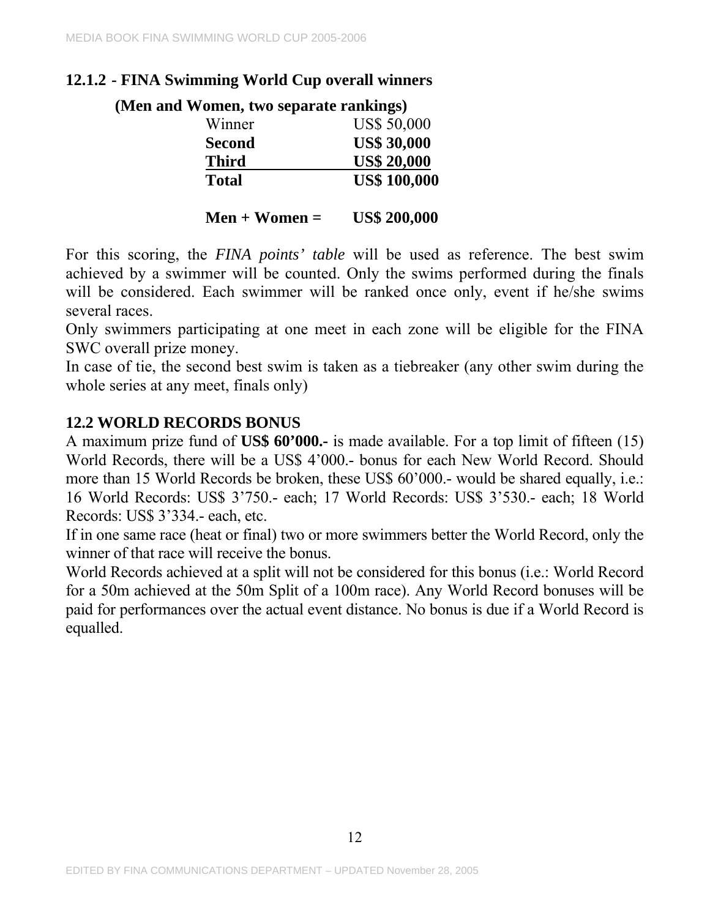### 12.1.2 - FINA Swimming World Cup overall winners

**(Men and Women, two separate rankings)**

| | |
|---|---|
| Winner | US$ 50,000 |
| **Second** | **US$ 30,000** |
| **Third** | **US$ 20,000** |
| **Total** | **US$ 100,000** |
| | |
| **Men + Women =** | **US$ 200,000** |

For this scoring, the *FINA points' table* will be used as reference. The best swim achieved by a swimmer will be counted. Only the swims performed during the finals will be considered. Each swimmer will be ranked once only, event if he/she swims several races.

Only swimmers participating at one meet in each zone will be eligible for the FINA SWC overall prize money.

In case of tie, the second best swim is taken as a tiebreaker (any other swim during the whole series at any meet, finals only)

### 12.2 WORLD RECORDS BONUS

A maximum prize fund of **US$ 60'000.-** is made available. For a top limit of fifteen (15) World Records, there will be a US$ 4'000.- bonus for each New World Record. Should more than 15 World Records be broken, these US$ 60'000.- would be shared equally, i.e.: 16 World Records: US$ 3'750.- each; 17 World Records: US$ 3'530.- each; 18 World Records: US$ 3'334.- each, etc.

If in one same race (heat or final) two or more swimmers better the World Record, only the winner of that race will receive the bonus.

World Records achieved at a split will not be considered for this bonus (i.e.: World Record for a 50m achieved at the 50m Split of a 100m race). Any World Record bonuses will be paid for performances over the actual event distance. No bonus is due if a World Record is equalled.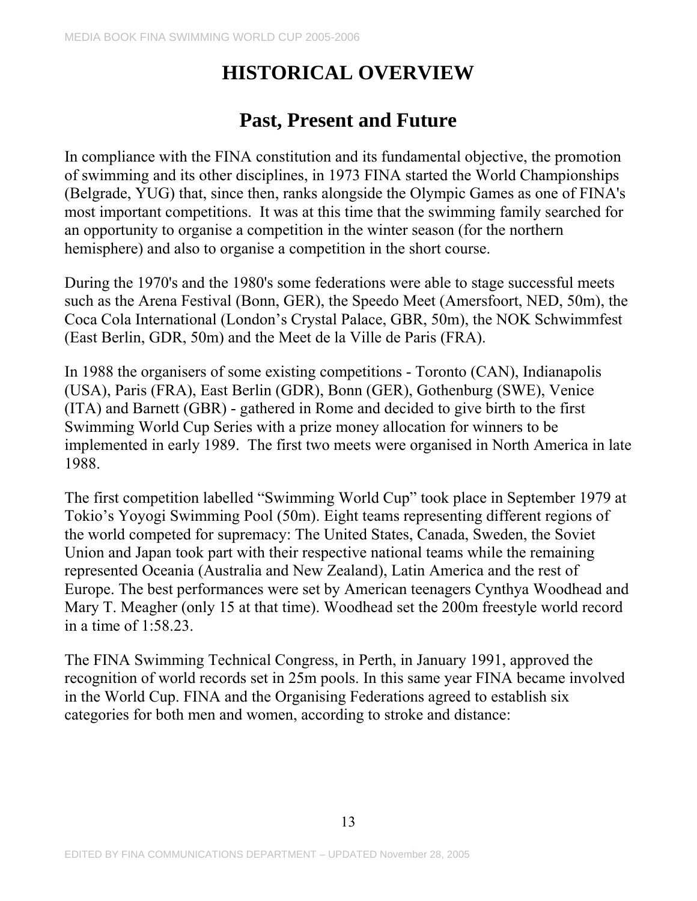# HISTORICAL OVERVIEW

## Past, Present and Future

In compliance with the FINA constitution and its fundamental objective, the promotion of swimming and its other disciplines, in 1973 FINA started the World Championships (Belgrade, YUG) that, since then, ranks alongside the Olympic Games as one of FINA's most important competitions. It was at this time that the swimming family searched for an opportunity to organise a competition in the winter season (for the northern hemisphere) and also to organise a competition in the short course.

During the 1970's and the 1980's some federations were able to stage successful meets such as the Arena Festival (Bonn, GER), the Speedo Meet (Amersfoort, NED, 50m), the Coca Cola International (London's Crystal Palace, GBR, 50m), the NOK Schwimmfest (East Berlin, GDR, 50m) and the Meet de la Ville de Paris (FRA).

In 1988 the organisers of some existing competitions - Toronto (CAN), Indianapolis (USA), Paris (FRA), East Berlin (GDR), Bonn (GER), Gothenburg (SWE), Venice (ITA) and Barnett (GBR) - gathered in Rome and decided to give birth to the first Swimming World Cup Series with a prize money allocation for winners to be implemented in early 1989. The first two meets were organised in North America in late 1988.

The first competition labelled "Swimming World Cup" took place in September 1979 at Tokio's Yoyogi Swimming Pool (50m). Eight teams representing different regions of the world competed for supremacy: The United States, Canada, Sweden, the Soviet Union and Japan took part with their respective national teams while the remaining represented Oceania (Australia and New Zealand), Latin America and the rest of Europe. The best performances were set by American teenagers Cynthya Woodhead and Mary T. Meagher (only 15 at that time). Woodhead set the 200m freestyle world record in a time of 1:58.23.

The FINA Swimming Technical Congress, in Perth, in January 1991, approved the recognition of world records set in 25m pools. In this same year FINA became involved in the World Cup. FINA and the Organising Federations agreed to establish six categories for both men and women, according to stroke and distance: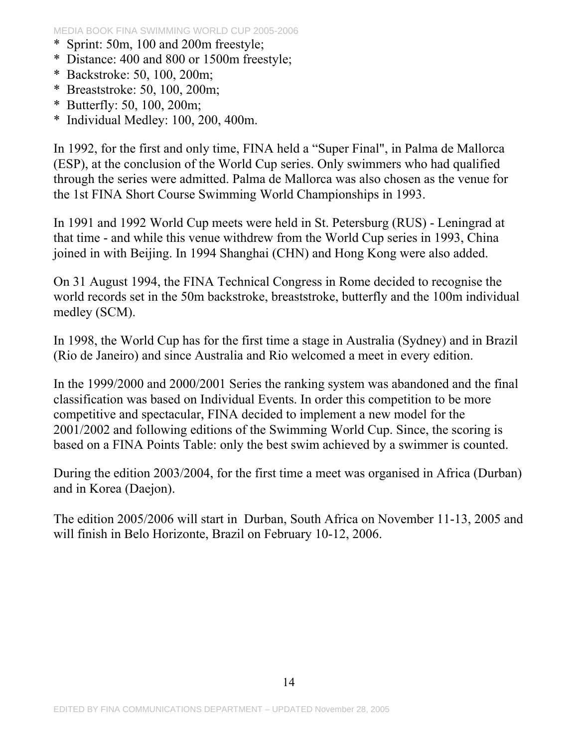* Sprint: 50m, 100 and 200m freestyle;
* Distance: 400 and 800 or 1500m freestyle;
* Backstroke: 50, 100, 200m;
* Breaststroke: 50, 100, 200m;
* Butterfly: 50, 100, 200m;
* Individual Medley: 100, 200, 400m.

In 1992, for the first and only time, FINA held a "Super Final", in Palma de Mallorca (ESP), at the conclusion of the World Cup series. Only swimmers who had qualified through the series were admitted. Palma de Mallorca was also chosen as the venue for the 1st FINA Short Course Swimming World Championships in 1993.

In 1991 and 1992 World Cup meets were held in St. Petersburg (RUS) - Leningrad at that time - and while this venue withdrew from the World Cup series in 1993, China joined in with Beijing. In 1994 Shanghai (CHN) and Hong Kong were also added.

On 31 August 1994, the FINA Technical Congress in Rome decided to recognise the world records set in the 50m backstroke, breaststroke, butterfly and the 100m individual medley (SCM).

In 1998, the World Cup has for the first time a stage in Australia (Sydney) and in Brazil (Rio de Janeiro) and since Australia and Rio welcomed a meet in every edition.

In the 1999/2000 and 2000/2001 Series the ranking system was abandoned and the final classification was based on Individual Events. In order this competition to be more competitive and spectacular, FINA decided to implement a new model for the 2001/2002 and following editions of the Swimming World Cup. Since, the scoring is based on a FINA Points Table: only the best swim achieved by a swimmer is counted.

During the edition 2003/2004, for the first time a meet was organised in Africa (Durban) and in Korea (Daejon).

The edition 2005/2006 will start in Durban, South Africa on November 11-13, 2005 and will finish in Belo Horizonte, Brazil on February 10-12, 2006.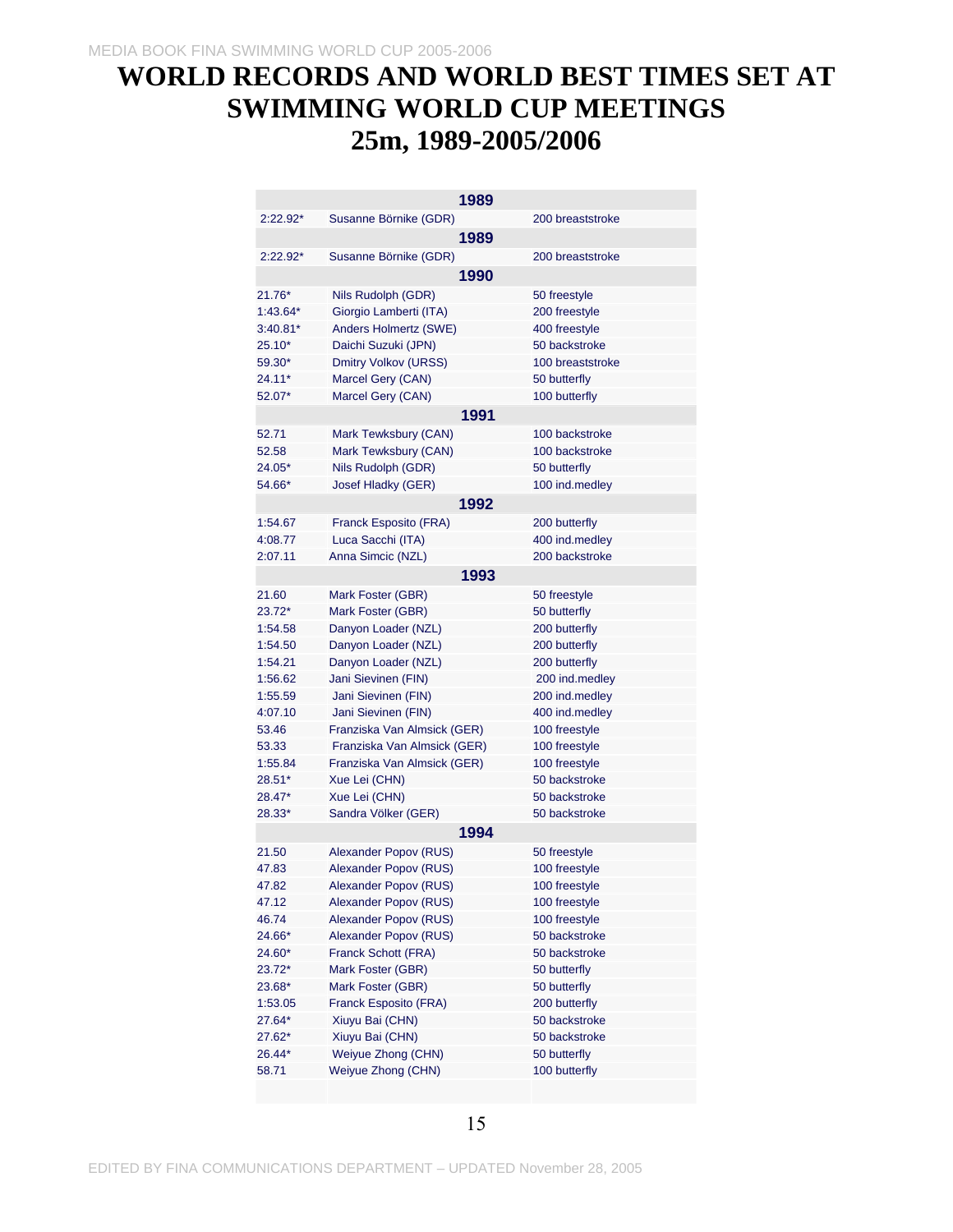# WORLD RECORDS AND WORLD BEST TIMES SET AT SWIMMING WORLD CUP MEETINGS 25m, 1989-2005/2006

| | 1989 | |
|---|---|---|
| 2:22.92* | Susanne Börnike (GDR) | 200 breaststroke |
| | **1989** | |
| 2:22.92* | Susanne Börnike (GDR) | 200 breaststroke |
| | **1990** | |
| 21.76* | Nils Rudolph (GDR) | 50 freestyle |
| 1:43.64* | Giorgio Lamberti (ITA) | 200 freestyle |
| 3:40.81* | Anders Holmertz (SWE) | 400 freestyle |
| 25.10* | Daichi Suzuki (JPN) | 50 backstroke |
| 59.30* | Dmitry Volkov (URSS) | 100 breaststroke |
| 24.11* | Marcel Gery (CAN) | 50 butterfly |
| 52.07* | Marcel Gery (CAN) | 100 butterfly |
| | **1991** | |
| 52.71 | Mark Tewksbury (CAN) | 100 backstroke |
| 52.58 | Mark Tewksbury (CAN) | 100 backstroke |
| 24.05* | Nils Rudolph (GDR) | 50 butterfly |
| 54.66* | Josef Hladky (GER) | 100 ind.medley |
| | **1992** | |
| 1:54.67 | Franck Esposito (FRA) | 200 butterfly |
| 4:08.77 | Luca Sacchi (ITA) | 400 ind.medley |
| 2:07.11 | Anna Simcic (NZL) | 200 backstroke |
| | **1993** | |
| 21.60 | Mark Foster (GBR) | 50 freestyle |
| 23.72* | Mark Foster (GBR) | 50 butterfly |
| 1:54.58 | Danyon Loader (NZL) | 200 butterfly |
| 1:54.50 | Danyon Loader (NZL) | 200 butterfly |
| 1:54.21 | Danyon Loader (NZL) | 200 butterfly |
| 1:56.62 | Jani Sievinen (FIN) | 200 ind.medley |
| 1:55.59 | Jani Sievinen (FIN) | 200 ind.medley |
| 4:07.10 | Jani Sievinen (FIN) | 400 ind.medley |
| 53.46 | Franziska Van Almsick (GER) | 100 freestyle |
| 53.33 | Franziska Van Almsick (GER) | 100 freestyle |
| 1:55.84 | Franziska Van Almsick (GER) | 100 freestyle |
| 28.51* | Xue Lei (CHN) | 50 backstroke |
| 28.47* | Xue Lei (CHN) | 50 backstroke |
| 28.33* | Sandra Völker (GER) | 50 backstroke |
| | **1994** | |
| 21.50 | Alexander Popov (RUS) | 50 freestyle |
| 47.83 | Alexander Popov (RUS) | 100 freestyle |
| 47.82 | Alexander Popov (RUS) | 100 freestyle |
| 47.12 | Alexander Popov (RUS) | 100 freestyle |
| 46.74 | Alexander Popov (RUS) | 100 freestyle |
| 24.66* | Alexander Popov (RUS) | 50 backstroke |
| 24.60* | Franck Schott (FRA) | 50 backstroke |
| 23.72* | Mark Foster (GBR) | 50 butterfly |
| 23.68* | Mark Foster (GBR) | 50 butterfly |
| 1:53.05 | Franck Esposito (FRA) | 200 butterfly |
| 27.64* | Xiuyu Bai (CHN) | 50 backstroke |
| 27.62* | Xiuyu Bai (CHN) | 50 backstroke |
| 26.44* | Weiyue Zhong (CHN) | 50 butterfly |
| 58.71 | Weiyue Zhong (CHN) | 100 butterfly |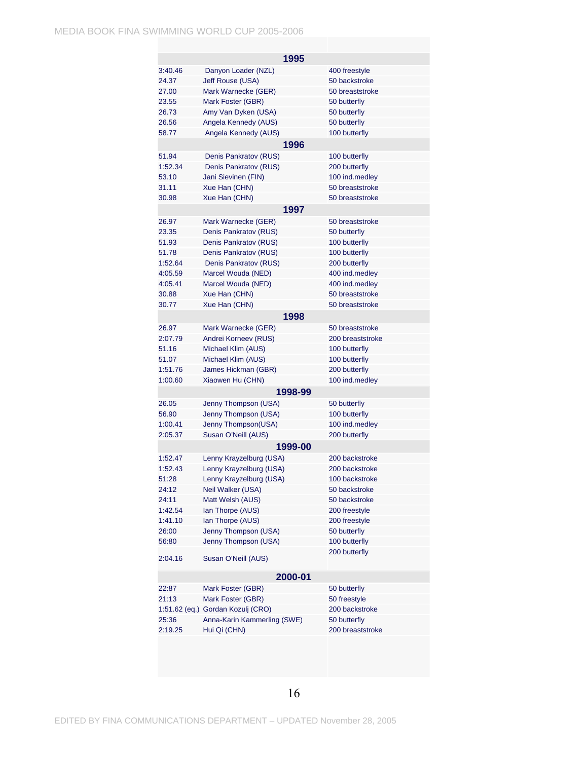| | 1995 | |
|---|---|---|
| 3:40.46 | Danyon Loader (NZL) | 400 freestyle |
| 24.37 | Jeff Rouse (USA) | 50 backstroke |
| 27.00 | Mark Warnecke (GER) | 50 breaststroke |
| 23.55 | Mark Foster (GBR) | 50 butterfly |
| 26.73 | Amy Van Dyken (USA) | 50 butterfly |
| 26.56 | Angela Kennedy (AUS) | 50 butterfly |
| 58.77 | Angela Kennedy (AUS) | 100 butterfly |
| | **1996** | |
| 51.94 | Denis Pankratov (RUS) | 100 butterfly |
| 1:52.34 | Denis Pankratov (RUS) | 200 butterfly |
| 53.10 | Jani Sievinen (FIN) | 100 ind.medley |
| 31.11 | Xue Han (CHN) | 50 breaststroke |
| 30.98 | Xue Han (CHN) | 50 breaststroke |
| | **1997** | |
| 26.97 | Mark Warnecke (GER) | 50 breaststroke |
| 23.35 | Denis Pankratov (RUS) | 50 butterfly |
| 51.93 | Denis Pankratov (RUS) | 100 butterfly |
| 51.78 | Denis Pankratov (RUS) | 100 butterfly |
| 1:52.64 | Denis Pankratov (RUS) | 200 butterfly |
| 4:05.59 | Marcel Wouda (NED) | 400 ind.medley |
| 4:05.41 | Marcel Wouda (NED) | 400 ind.medley |
| 30.88 | Xue Han (CHN) | 50 breaststroke |
| 30.77 | Xue Han (CHN) | 50 breaststroke |
| | **1998** | |
| 26.97 | Mark Warnecke (GER) | 50 breaststroke |
| 2:07.79 | Andrei Korneev (RUS) | 200 breaststroke |
| 51.16 | Michael Klim (AUS) | 100 butterfly |
| 51.07 | Michael Klim (AUS) | 100 butterfly |
| 1:51.76 | James Hickman (GBR) | 200 butterfly |
| 1:00.60 | Xiaowen Hu (CHN) | 100 ind.medley |
| | **1998-99** | |
| 26.05 | Jenny Thompson (USA) | 50 butterfly |
| 56.90 | Jenny Thompson (USA) | 100 butterfly |
| 1:00.41 | Jenny Thompson(USA) | 100 ind.medley |
| 2:05.37 | Susan O'Neill (AUS) | 200 butterfly |
| | **1999-00** | |
| 1:52.47 | Lenny Krayzelburg (USA) | 200 backstroke |
| 1:52.43 | Lenny Krayzelburg (USA) | 200 backstroke |
| 51:28 | Lenny Krayzelburg (USA) | 100 backstroke |
| 24:12 | Neil Walker (USA) | 50 backstroke |
| 24:11 | Matt Welsh (AUS) | 50 backstroke |
| 1:42.54 | Ian Thorpe (AUS) | 200 freestyle |
| 1:41.10 | Ian Thorpe (AUS) | 200 freestyle |
| 26:00 | Jenny Thompson (USA) | 50 butterfly |
| 56:80 | Jenny Thompson (USA) | 100 butterfly |
| 2:04.16 | Susan O'Neill (AUS) | 200 butterfly |
| | **2000-01** | |
| 22:87 | Mark Foster (GBR) | 50 butterfly |
| 21:13 | Mark Foster (GBR) | 50 freestyle |
| 1:51.62 (eq.) | Gordan Kozulj (CRO) | 200 backstroke |
| 25:36 | Anna-Karin Kammerling (SWE) | 50 butterfly |
| 2:19.25 | Hui Qi (CHN) | 200 breaststroke |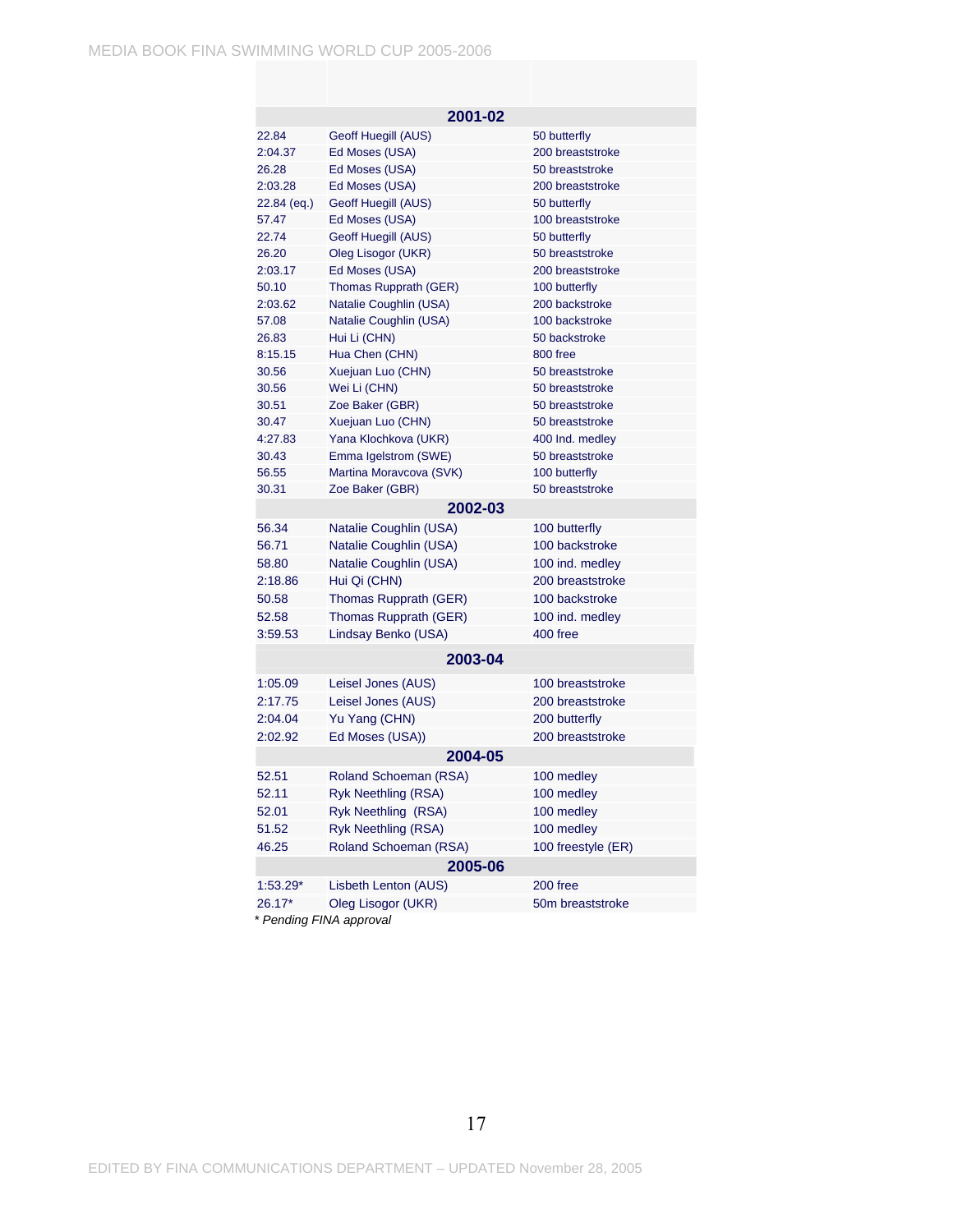| | | |
|---|---|---|
| | **2001-02** | |
| 22.84 | Geoff Huegill (AUS) | 50 butterfly |
| 2:04.37 | Ed Moses (USA) | 200 breaststroke |
| 26.28 | Ed Moses (USA) | 50 breaststroke |
| 2:03.28 | Ed Moses (USA) | 200 breaststroke |
| 22.84 (eq.) | Geoff Huegill (AUS) | 50 butterfly |
| 57.47 | Ed Moses (USA) | 100 breaststroke |
| 22.74 | Geoff Huegill (AUS) | 50 butterfly |
| 26.20 | Oleg Lisogor (UKR) | 50 breaststroke |
| 2:03.17 | Ed Moses (USA) | 200 breaststroke |
| 50.10 | Thomas Rupprath (GER) | 100 butterfly |
| 2:03.62 | Natalie Coughlin (USA) | 200 backstroke |
| 57.08 | Natalie Coughlin (USA) | 100 backstroke |
| 26.83 | Hui Li (CHN) | 50 backstroke |
| 8:15.15 | Hua Chen (CHN) | 800 free |
| 30.56 | Xuejuan Luo (CHN) | 50 breaststroke |
| 30.56 | Wei Li (CHN) | 50 breaststroke |
| 30.51 | Zoe Baker (GBR) | 50 breaststroke |
| 30.47 | Xuejuan Luo (CHN) | 50 breaststroke |
| 4:27.83 | Yana Klochkova (UKR) | 400 Ind. medley |
| 30.43 | Emma Igelstrom (SWE) | 50 breaststroke |
| 56.55 | Martina Moravcova (SVK) | 100 butterfly |
| 30.31 | Zoe Baker (GBR) | 50 breaststroke |
| | **2002-03** | |
| 56.34 | Natalie Coughlin (USA) | 100 butterfly |
| 56.71 | Natalie Coughlin (USA) | 100 backstroke |
| 58.80 | Natalie Coughlin (USA) | 100 ind. medley |
| 2:18.86 | Hui Qi (CHN) | 200 breaststroke |
| 50.58 | Thomas Rupprath (GER) | 100 backstroke |
| 52.58 | Thomas Rupprath (GER) | 100 ind. medley |
| 3:59.53 | Lindsay Benko (USA) | 400 free |
| | **2003-04** | |
| 1:05.09 | Leisel Jones (AUS) | 100 breaststroke |
| 2:17.75 | Leisel Jones (AUS) | 200 breaststroke |
| 2:04.04 | Yu Yang (CHN) | 200 butterfly |
| 2:02.92 | Ed Moses (USA)) | 200 breaststroke |
| | **2004-05** | |
| 52.51 | Roland Schoeman (RSA) | 100 medley |
| 52.11 | Ryk Neethling (RSA) | 100 medley |
| 52.01 | Ryk Neethling  (RSA) | 100 medley |
| 51.52 | Ryk Neethling (RSA) | 100 medley |
| 46.25 | Roland Schoeman (RSA) | 100 freestyle (ER) |
| | **2005-06** | |
| 1:53.29* | Lisbeth Lenton (AUS) | 200 free |
| 26.17* | Oleg Lisogor (UKR) | 50m breaststroke |

*\* Pending FINA approval*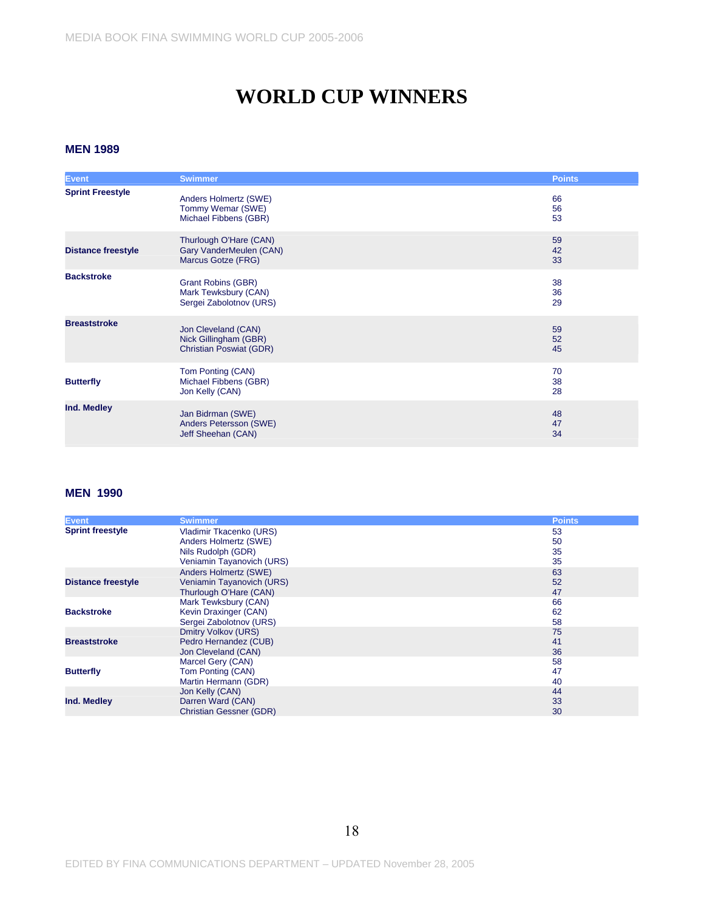# WORLD CUP WINNERS

## MEN 1989

| Event | Swimmer | Points |
|---|---|---|
| Sprint Freestyle | Anders Holmertz (SWE) | 66 |
| | Tommy Wemar (SWE) | 56 |
| | Michael Fibbens (GBR) | 53 |
| Distance freestyle | Thurlough O'Hare (CAN) | 59 |
| | Gary VanderMeulen (CAN) | 42 |
| | Marcus Gotze (FRG) | 33 |
| Backstroke | Grant Robins (GBR) | 38 |
| | Mark Tewksbury (CAN) | 36 |
| | Sergei Zabolotnov (URS) | 29 |
| Breaststroke | Jon Cleveland (CAN) | 59 |
| | Nick Gillingham (GBR) | 52 |
| | Christian Poswiat (GDR) | 45 |
| Butterfly | Tom Ponting (CAN) | 70 |
| | Michael Fibbens (GBR) | 38 |
| | Jon Kelly (CAN) | 28 |
| Ind. Medley | Jan Bidrman (SWE) | 48 |
| | Anders Petersson (SWE) | 47 |
| | Jeff Sheehan (CAN) | 34 |

## MEN 1990

| Event | Swimmer | Points |
|---|---|---|
| Sprint freestyle | Vladimir Tkacenko (URS) | 53 |
| | Anders Holmertz (SWE) | 50 |
| | Nils Rudolph (GDR) | 35 |
| | Veniamin Tayanovich (URS) | 35 |
| Distance freestyle | Anders Holmertz (SWE) | 63 |
| | Veniamin Tayanovich (URS) | 52 |
| | Thurlough O'Hare (CAN) | 47 |
| Backstroke | Mark Tewksbury (CAN) | 66 |
| | Kevin Draxinger (CAN) | 62 |
| | Sergei Zabolotnov (URS) | 58 |
| Breaststroke | Dmitry Volkov (URS) | 75 |
| | Pedro Hernandez (CUB) | 41 |
| | Jon Cleveland (CAN) | 36 |
| Butterfly | Marcel Gery (CAN) | 58 |
| | Tom Ponting (CAN) | 47 |
| | Martin Hermann (GDR) | 40 |
| Ind. Medley | Jon Kelly (CAN) | 44 |
| | Darren Ward (CAN) | 33 |
| | Christian Gessner (GDR) | 30 |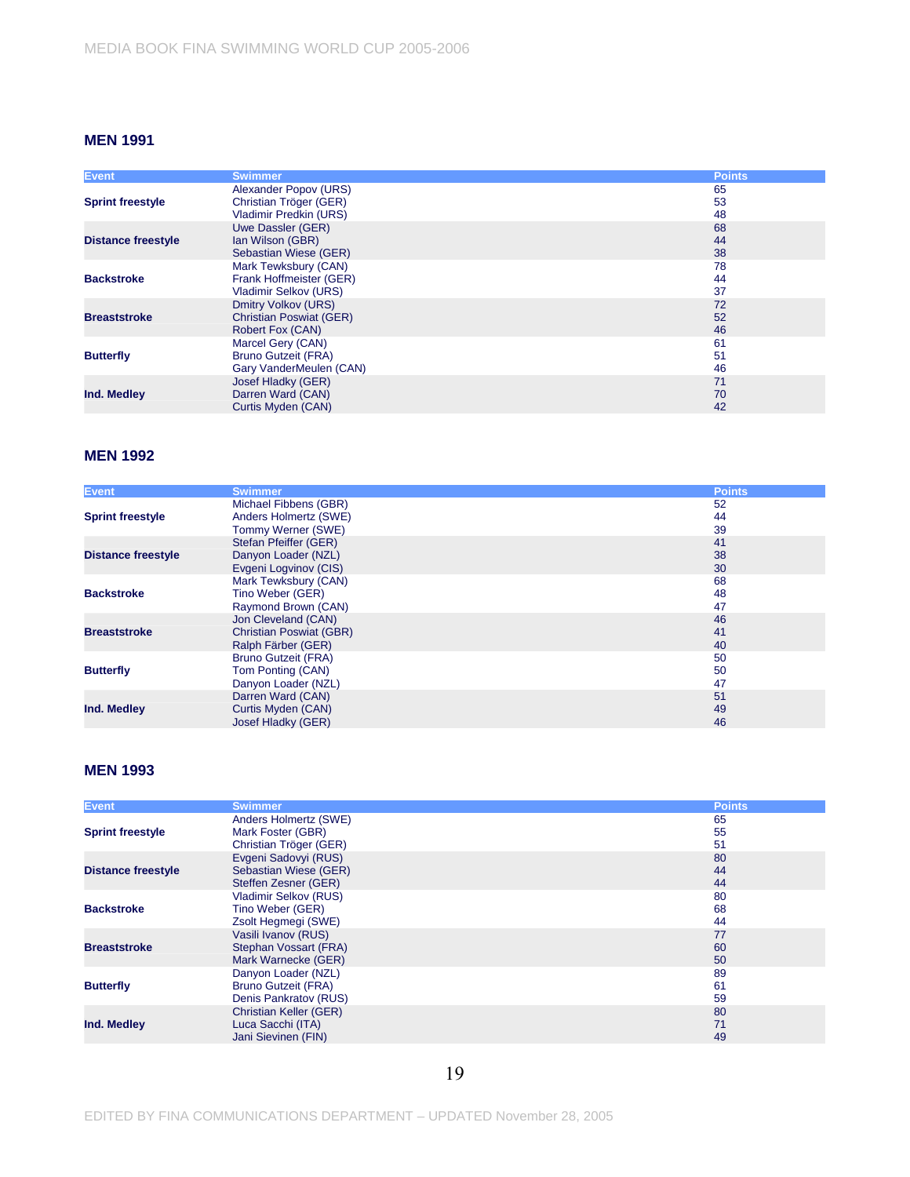## MEN 1991

| Event | Swimmer | Points |
|---|---|---|
| **Sprint freestyle** | Alexander Popov (URS) | 65 |
| | Christian Tröger (GER) | 53 |
| | Vladimir Predkin (URS) | 48 |
| **Distance freestyle** | Uwe Dassler (GER) | 68 |
| | Ian Wilson (GBR) | 44 |
| | Sebastian Wiese (GER) | 38 |
| **Backstroke** | Mark Tewksbury (CAN) | 78 |
| | Frank Hoffmeister (GER) | 44 |
| | Vladimir Selkov (URS) | 37 |
| **Breaststroke** | Dmitry Volkov (URS) | 72 |
| | Christian Poswiat (GER) | 52 |
| | Robert Fox (CAN) | 46 |
| **Butterfly** | Marcel Gery (CAN) | 61 |
| | Bruno Gutzeit (FRA) | 51 |
| | Gary VanderMeulen (CAN) | 46 |
| **Ind. Medley** | Josef Hladky (GER) | 71 |
| | Darren Ward (CAN) | 70 |
| | Curtis Myden (CAN) | 42 |

## MEN 1992

| Event | Swimmer | Points |
|---|---|---|
| **Sprint freestyle** | Michael Fibbens (GBR) | 52 |
| | Anders Holmertz (SWE) | 44 |
| | Tommy Werner (SWE) | 39 |
| **Distance freestyle** | Stefan Pfeiffer (GER) | 41 |
| | Danyon Loader (NZL) | 38 |
| | Evgeni Logvinov (CIS) | 30 |
| **Backstroke** | Mark Tewksbury (CAN) | 68 |
| | Tino Weber (GER) | 48 |
| | Raymond Brown (CAN) | 47 |
| **Breaststroke** | Jon Cleveland (CAN) | 46 |
| | Christian Poswiat (GBR) | 41 |
| | Ralph Färber (GER) | 40 |
| **Butterfly** | Bruno Gutzeit (FRA) | 50 |
| | Tom Ponting (CAN) | 50 |
| | Danyon Loader (NZL) | 47 |
| **Ind. Medley** | Darren Ward (CAN) | 51 |
| | Curtis Myden (CAN) | 49 |
| | Josef Hladky (GER) | 46 |

## MEN 1993

| Event | Swimmer | Points |
|---|---|---|
| **Sprint freestyle** | Anders Holmertz (SWE) | 65 |
| | Mark Foster (GBR) | 55 |
| | Christian Tröger (GER) | 51 |
| **Distance freestyle** | Evgeni Sadovyi (RUS) | 80 |
| | Sebastian Wiese (GER) | 44 |
| | Steffen Zesner (GER) | 44 |
| **Backstroke** | Vladimir Selkov (RUS) | 80 |
| | Tino Weber (GER) | 68 |
| | Zsolt Hegmegi (SWE) | 44 |
| **Breaststroke** | Vasili Ivanov (RUS) | 77 |
| | Stephan Vossart (FRA) | 60 |
| | Mark Warnecke (GER) | 50 |
| **Butterfly** | Danyon Loader (NZL) | 89 |
| | Bruno Gutzeit (FRA) | 61 |
| | Denis Pankratov (RUS) | 59 |
| **Ind. Medley** | Christian Keller (GER) | 80 |
| | Luca Sacchi (ITA) | 71 |
| | Jani Sievinen (FIN) | 49 |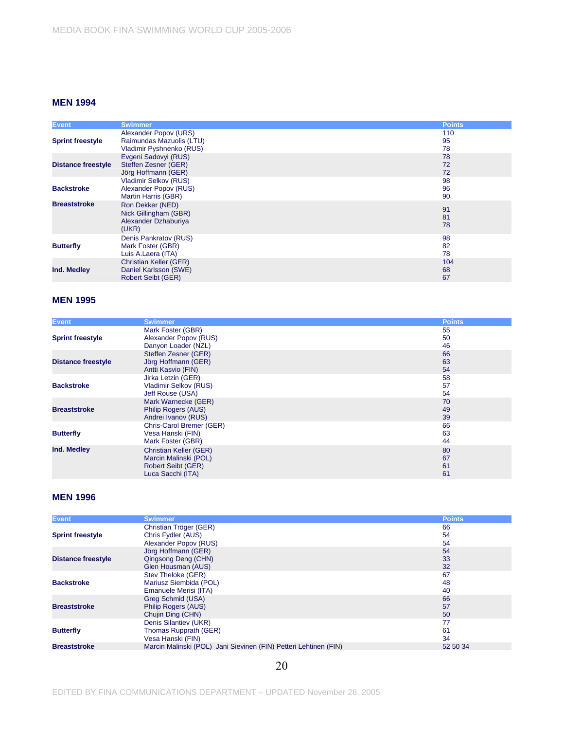### MEN 1994

| Event | Swimmer | Points |
|---|---|---|
| Sprint freestyle | Alexander Popov (URS) | 110 |
| | Raimundas Mazuolis (LTU) | 95 |
| | Vladimir Pyshnenko (RUS) | 78 |
| Distance freestyle | Evgeni Sadovyi (RUS) | 78 |
| | Steffen Zesner (GER) | 72 |
| | Jörg Hoffmann (GER) | 72 |
| Backstroke | Vladimir Selkov (RUS) | 98 |
| | Alexander Popov (RUS) | 96 |
| | Martin Harris (GBR) | 90 |
| Breaststroke | Ron Dekker (NED) | 91 |
| | Nick Gillingham (GBR) | 81 |
| | Alexander Dzhaburiya (UKR) | 78 |
| Butterfly | Denis Pankratov (RUS) | 98 |
| | Mark Foster (GBR) | 82 |
| | Luis A.Laera (ITA) | 78 |
| Ind. Medley | Christian Keller (GER) | 104 |
| | Daniel Karlsson (SWE) | 68 |
| | Robert Seibt (GER) | 67 |

### MEN 1995

| Event | Swimmer | Points |
|---|---|---|
| Sprint freestyle | Mark Foster (GBR) | 55 |
| | Alexander Popov (RUS) | 50 |
| | Danyon Loader (NZL) | 46 |
| Distance freestyle | Steffen Zesner (GER) | 66 |
| | Jörg Hoffmann (GER) | 63 |
| | Antti Kasvio (FIN) | 54 |
| Backstroke | Jirka Letzin (GER) | 58 |
| | Vladimir Selkov (RUS) | 57 |
| | Jeff Rouse (USA) | 54 |
| Breaststroke | Mark Warnecke (GER) | 70 |
| | Philip Rogers (AUS) | 49 |
| | Andrei Ivanov (RUS) | 39 |
| Butterfly | Chris-Carol Bremer (GER) | 66 |
| | Vesa Hanski (FIN) | 63 |
| | Mark Foster (GBR) | 44 |
| Ind. Medley | Christian Keller (GER) | 80 |
| | Marcin Malinski (POL) | 67 |
| | Robert Seibt (GER) | 61 |
| | Luca Sacchi (ITA) | 61 |

### MEN 1996

| Event | Swimmer | Points |
|---|---|---|
| Sprint freestyle | Christian Tröger (GER) | 66 |
| | Chris Fydler (AUS) | 54 |
| | Alexander Popov (RUS) | 54 |
| Distance freestyle | Jörg Hoffmann (GER) | 54 |
| | Qingsong Deng (CHN) | 33 |
| | Glen Housman (AUS) | 32 |
| Backstroke | Stev Theloke (GER) | 67 |
| | Mariusz Siembida (POL) | 48 |
| | Emanuele Merisi (ITA) | 40 |
| Breaststroke | Greg Schmid (USA) | 66 |
| | Philip Rogers (AUS) | 57 |
| | Chujin Ding (CHN) | 50 |
| Butterfly | Denis Silantiev (UKR) | 77 |
| | Thomas Rupprath (GER) | 61 |
| | Vesa Hanski (FIN) | 34 |
| Breaststroke | Marcin Malinski (POL) Jani Sievinen (FIN) Petteri Lehtinen (FIN) | 52 50 34 |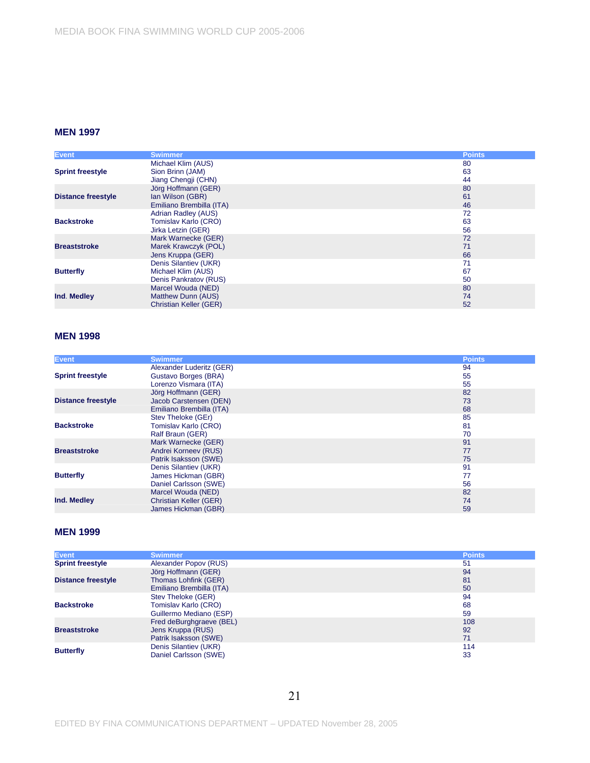## MEN 1997

| Event | Swimmer | Points |
|---|---|---|
| Sprint freestyle | Michael Klim (AUS) | 80 |
| | Sion Brinn (JAM) | 63 |
| | Jiang Chengji (CHN) | 44 |
| Distance freestyle | Jörg Hoffmann (GER) | 80 |
| | Ian Wilson (GBR) | 61 |
| | Emiliano Brembilla (ITA) | 46 |
| Backstroke | Adrian Radley (AUS) | 72 |
| | Tomislav Karlo (CRO) | 63 |
| | Jirka Letzin (GER) | 56 |
| Breaststroke | Mark Warnecke (GER) | 72 |
| | Marek Krawczyk (POL) | 71 |
| | Jens Kruppa (GER) | 66 |
| Butterfly | Denis Silantiev (UKR) | 71 |
| | Michael Klim (AUS) | 67 |
| | Denis Pankratov (RUS) | 50 |
| Ind. Medley | Marcel Wouda (NED) | 80 |
| | Matthew Dunn (AUS) | 74 |
| | Christian Keller (GER) | 52 |

## MEN 1998

| Event | Swimmer | Points |
|---|---|---|
| Sprint freestyle | Alexander Luderitz (GER) | 94 |
| | Gustavo Borges (BRA) | 55 |
| | Lorenzo Vismara (ITA) | 55 |
| Distance freestyle | Jörg Hoffmann (GER) | 82 |
| | Jacob Carstensen (DEN) | 73 |
| | Emiliano Brembilla (ITA) | 68 |
| Backstroke | Stev Theloke (GEr) | 85 |
| | Tomislav Karlo (CRO) | 81 |
| | Ralf Braun (GER) | 70 |
| Breaststroke | Mark Warnecke (GER) | 91 |
| | Andrei Korneev (RUS) | 77 |
| | Patrik Isaksson (SWE) | 75 |
| Butterfly | Denis Silantiev (UKR) | 91 |
| | James Hickman (GBR) | 77 |
| | Daniel Carlsson (SWE) | 56 |
| Ind. Medley | Marcel Wouda (NED) | 82 |
| | Christian Keller (GER) | 74 |
| | James Hickman (GBR) | 59 |

## MEN 1999

| Event | Swimmer | Points |
|---|---|---|
| Sprint freestyle | Alexander Popov (RUS) | 51 |
| Distance freestyle | Jörg Hoffmann (GER) | 94 |
| | Thomas Lohfink (GER) | 81 |
| | Emiliano Brembilla (ITA) | 50 |
| Backstroke | Stev Theloke (GER) | 94 |
| | Tomislav Karlo (CRO) | 68 |
| | Guillermo Mediano (ESP) | 59 |
| Breaststroke | Fred deBurghgraeve (BEL) | 108 |
| | Jens Kruppa (RUS) | 92 |
| | Patrik Isaksson (SWE) | 71 |
| Butterfly | Denis Silantiev (UKR) | 114 |
| | Daniel Carlsson (SWE) | 33 |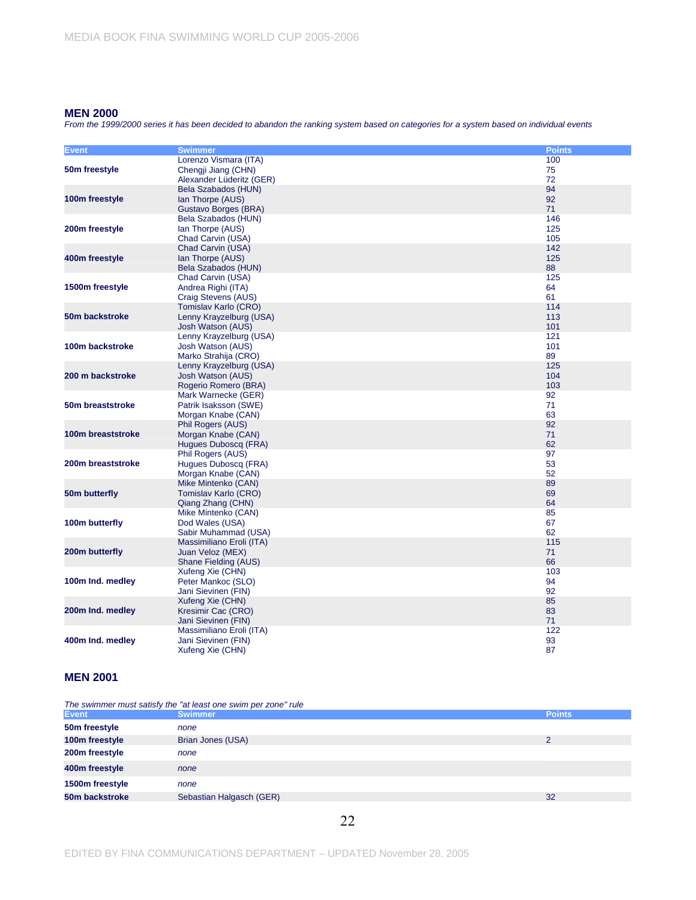## MEN 2000

*From the 1999/2000 series it has been decided to abandon the ranking system based on categories for a system based on individual events*

| Event | Swimmer | Points |
|---|---|---|
| **50m freestyle** | Lorenzo Vismara (ITA) | 100 |
| | Chengji Jiang (CHN) | 75 |
| | Alexander Lüderitz (GER) | 72 |
| **100m freestyle** | Bela Szabados (HUN) | 94 |
| | Ian Thorpe (AUS) | 92 |
| | Gustavo Borges (BRA) | 71 |
| **200m freestyle** | Bela Szabados (HUN) | 146 |
| | Ian Thorpe (AUS) | 125 |
| | Chad Carvin (USA) | 105 |
| **400m freestyle** | Chad Carvin (USA) | 142 |
| | Ian Thorpe (AUS) | 125 |
| | Bela Szabados (HUN) | 88 |
| **1500m freestyle** | Chad Carvin (USA) | 125 |
| | Andrea Righi (ITA) | 64 |
| | Craig Stevens (AUS) | 61 |
| **50m backstroke** | Tomislav Karlo (CRO) | 114 |
| | Lenny Krayzelburg (USA) | 113 |
| | Josh Watson (AUS) | 101 |
| **100m backstroke** | Lenny Krayzelburg (USA) | 121 |
| | Josh Watson (AUS) | 101 |
| | Marko Strahija (CRO) | 89 |
| **200 m backstroke** | Lenny Krayzelburg (USA) | 125 |
| | Josh Watson (AUS) | 104 |
| | Rogerio Romero (BRA) | 103 |
| **50m breaststroke** | Mark Warnecke (GER) | 92 |
| | Patrik Isaksson (SWE) | 71 |
| | Morgan Knabe (CAN) | 63 |
| **100m breaststroke** | Phil Rogers (AUS) | 92 |
| | Morgan Knabe (CAN) | 71 |
| | Hugues Duboscq (FRA) | 62 |
| **200m breaststroke** | Phil Rogers (AUS) | 97 |
| | Hugues Duboscq (FRA) | 53 |
| | Morgan Knabe (CAN) | 52 |
| **50m butterfly** | Mike Mintenko (CAN) | 89 |
| | Tomislav Karlo (CRO) | 69 |
| | Qiang Zhang (CHN) | 64 |
| **100m butterfly** | Mike Mintenko (CAN) | 85 |
| | Dod Wales (USA) | 67 |
| | Sabir Muhammad (USA) | 62 |
| **200m butterfly** | Massimiliano Eroli (ITA) | 115 |
| | Juan Veloz (MEX) | 71 |
| | Shane Fielding (AUS) | 66 |
| **100m Ind. medley** | Xufeng Xie (CHN) | 103 |
| | Peter Mankoc (SLO) | 94 |
| | Jani Sievinen (FIN) | 92 |
| **200m Ind. medley** | Xufeng Xie (CHN) | 85 |
| | Kresimir Cac (CRO) | 83 |
| | Jani Sievinen (FIN) | 71 |
| **400m Ind. medley** | Massimiliano Eroli (ITA) | 122 |
| | Jani Sievinen (FIN) | 93 |
| | Xufeng Xie (CHN) | 87 |

## MEN 2001

*The swimmer must satisfy the "at least one swim per zone" rule*

| Event | Swimmer | Points |
|---|---|---|
| **50m freestyle** | *none* | |
| **100m freestyle** | Brian Jones (USA) | 2 |
| **200m freestyle** | *none* | |
| **400m freestyle** | *none* | |
| **1500m freestyle** | *none* | |
| **50m backstroke** | Sebastian Halgasch (GER) | 32 |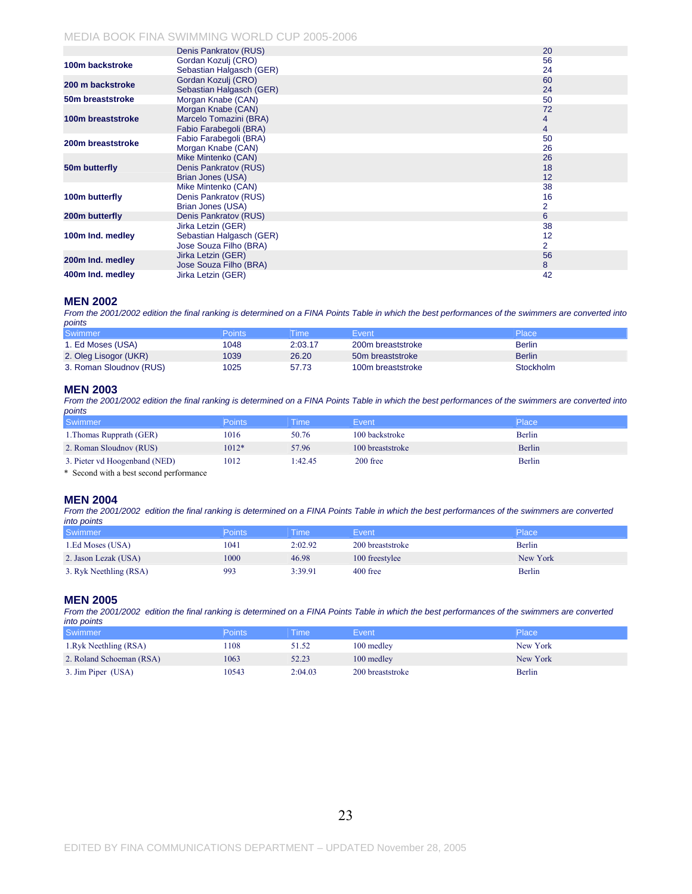| | | |
|---|---|---|
| | Denis Pankratov (RUS) | 20 |
| 100m backstroke | Gordan Kozulj (CRO) | 56 |
| | Sebastian Halgasch (GER) | 24 |
| 200 m backstroke | Gordan Kozulj (CRO) | 60 |
| | Sebastian Halgasch (GER) | 24 |
| 50m breaststroke | Morgan Knabe (CAN) | 50 |
| | Morgan Knabe (CAN) | 72 |
| 100m breaststroke | Marcelo Tomazini (BRA) | 4 |
| | Fabio Farabegoli (BRA) | 4 |
| 200m breaststroke | Fabio Farabegoli (BRA) | 50 |
| | Morgan Knabe (CAN) | 26 |
| | Mike Mintenko (CAN) | 26 |
| 50m butterfly | Denis Pankratov (RUS) | 18 |
| | Brian Jones (USA) | 12 |
| | Mike Mintenko (CAN) | 38 |
| 100m butterfly | Denis Pankratov (RUS) | 16 |
| | Brian Jones (USA) | 2 |
| 200m butterfly | Denis Pankratov (RUS) | 6 |
| | Jirka Letzin (GER) | 38 |
| 100m Ind. medley | Sebastian Halgasch (GER) | 12 |
| | Jose Souza Filho (BRA) | 2 |
| 200m Ind. medley | Jirka Letzin (GER) | 56 |
| | Jose Souza Filho (BRA) | 8 |
| 400m Ind. medley | Jirka Letzin (GER) | 42 |

## MEN 2002

*From the 2001/2002 edition the final ranking is determined on a FINA Points Table in which the best performances of the swimmers are converted into points*

| Swimmer | Points | Time | Event | Place |
|---|---|---|---|---|
| 1. Ed Moses (USA) | 1048 | 2:03.17 | 200m breaststroke | Berlin |
| 2. Oleg Lisogor (UKR) | 1039 | 26.20 | 50m breaststroke | Berlin |
| 3. Roman Sloudnov (RUS) | 1025 | 57.73 | 100m breaststroke | Stockholm |

## MEN 2003

*From the 2001/2002 edition the final ranking is determined on a FINA Points Table in which the best performances of the swimmers are converted into points*

| Swimmer | Points | Time | Event | Place |
|---|---|---|---|---|
| 1.Thomas Rupprath (GER) | 1016 | 50.76 | 100 backstroke | Berlin |
| 2. Roman Sloudnov (RUS) | 1012* | 57.96 | 100 breaststroke | Berlin |
| 3. Pieter vd Hoogenband (NED) | 1012 | 1:42.45 | 200 free | Berlin |

\* Second with a best second performance

## MEN 2004

*From the 2001/2002 edition the final ranking is determined on a FINA Points Table in which the best performances of the swimmers are converted into points*

| Swimmer | Points | Time | Event | Place |
|---|---|---|---|---|
| 1.Ed Moses (USA) | 1041 | 2:02.92 | 200 breaststroke | Berlin |
| 2. Jason Lezak (USA) | 1000 | 46.98 | 100 freestyle | New York |
| 3. Ryk Neethling (RSA) | 993 | 3:39.91 | 400 free | Berlin |

## MEN 2005

*From the 2001/2002 edition the final ranking is determined on a FINA Points Table in which the best performances of the swimmers are converted into points*

| Swimmer | Points | Time | Event | Place |
|---|---|---|---|---|
| 1.Ryk Neethling (RSA) | 1108 | 51.52 | 100 medley | New York |
| 2. Roland Schoeman (RSA) | 1063 | 52.23 | 100 medley | New York |
| 3. Jim Piper (USA) | 10543 | 2:04.03 | 200 breaststroke | Berlin |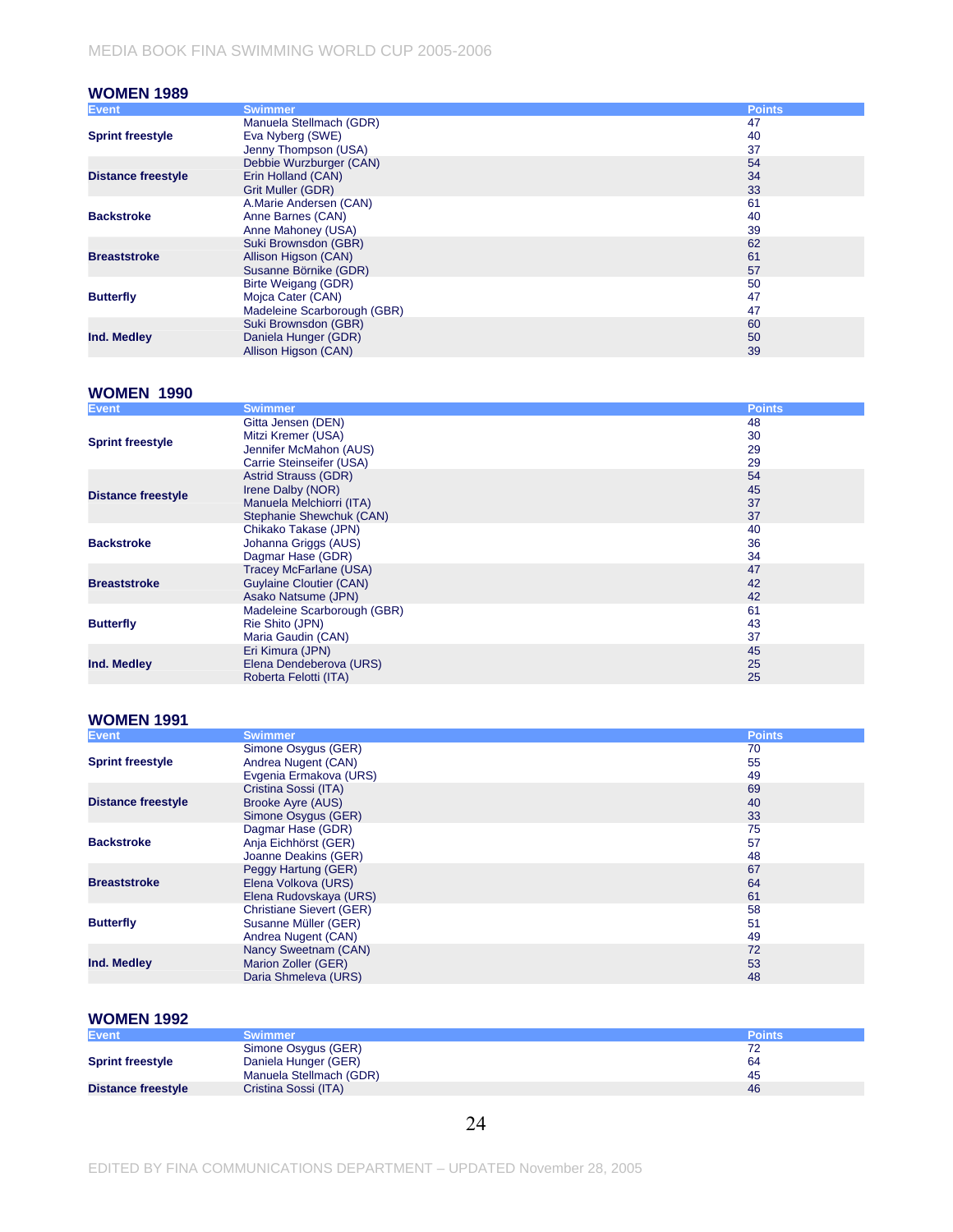## WOMEN 1989

| Event | Swimmer | Points |
|---|---|---|
| Sprint freestyle | Manuela Stellmach (GDR) | 47 |
| | Eva Nyberg (SWE) | 40 |
| | Jenny Thompson (USA) | 37 |
| Distance freestyle | Debbie Wurzburger (CAN) | 54 |
| | Erin Holland (CAN) | 34 |
| | Grit Muller (GDR) | 33 |
| Backstroke | A.Marie Andersen (CAN) | 61 |
| | Anne Barnes (CAN) | 40 |
| | Anne Mahoney (USA) | 39 |
| Breaststroke | Suki Brownsdon (GBR) | 62 |
| | Allison Higson (CAN) | 61 |
| | Susanne Börnike (GDR) | 57 |
| Butterfly | Birte Weigang (GDR) | 50 |
| | Mojca Cater (CAN) | 47 |
| | Madeleine Scarborough (GBR) | 47 |
| Ind. Medley | Suki Brownsdon (GBR) | 60 |
| | Daniela Hunger (GDR) | 50 |
| | Allison Higson (CAN) | 39 |

## WOMEN 1990

| Event | Swimmer | Points |
|---|---|---|
| Sprint freestyle | Gitta Jensen (DEN) | 48 |
| | Mitzi Kremer (USA) | 30 |
| | Jennifer McMahon (AUS) | 29 |
| | Carrie Steinseifer (USA) | 29 |
| Distance freestyle | Astrid Strauss (GDR) | 54 |
| | Irene Dalby (NOR) | 45 |
| | Manuela Melchiorri (ITA) | 37 |
| | Stephanie Shewchuk (CAN) | 37 |
| Backstroke | Chikako Takase (JPN) | 40 |
| | Johanna Griggs (AUS) | 36 |
| | Dagmar Hase (GDR) | 34 |
| Breaststroke | Tracey McFarlane (USA) | 47 |
| | Guylaine Cloutier (CAN) | 42 |
| | Asako Natsume (JPN) | 42 |
| Butterfly | Madeleine Scarborough (GBR) | 61 |
| | Rie Shito (JPN) | 43 |
| | Maria Gaudin (CAN) | 37 |
| Ind. Medley | Eri Kimura (JPN) | 45 |
| | Elena Dendeberova (URS) | 25 |
| | Roberta Felotti (ITA) | 25 |

## WOMEN 1991

| Event | Swimmer | Points |
|---|---|---|
| Sprint freestyle | Simone Osygus (GER) | 70 |
| | Andrea Nugent (CAN) | 55 |
| | Evgenia Ermakova (URS) | 49 |
| Distance freestyle | Cristina Sossi (ITA) | 69 |
| | Brooke Ayre (AUS) | 40 |
| | Simone Osygus (GER) | 33 |
| Backstroke | Dagmar Hase (GDR) | 75 |
| | Anja Eichhörst (GER) | 57 |
| | Joanne Deakins (GER) | 48 |
| Breaststroke | Peggy Hartung (GER) | 67 |
| | Elena Volkova (URS) | 64 |
| | Elena Rudovskaya (URS) | 61 |
| Butterfly | Christiane Sievert (GER) | 58 |
| | Susanne Müller (GER) | 51 |
| | Andrea Nugent (CAN) | 49 |
| Ind. Medley | Nancy Sweetnam (CAN) | 72 |
| | Marion Zoller (GER) | 53 |
| | Daria Shmeleva (URS) | 48 |

## WOMEN 1992

| Event | Swimmer | Points |
|---|---|---|
| Sprint freestyle | Simone Osygus (GER) | 72 |
| | Daniela Hunger (GER) | 64 |
| | Manuela Stellmach (GDR) | 45 |
| Distance freestyle | Cristina Sossi (ITA) | 46 |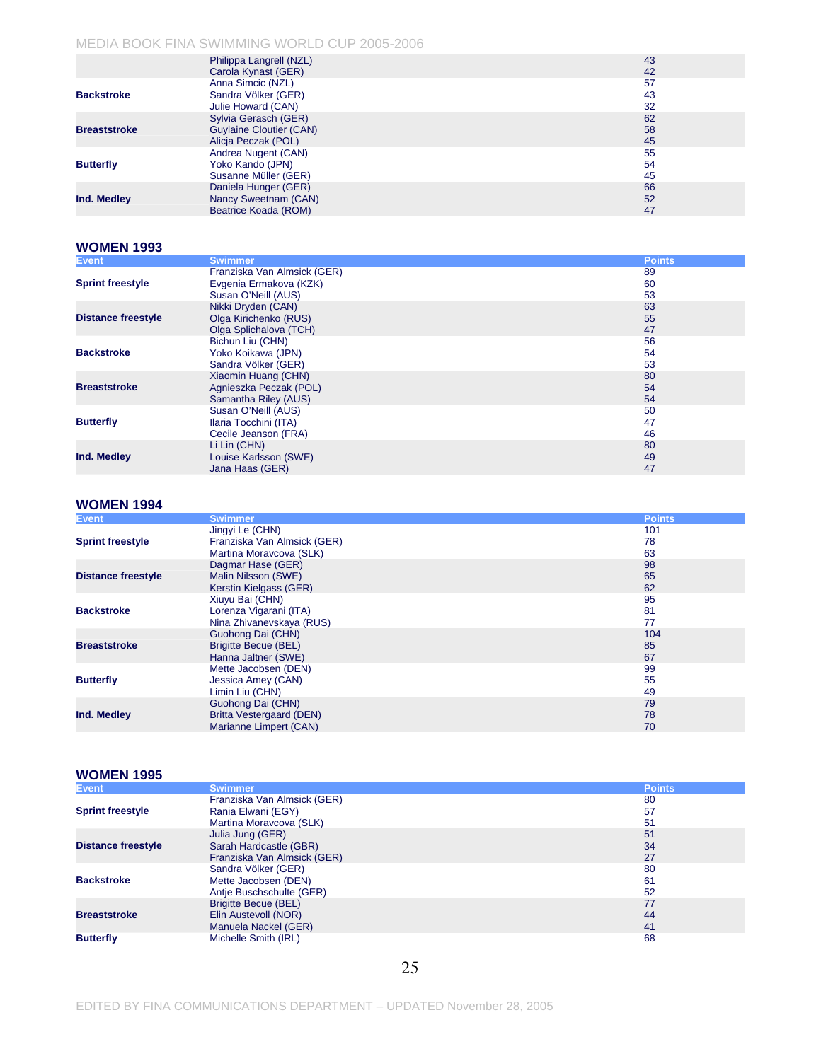| Event | Swimmer | Points |
|---|---|---|
| | Philippa Langrell (NZL) | 43 |
| | Carola Kynast (GER) | 42 |
| | Anna Simcic (NZL) | 57 |
| Backstroke | Sandra Völker (GER) | 43 |
| | Julie Howard (CAN) | 32 |
| | Sylvia Gerasch (GER) | 62 |
| Breaststroke | Guylaine Cloutier (CAN) | 58 |
| | Alicja Peczak (POL) | 45 |
| | Andrea Nugent (CAN) | 55 |
| Butterfly | Yoko Kando (JPN) | 54 |
| | Susanne Müller (GER) | 45 |
| | Daniela Hunger (GER) | 66 |
| Ind. Medley | Nancy Sweetnam (CAN) | 52 |
| | Beatrice Koada (ROM) | 47 |

## WOMEN 1993

| Event | Swimmer | Points |
|---|---|---|
| | Franziska Van Almsick (GER) | 89 |
| Sprint freestyle | Evgenia Ermakova (KZK) | 60 |
| | Susan O'Neill (AUS) | 53 |
| | Nikki Dryden (CAN) | 63 |
| Distance freestyle | Olga Kirichenko (RUS) | 55 |
| | Olga Splichalova (TCH) | 47 |
| | Bichun Liu (CHN) | 56 |
| Backstroke | Yoko Koikawa (JPN) | 54 |
| | Sandra Völker (GER) | 53 |
| | Xiaomin Huang (CHN) | 80 |
| Breaststroke | Agnieszka Peczak (POL) | 54 |
| | Samantha Riley (AUS) | 54 |
| | Susan O'Neill (AUS) | 50 |
| Butterfly | Ilaria Tocchini (ITA) | 47 |
| | Cecile Jeanson (FRA) | 46 |
| | Li Lin (CHN) | 80 |
| Ind. Medley | Louise Karlsson (SWE) | 49 |
| | Jana Haas (GER) | 47 |

## WOMEN 1994

| Event | Swimmer | Points |
|---|---|---|
| | Jingyi Le (CHN) | 101 |
| Sprint freestyle | Franziska Van Almsick (GER) | 78 |
| | Martina Moravcova (SLK) | 63 |
| | Dagmar Hase (GER) | 98 |
| Distance freestyle | Malin Nilsson (SWE) | 65 |
| | Kerstin Kielgass (GER) | 62 |
| | Xiuyu Bai (CHN) | 95 |
| Backstroke | Lorenza Vigarani (ITA) | 81 |
| | Nina Zhivanevskaya (RUS) | 77 |
| | Guohong Dai (CHN) | 104 |
| Breaststroke | Brigitte Becue (BEL) | 85 |
| | Hanna Jaltner (SWE) | 67 |
| | Mette Jacobsen (DEN) | 99 |
| Butterfly | Jessica Amey (CAN) | 55 |
| | Limin Liu (CHN) | 49 |
| | Guohong Dai (CHN) | 79 |
| Ind. Medley | Britta Vestergaard (DEN) | 78 |
| | Marianne Limpert (CAN) | 70 |

## WOMEN 1995

| Event | Swimmer | Points |
|---|---|---|
| | Franziska Van Almsick (GER) | 80 |
| Sprint freestyle | Rania Elwani (EGY) | 57 |
| | Martina Moravcova (SLK) | 51 |
| | Julia Jung (GER) | 51 |
| Distance freestyle | Sarah Hardcastle (GBR) | 34 |
| | Franziska Van Almsick (GER) | 27 |
| | Sandra Völker (GER) | 80 |
| Backstroke | Mette Jacobsen (DEN) | 61 |
| | Antje Buschschulte (GER) | 52 |
| | Brigitte Becue (BEL) | 77 |
| Breaststroke | Elin Austevoll (NOR) | 44 |
| | Manuela Nackel (GER) | 41 |
| Butterfly | Michelle Smith (IRL) | 68 |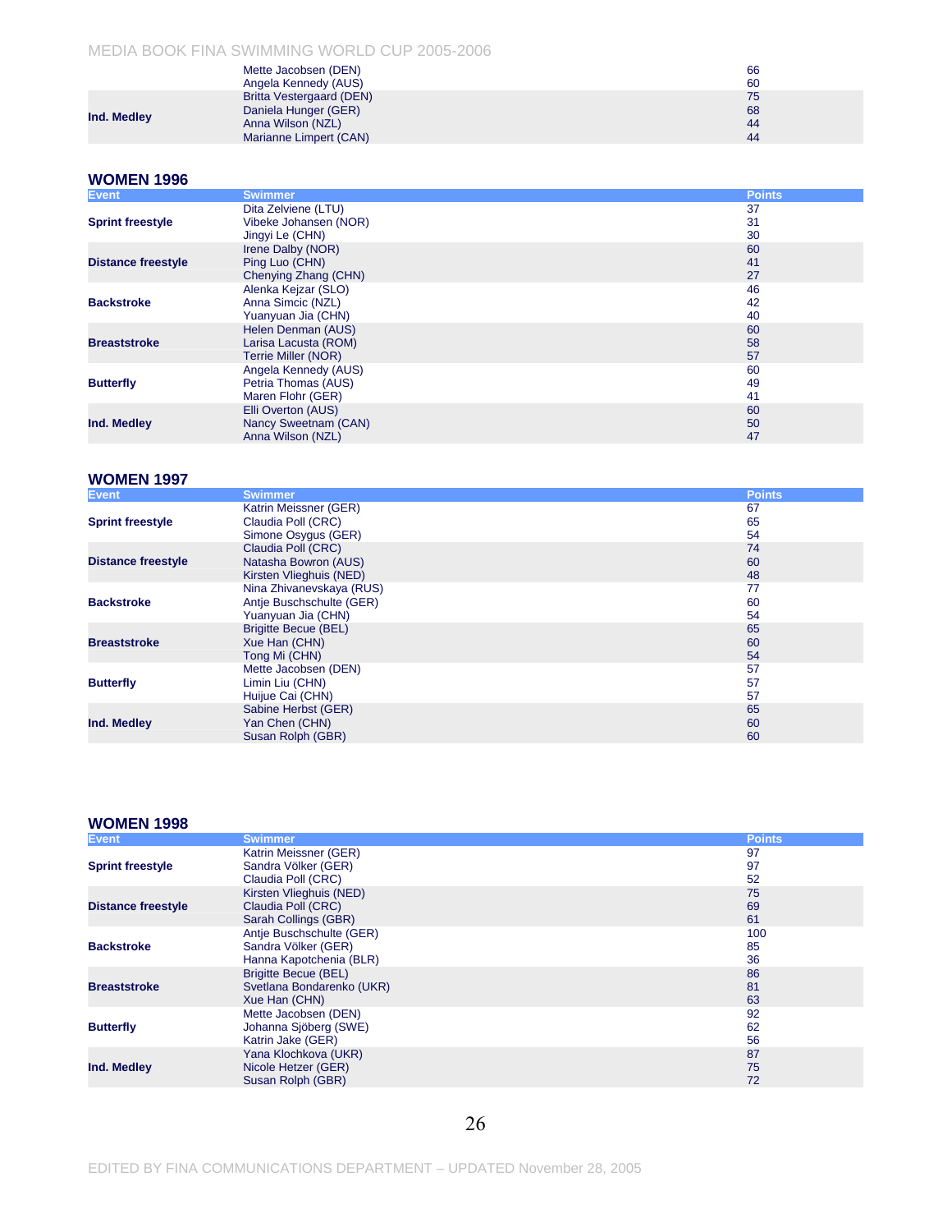| Event | Swimmer | Points |
| --- | --- | --- |
| | Mette Jacobsen (DEN) | 66 |
| | Angela Kennedy (AUS) | 60 |
| | Britta Vestergaard (DEN) | 75 |
| Ind. Medley | Daniela Hunger (GER) | 68 |
| | Anna Wilson (NZL) | 44 |
| | Marianne Limpert (CAN) | 44 |

## WOMEN 1996

| Event | Swimmer | Points |
| --- | --- | --- |
| | Dita Zelviene (LTU) | 37 |
| Sprint freestyle | Vibeke Johansen (NOR) | 31 |
| | Jingyi Le (CHN) | 30 |
| | Irene Dalby (NOR) | 60 |
| Distance freestyle | Ping Luo (CHN) | 41 |
| | Chenying Zhang (CHN) | 27 |
| | Alenka Kejzar (SLO) | 46 |
| Backstroke | Anna Simcic (NZL) | 42 |
| | Yuanyuan Jia (CHN) | 40 |
| | Helen Denman (AUS) | 60 |
| Breaststroke | Larisa Lacusta (ROM) | 58 |
| | Terrie Miller (NOR) | 57 |
| | Angela Kennedy (AUS) | 60 |
| Butterfly | Petria Thomas (AUS) | 49 |
| | Maren Flohr (GER) | 41 |
| | Elli Overton (AUS) | 60 |
| Ind. Medley | Nancy Sweetnam (CAN) | 50 |
| | Anna Wilson (NZL) | 47 |

## WOMEN 1997

| Event | Swimmer | Points |
| --- | --- | --- |
| | Katrin Meissner (GER) | 67 |
| Sprint freestyle | Claudia Poll (CRC) | 65 |
| | Simone Osygus (GER) | 54 |
| | Claudia Poll (CRC) | 74 |
| Distance freestyle | Natasha Bowron (AUS) | 60 |
| | Kirsten Vlieghuis (NED) | 48 |
| | Nina Zhivanevskaya (RUS) | 77 |
| Backstroke | Antje Buschschulte (GER) | 60 |
| | Yuanyuan Jia (CHN) | 54 |
| | Brigitte Becue (BEL) | 65 |
| Breaststroke | Xue Han (CHN) | 60 |
| | Tong Mi (CHN) | 54 |
| | Mette Jacobsen (DEN) | 57 |
| Butterfly | Limin Liu (CHN) | 57 |
| | Huijue Cai (CHN) | 57 |
| | Sabine Herbst (GER) | 65 |
| Ind. Medley | Yan Chen (CHN) | 60 |
| | Susan Rolph (GBR) | 60 |

## WOMEN 1998

| Event | Swimmer | Points |
| --- | --- | --- |
| | Katrin Meissner (GER) | 97 |
| Sprint freestyle | Sandra Völker (GER) | 97 |
| | Claudia Poll (CRC) | 52 |
| | Kirsten Vlieghuis (NED) | 75 |
| Distance freestyle | Claudia Poll (CRC) | 69 |
| | Sarah Collings (GBR) | 61 |
| | Antje Buschschulte (GER) | 100 |
| Backstroke | Sandra Völker (GER) | 85 |
| | Hanna Kapotchenia (BLR) | 36 |
| | Brigitte Becue (BEL) | 86 |
| Breaststroke | Svetlana Bondarenko (UKR) | 81 |
| | Xue Han (CHN) | 63 |
| | Mette Jacobsen (DEN) | 92 |
| Butterfly | Johanna Sjöberg (SWE) | 62 |
| | Katrin Jake (GER) | 56 |
| | Yana Klochkova (UKR) | 87 |
| Ind. Medley | Nicole Hetzer (GER) | 75 |
| | Susan Rolph (GBR) | 72 |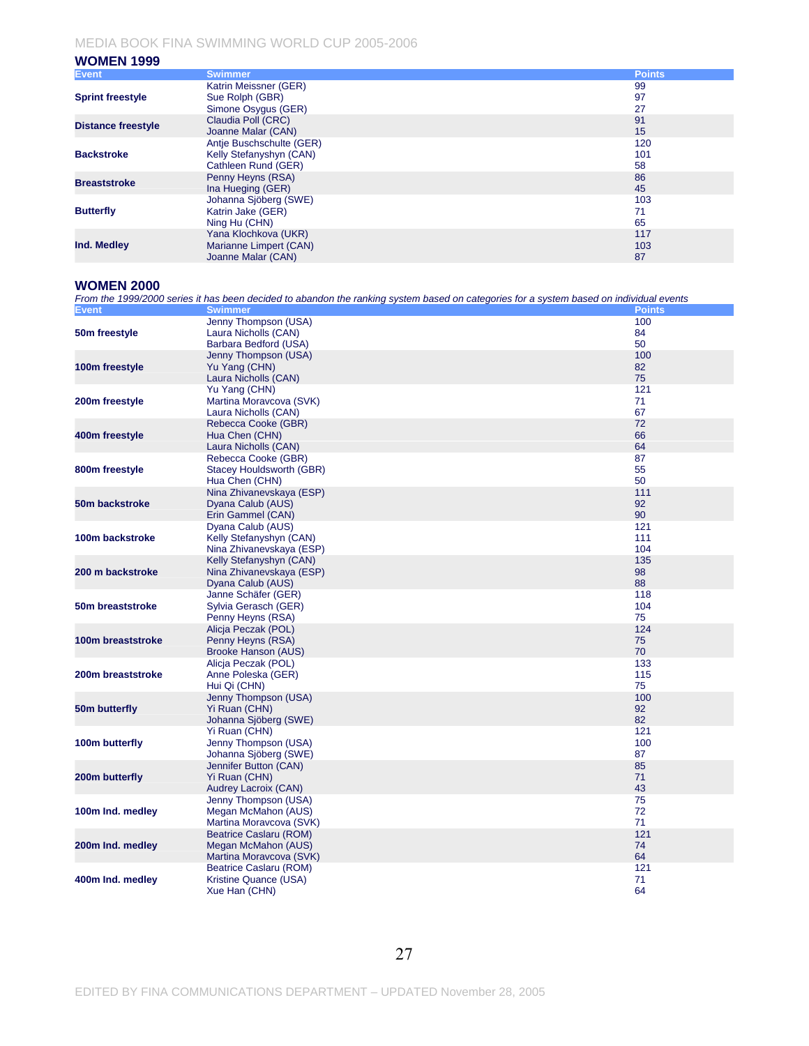## WOMEN 1999

| Event | Swimmer | Points |
|---|---|---|
| Sprint freestyle | Katrin Meissner (GER) | 99 |
| | Sue Rolph (GBR) | 97 |
| | Simone Osygus (GER) | 27 |
| Distance freestyle | Claudia Poll (CRC) | 91 |
| | Joanne Malar (CAN) | 15 |
| Backstroke | Antje Buschschulte (GER) | 120 |
| | Kelly Stefanyshyn (CAN) | 101 |
| | Cathleen Rund (GER) | 58 |
| Breaststroke | Penny Heyns (RSA) | 86 |
| | Ina Hueging (GER) | 45 |
| Butterfly | Johanna Sjöberg (SWE) | 103 |
| | Katrin Jake (GER) | 71 |
| | Ning Hu (CHN) | 65 |
| Ind. Medley | Yana Klochkova (UKR) | 117 |
| | Marianne Limpert (CAN) | 103 |
| | Joanne Malar (CAN) | 87 |

## WOMEN 2000

*From the 1999/2000 series it has been decided to abandon the ranking system based on categories for a system based on individual events*

| Event | Swimmer | Points |
|---|---|---|
| 50m freestyle | Jenny Thompson (USA) | 100 |
| | Laura Nicholls (CAN) | 84 |
| | Barbara Bedford (USA) | 50 |
| 100m freestyle | Jenny Thompson (USA) | 100 |
| | Yu Yang (CHN) | 82 |
| | Laura Nicholls (CAN) | 75 |
| 200m freestyle | Yu Yang (CHN) | 121 |
| | Martina Moravcova (SVK) | 71 |
| | Laura Nicholls (CAN) | 67 |
| 400m freestyle | Rebecca Cooke (GBR) | 72 |
| | Hua Chen (CHN) | 66 |
| | Laura Nicholls (CAN) | 64 |
| 800m freestyle | Rebecca Cooke (GBR) | 87 |
| | Stacey Houldsworth (GBR) | 55 |
| | Hua Chen (CHN) | 50 |
| 50m backstroke | Nina Zhivanevskaya (ESP) | 111 |
| | Dyana Calub (AUS) | 92 |
| | Erin Gammel (CAN) | 90 |
| 100m backstroke | Dyana Calub (AUS) | 121 |
| | Kelly Stefanyshyn (CAN) | 111 |
| | Nina Zhivanevskaya (ESP) | 104 |
| 200 m backstroke | Kelly Stefanyshyn (CAN) | 135 |
| | Nina Zhivanevskaya (ESP) | 98 |
| | Dyana Calub (AUS) | 88 |
| 50m breaststroke | Janne Schäfer (GER) | 118 |
| | Sylvia Gerasch (GER) | 104 |
| | Penny Heyns (RSA) | 75 |
| 100m breaststroke | Alicja Peczak (POL) | 124 |
| | Penny Heyns (RSA) | 75 |
| | Brooke Hanson (AUS) | 70 |
| 200m breaststroke | Alicja Peczak (POL) | 133 |
| | Anne Poleska (GER) | 115 |
| | Hui Qi (CHN) | 75 |
| 50m butterfly | Jenny Thompson (USA) | 100 |
| | Yi Ruan (CHN) | 92 |
| | Johanna Sjöberg (SWE) | 82 |
| 100m butterfly | Yi Ruan (CHN) | 121 |
| | Jenny Thompson (USA) | 100 |
| | Johanna Sjöberg (SWE) | 87 |
| 200m butterfly | Jennifer Button (CAN) | 85 |
| | Yi Ruan (CHN) | 71 |
| | Audrey Lacroix (CAN) | 43 |
| 100m Ind. medley | Jenny Thompson (USA) | 75 |
| | Megan McMahon (AUS) | 72 |
| | Martina Moravcova (SVK) | 71 |
| 200m Ind. medley | Beatrice Caslaru (ROM) | 121 |
| | Megan McMahon (AUS) | 74 |
| | Martina Moravcova (SVK) | 64 |
| 400m Ind. medley | Beatrice Caslaru (ROM) | 121 |
| | Kristine Quance (USA) | 71 |
| | Xue Han (CHN) | 64 |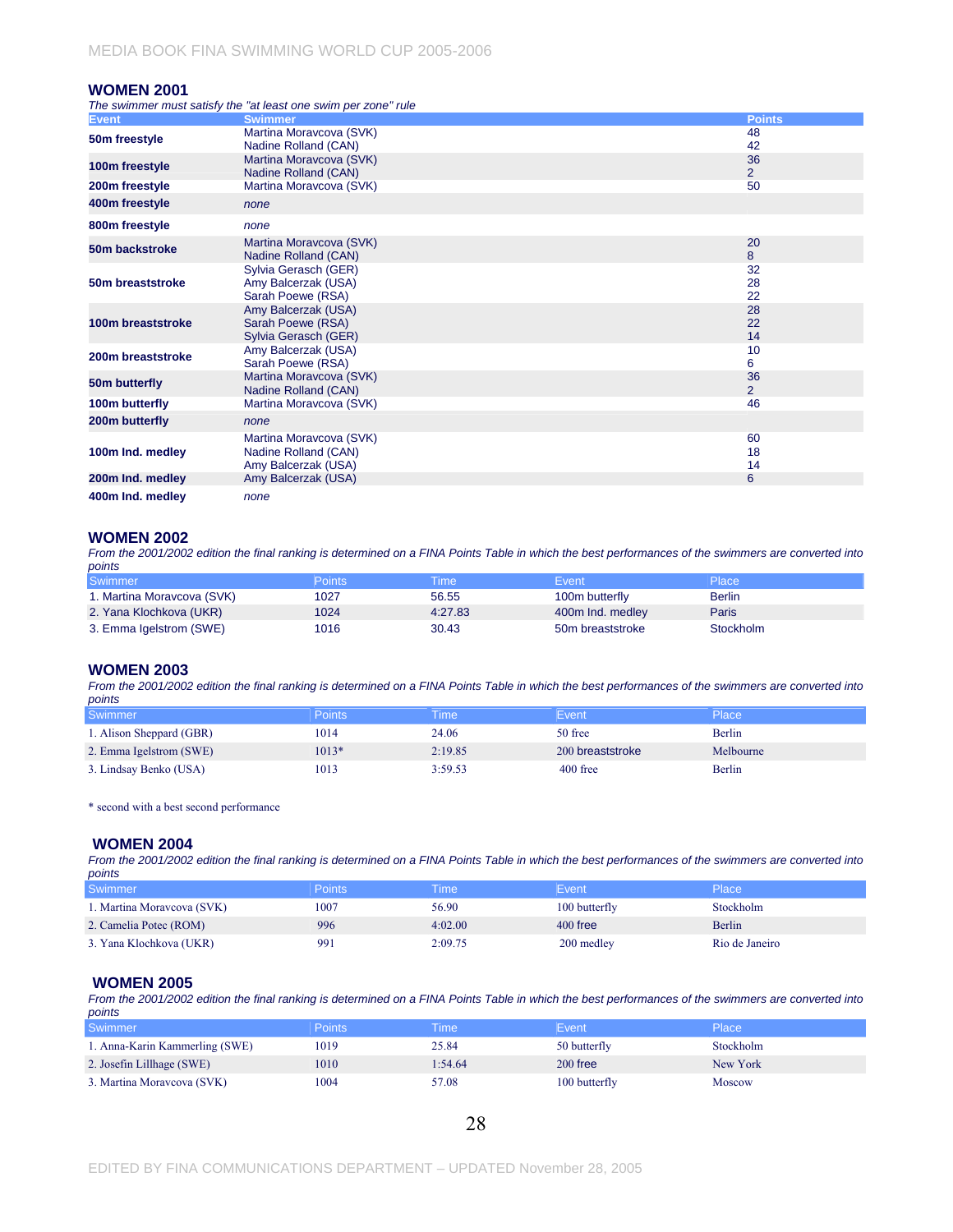## WOMEN 2001

*The swimmer must satisfy the "at least one swim per zone" rule*

| Event | Swimmer | Points |
|---|---|---|
| **50m freestyle** | Martina Moravcova (SVK)<br>Nadine Rolland (CAN) | 48<br>42 |
| **100m freestyle** | Martina Moravcova (SVK)<br>Nadine Rolland (CAN) | 36<br>2 |
| **200m freestyle** | Martina Moravcova (SVK) | 50 |
| **400m freestyle** | *none* | |
| **800m freestyle** | *none* | |
| **50m backstroke** | Martina Moravcova (SVK)<br>Nadine Rolland (CAN) | 20<br>8 |
| **50m breaststroke** | Sylvia Gerasch (GER)<br>Amy Balcerzak (USA)<br>Sarah Poewe (RSA) | 32<br>28<br>22 |
| **100m breaststroke** | Amy Balcerzak (USA)<br>Sarah Poewe (RSA)<br>Sylvia Gerasch (GER) | 28<br>22<br>14 |
| **200m breaststroke** | Amy Balcerzak (USA)<br>Sarah Poewe (RSA) | 10<br>6 |
| **50m butterfly** | Martina Moravcova (SVK)<br>Nadine Rolland (CAN) | 36<br>2 |
| **100m butterfly** | Martina Moravcova (SVK) | 46 |
| **200m butterfly** | *none* | |
| **100m Ind. medley** | Martina Moravcova (SVK)<br>Nadine Rolland (CAN)<br>Amy Balcerzak (USA) | 60<br>18<br>14 |
| **200m Ind. medley** | Amy Balcerzak (USA) | 6 |
| **400m Ind. medley** | *none* | |

## WOMEN 2002

*From the 2001/2002 edition the final ranking is determined on a FINA Points Table in which the best performances of the swimmers are converted into points*

| Swimmer | Points | Time | Event | Place |
|---|---|---|---|---|
| 1. Martina Moravcova (SVK) | 1027 | 56.55 | 100m butterfly | Berlin |
| 2. Yana Klochkova (UKR) | 1024 | 4:27.83 | 400m Ind. medley | Paris |
| 3. Emma Igelstrom (SWE) | 1016 | 30.43 | 50m breaststroke | Stockholm |

## WOMEN 2003

*From the 2001/2002 edition the final ranking is determined on a FINA Points Table in which the best performances of the swimmers are converted into points*

| Swimmer | Points | Time | Event | Place |
|---|---|---|---|---|
| 1. Alison Sheppard (GBR) | 1014 | 24.06 | 50 free | Berlin |
| 2. Emma Igelstrom (SWE) | 1013* | 2:19.85 | 200 breaststroke | Melbourne |
| 3. Lindsay Benko (USA) | 1013 | 3:59.53 | 400 free | Berlin |

\* second with a best second performance

## WOMEN 2004

*From the 2001/2002 edition the final ranking is determined on a FINA Points Table in which the best performances of the swimmers are converted into points*

| Swimmer | Points | Time | Event | Place |
|---|---|---|---|---|
| 1. Martina Moravcova (SVK) | 1007 | 56.90 | 100 butterfly | Stockholm |
| 2. Camelia Potec (ROM) | 996 | 4:02.00 | 400 free | Berlin |
| 3. Yana Klochkova (UKR) | 991 | 2:09.75 | 200 medley | Rio de Janeiro |

## WOMEN 2005

*From the 2001/2002 edition the final ranking is determined on a FINA Points Table in which the best performances of the swimmers are converted into points*

| Swimmer | Points | Time | Event | Place |
|---|---|---|---|---|
| 1. Anna-Karin Kammerling (SWE) | 1019 | 25.84 | 50 butterfly | Stockholm |
| 2. Josefin Lillhage (SWE) | 1010 | 1:54.64 | 200 free | New York |
| 3. Martina Moravcova (SVK) | 1004 | 57.08 | 100 butterfly | Moscow |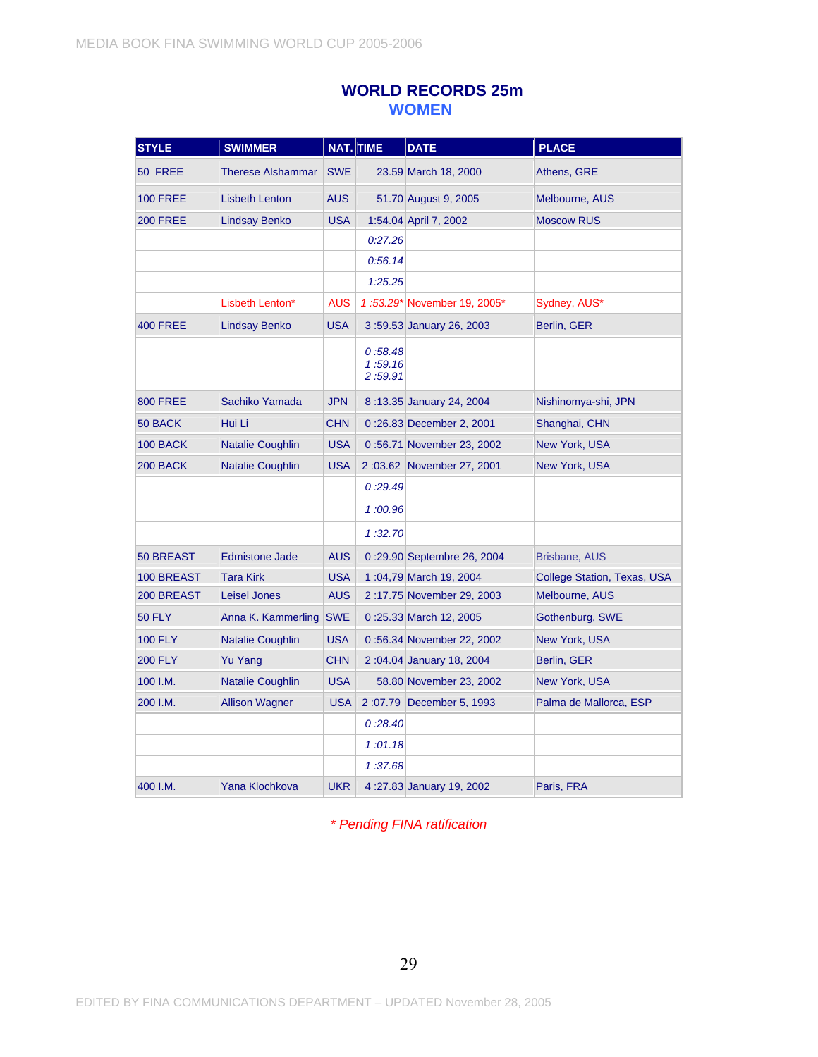# WORLD RECORDS 25m

## WOMEN

| STYLE | SWIMMER | NAT. | TIME | DATE | PLACE |
|---|---|---|---|---|---|
| 50 FREE | Therese Alshammar | SWE | 23.59 | March 18, 2000 | Athens, GRE |
| 100 FREE | Lisbeth Lenton | AUS | 51.70 | August 9, 2005 | Melbourne, AUS |
| 200 FREE | Lindsay Benko | USA | 1:54.04 | April 7, 2002 | Moscow RUS |
| | | | *0:27.26* | | |
| | | | *0:56.14* | | |
| | | | *1:25.25* | | |
| | Lisbeth Lenton* | AUS | *1 :53.29** | November 19, 2005* | Sydney, AUS* |
| 400 FREE | Lindsay Benko | USA | 3 :59.53 | January 26, 2003 | Berlin, GER |
| | | | *0 :58.48* *1 :59.16* *2 :59.91* | | |
| 800 FREE | Sachiko Yamada | JPN | 8 :13.35 | January 24, 2004 | Nishinomya-shi, JPN |
| 50 BACK | Hui Li | CHN | 0 :26.83 | December 2, 2001 | Shanghai, CHN |
| 100 BACK | Natalie Coughlin | USA | 0 :56.71 | November 23, 2002 | New York, USA |
| 200 BACK | Natalie Coughlin | USA | 2 :03.62 | November 27, 2001 | New York, USA |
| | | | *0 :29.49* | | |
| | | | *1 :00.96* | | |
| | | | *1 :32.70* | | |
| 50 BREAST | Edmistone Jade | AUS | 0 :29.90 | Septembre 26, 2004 | Brisbane, AUS |
| 100 BREAST | Tara Kirk | USA | 1 :04,79 | March 19, 2004 | College Station, Texas, USA |
| 200 BREAST | Leisel Jones | AUS | 2 :17.75 | November 29, 2003 | Melbourne, AUS |
| 50 FLY | Anna K. Kammerling | SWE | 0 :25.33 | March 12, 2005 | Gothenburg, SWE |
| 100 FLY | Natalie Coughlin | USA | 0 :56.34 | November 22, 2002 | New York, USA |
| 200 FLY | Yu Yang | CHN | 2 :04.04 | January 18, 2004 | Berlin, GER |
| 100 I.M. | Natalie Coughlin | USA | 58.80 | November 23, 2002 | New York, USA |
| 200 I.M. | Allison Wagner | USA | 2 :07.79 | December 5, 1993 | Palma de Mallorca, ESP |
| | | | *0 :28.40* | | |
| | | | *1 :01.18* | | |
| | | | *1 :37.68* | | |
| 400 I.M. | Yana Klochkova | UKR | 4 :27.83 | January 19, 2002 | Paris, FRA |

*\* Pending FINA ratification*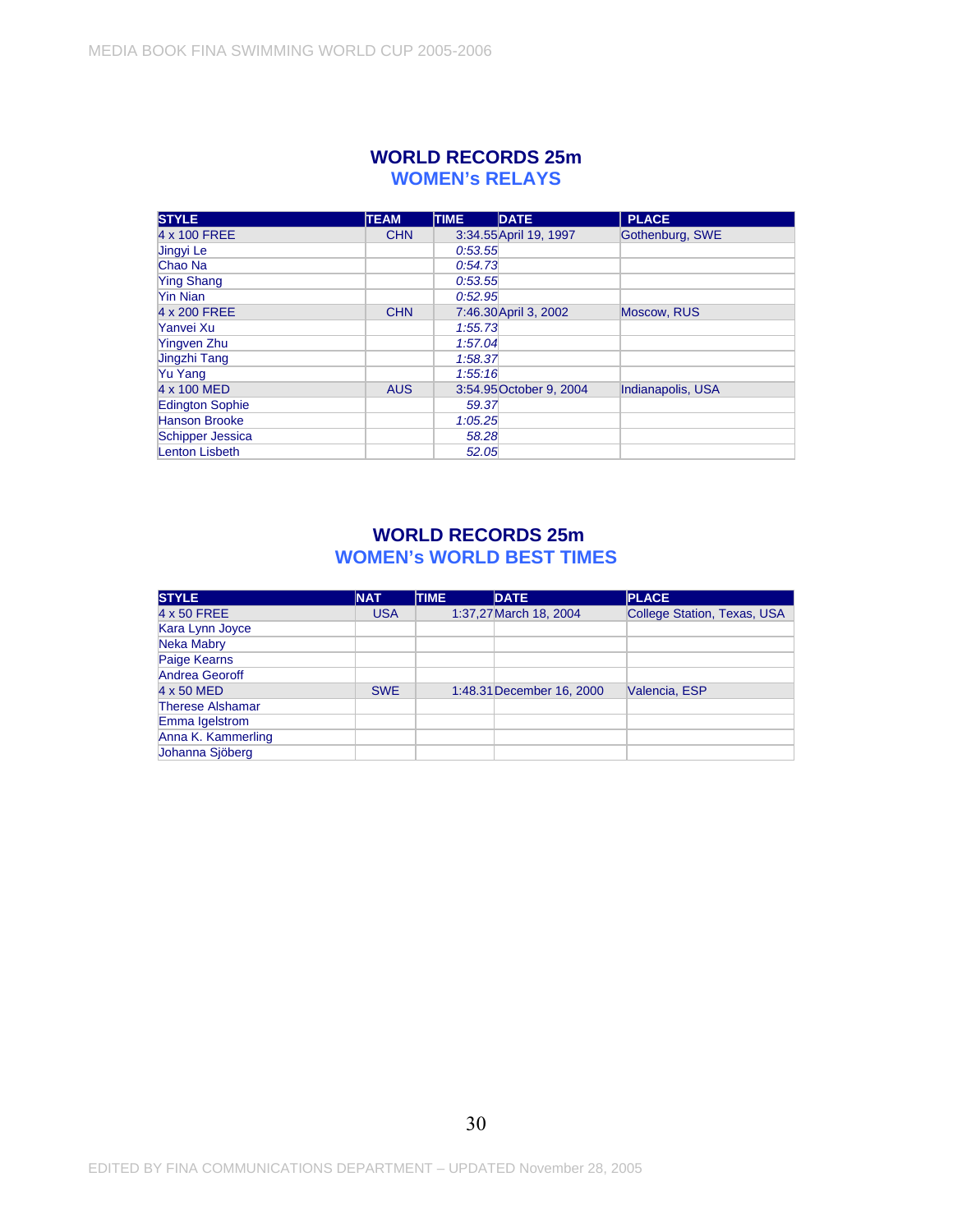## WORLD RECORDS 25m
### WOMEN's RELAYS

| STYLE | TEAM | TIME | DATE | PLACE |
|---|---|---|---|---|
| 4 x 100 FREE | CHN | 3:34.55 | April 19, 1997 | Gothenburg, SWE |
| Jingyi Le | | *0:53.55* | | |
| Chao Na | | *0:54.73* | | |
| Ying Shang | | *0:53.55* | | |
| Yin Nian | | *0:52.95* | | |
| 4 x 200 FREE | CHN | 7:46.30 | April 3, 2002 | Moscow, RUS |
| Yanvei Xu | | *1:55.73* | | |
| Yingven Zhu | | *1:57.04* | | |
| Jingzhi Tang | | *1:58.37* | | |
| Yu Yang | | *1:55:16* | | |
| 4 x 100 MED | AUS | 3:54.95 | October 9, 2004 | Indianapolis, USA |
| Edington Sophie | | *59.37* | | |
| Hanson Brooke | | *1:05.25* | | |
| Schipper Jessica | | *58.28* | | |
| Lenton Lisbeth | | *52.05* | | |

## WORLD RECORDS 25m
### WOMEN's WORLD BEST TIMES

| STYLE | NAT | TIME | DATE | PLACE |
|---|---|---|---|---|
| 4 x 50 FREE | USA | 1:37,27 | March 18, 2004 | College Station, Texas, USA |
| Kara Lynn Joyce | | | | |
| Neka Mabry | | | | |
| Paige Kearns | | | | |
| Andrea Georoff | | | | |
| 4 x 50 MED | SWE | 1:48.31 | December 16, 2000 | Valencia, ESP |
| Therese Alshamar | | | | |
| Emma Igelstrom | | | | |
| Anna K. Kammerling | | | | |
| Johanna Sjöberg | | | | |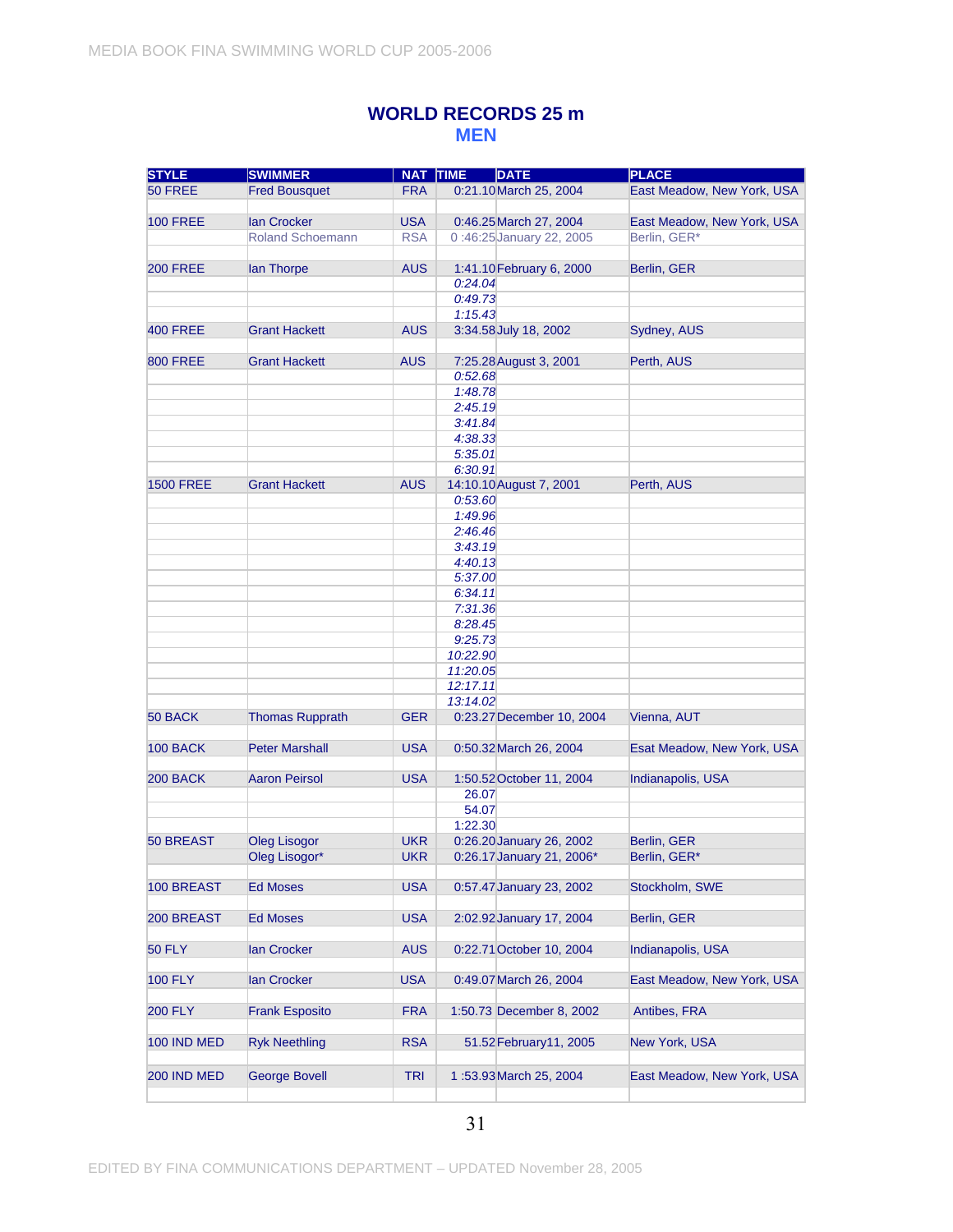## WORLD RECORDS 25 m
### MEN

| STYLE | SWIMMER | NAT | TIME | DATE | PLACE |
|---|---|---|---|---|---|
| 50 FREE | Fred Bousquet | FRA | 0:21.10 | March 25, 2004 | East Meadow, New York, USA |
| | | | | | |
| 100 FREE | Ian Crocker | USA | 0:46.25 | March 27, 2004 | East Meadow, New York, USA |
| | Roland Schoemann | RSA | 0 :46:25 | January 22, 2005 | Berlin, GER* |
| | | | | | |
| 200 FREE | Ian Thorpe | AUS | 1:41.10 | February 6, 2000 | Berlin, GER |
| | | | *0:24.04* | | |
| | | | *0:49.73* | | |
| | | | *1:15.43* | | |
| 400 FREE | Grant Hackett | AUS | 3:34.58 | July 18, 2002 | Sydney, AUS |
| | | | | | |
| 800 FREE | Grant Hackett | AUS | 7:25.28 | August 3, 2001 | Perth, AUS |
| | | | *0:52.68* | | |
| | | | *1:48.78* | | |
| | | | *2:45.19* | | |
| | | | *3:41.84* | | |
| | | | *4:38.33* | | |
| | | | *5:35.01* | | |
| | | | *6:30.91* | | |
| 1500 FREE | Grant Hackett | AUS | 14:10.10 | August 7, 2001 | Perth, AUS |
| | | | *0:53.60* | | |
| | | | *1:49.96* | | |
| | | | *2:46.46* | | |
| | | | *3:43.19* | | |
| | | | *4:40.13* | | |
| | | | *5:37.00* | | |
| | | | *6:34.11* | | |
| | | | *7:31.36* | | |
| | | | *8:28.45* | | |
| | | | *9:25.73* | | |
| | | | *10:22.90* | | |
| | | | *11:20.05* | | |
| | | | *12:17.11* | | |
| | | | *13:14.02* | | |
| 50 BACK | Thomas Rupprath | GER | 0:23.27 | December 10, 2004 | Vienna, AUT |
| | | | | | |
| 100 BACK | Peter Marshall | USA | 0:50.32 | March 26, 2004 | Esat Meadow, New York, USA |
| | | | | | |
| 200 BACK | Aaron Peirsol | USA | 1:50.52 | October 11, 2004 | Indianapolis, USA |
| | | | 26.07 | | |
| | | | 54.07 | | |
| | | | 1:22.30 | | |
| 50 BREAST | Oleg Lisogor | UKR | 0:26.20 | January 26, 2002 | Berlin, GER |
| | Oleg Lisogor* | UKR | 0:26.17 | January 21, 2006* | Berlin, GER* |
| | | | | | |
| 100 BREAST | Ed Moses | USA | 0:57.47 | January 23, 2002 | Stockholm, SWE |
| | | | | | |
| 200 BREAST | Ed Moses | USA | 2:02.92 | January 17, 2004 | Berlin, GER |
| | | | | | |
| 50 FLY | Ian Crocker | AUS | 0:22.71 | October 10, 2004 | Indianapolis, USA |
| | | | | | |
| 100 FLY | Ian Crocker | USA | 0:49.07 | March 26, 2004 | East Meadow, New York, USA |
| | | | | | |
| 200 FLY | Frank Esposito | FRA | 1:50.73 | December 8, 2002 | Antibes, FRA |
| | | | | | |
| 100 IND MED | Ryk Neethling | RSA | 51.52 | February11, 2005 | New York, USA |
| | | | | | |
| 200 IND MED | George Bovell | TRI | 1 :53.93 | March 25, 2004 | East Meadow, New York, USA |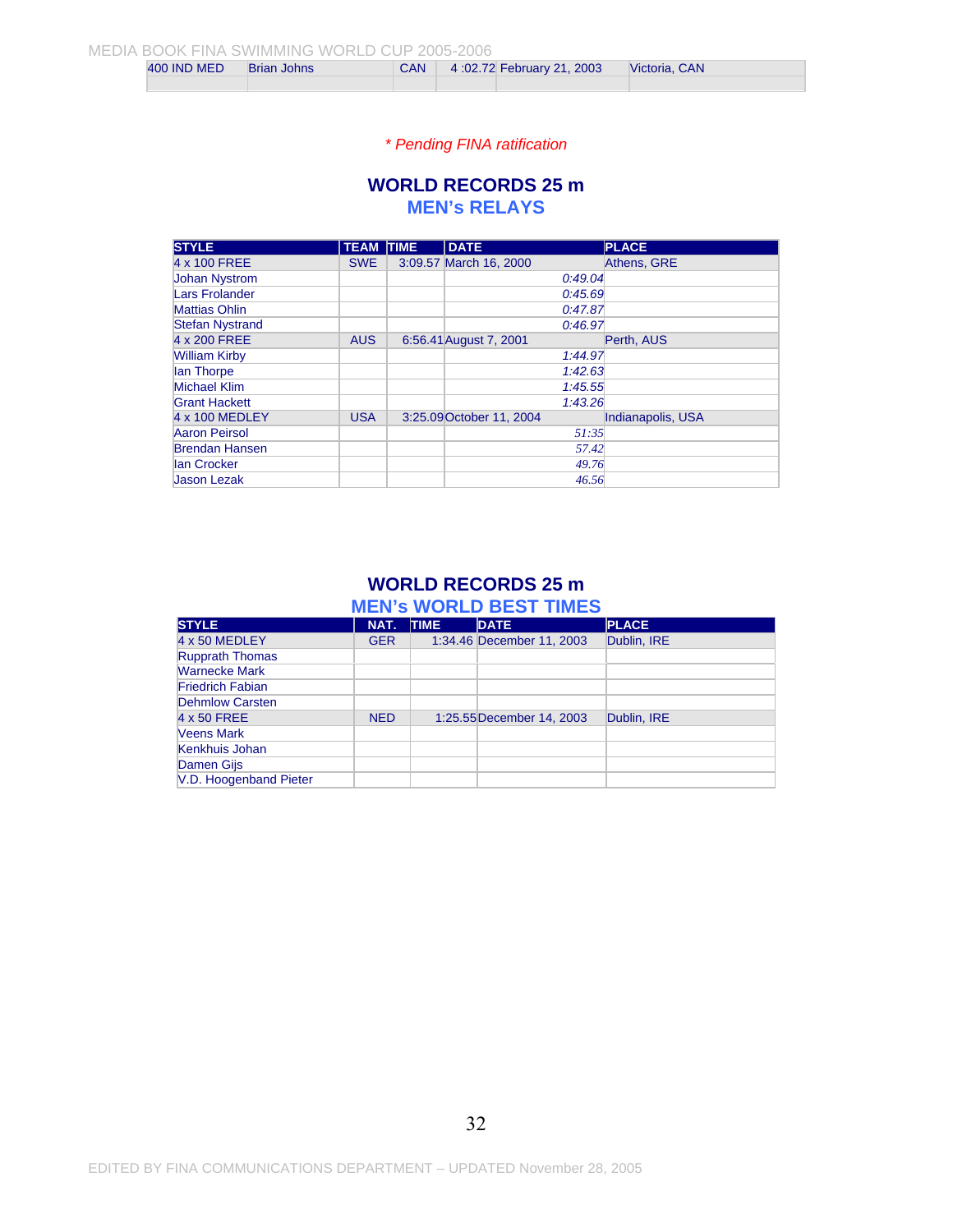| 400 IND MED | Brian Johns | CAN | 4 :02.72 | February 21, 2003 | Victoria, CAN |
|---|---|---|---|---|---|
| | | | | | |

*\* Pending FINA ratification*

## WORLD RECORDS 25 m
### MEN's RELAYS

| STYLE | TEAM | TIME | DATE | PLACE |
|---|---|---|---|---|
| 4 x 100 FREE | SWE | 3:09.57 | March 16, 2000 | Athens, GRE |
| Johan Nystrom | | | *0:49.04* | |
| Lars Frolander | | | *0:45.69* | |
| Mattias Ohlin | | | *0:47.87* | |
| Stefan Nystrand | | | *0:46.97* | |
| 4 x 200 FREE | AUS | 6:56.41 | August 7, 2001 | Perth, AUS |
| William Kirby | | | *1:44.97* | |
| Ian Thorpe | | | *1:42.63* | |
| Michael Klim | | | *1:45.55* | |
| Grant Hackett | | | *1:43.26* | |
| 4 x 100 MEDLEY | USA | 3:25.09 | October 11, 2004 | Indianapolis, USA |
| Aaron Peirsol | | | *51:35* | |
| Brendan Hansen | | | *57.42* | |
| Ian Crocker | | | *49.76* | |
| Jason Lezak | | | *46.56* | |

## WORLD RECORDS 25 m
### MEN's WORLD BEST TIMES

| STYLE | NAT. | TIME | DATE | PLACE |
|---|---|---|---|---|
| 4 x 50 MEDLEY | GER | 1:34.46 | December 11, 2003 | Dublin, IRE |
| Rupprath Thomas | | | | |
| Warnecke Mark | | | | |
| Friedrich Fabian | | | | |
| Dehmlow Carsten | | | | |
| 4 x 50 FREE | NED | 1:25.55 | December 14, 2003 | Dublin, IRE |
| Veens Mark | | | | |
| Kenkhuis Johan | | | | |
| Damen Gijs | | | | |
| V.D. Hoogenband Pieter | | | | |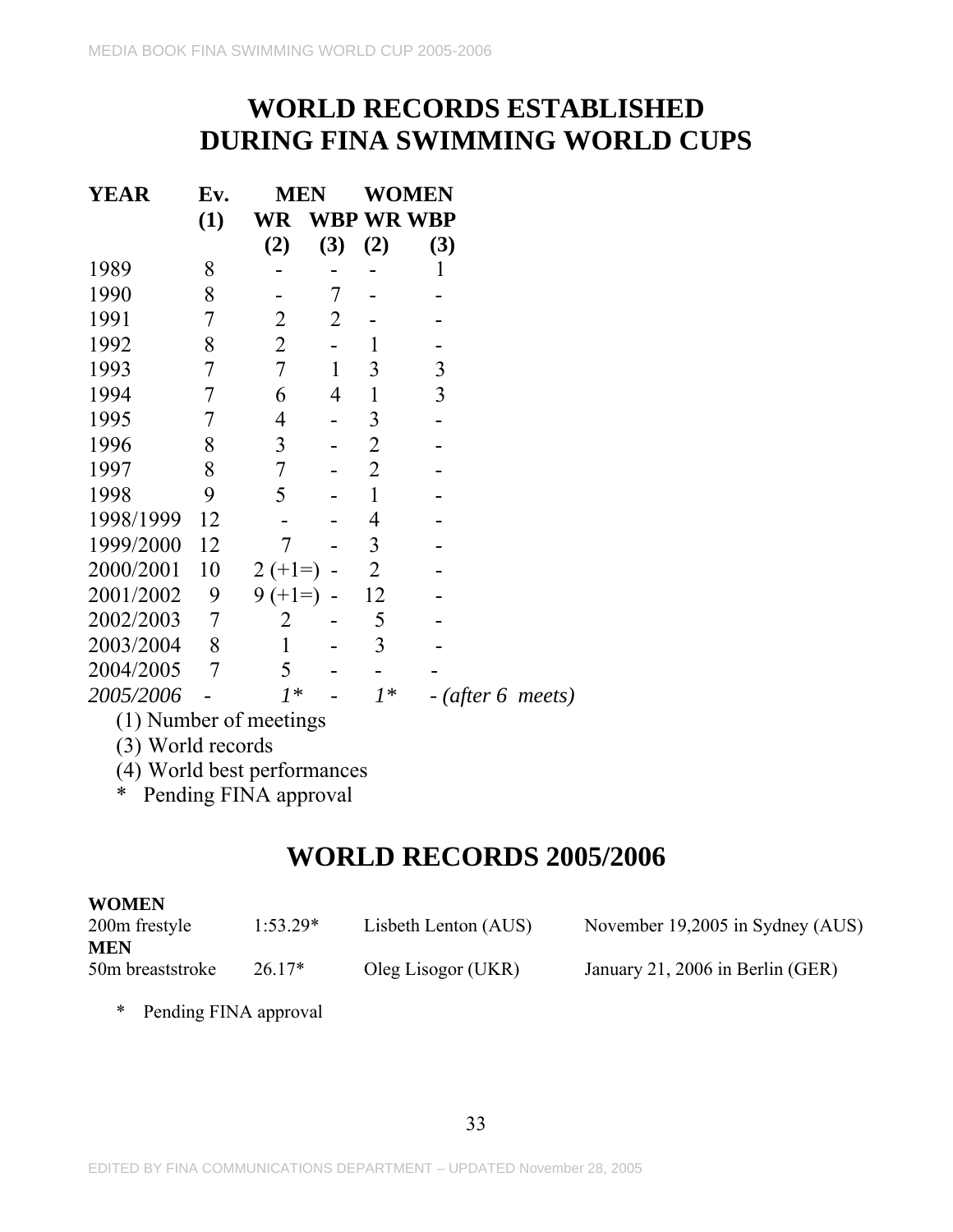# WORLD RECORDS ESTABLISHED DURING FINA SWIMMING WORLD CUPS

| YEAR | Ev. (1) | MEN WR (2) | MEN WBP (3) | WOMEN WR (2) | WOMEN WBP (3) |
|---|---|---|---|---|---|
| 1989 | 8 | - | - | - | 1 |
| 1990 | 8 | - | 7 | - | - |
| 1991 | 7 | 2 | 2 | - | - |
| 1992 | 8 | 2 | - | 1 | - |
| 1993 | 7 | 7 | 1 | 3 | 3 |
| 1994 | 7 | 6 | 4 | 1 | 3 |
| 1995 | 7 | 4 | - | 3 | - |
| 1996 | 8 | 3 | - | 2 | - |
| 1997 | 8 | 7 | - | 2 | - |
| 1998 | 9 | 5 | - | 1 | - |
| 1998/1999 | 12 | - | - | 4 | - |
| 1999/2000 | 12 | 7 | - | 3 | - |
| 2000/2001 | 10 | 2 (+1=) | - | 2 | - |
| 2001/2002 | 9 | 9 (+1=) | - | 12 | - |
| 2002/2003 | 7 | 2 | - | 5 | - |
| 2003/2004 | 8 | 1 | - | 3 | - |
| 2004/2005 | 7 | 5 | - | - | - |
| *2005/2006* | *-* | *1\** | *-* | *1\** | *- (after 6 meets)* |

(1) Number of meetings

(3) World records

(4) World best performances

\* Pending FINA approval

# WORLD RECORDS 2005/2006

**WOMEN**

| Event | Time | Swimmer | Date and place |
|---|---|---|---|
| 200m frestyle | 1:53.29* | Lisbeth Lenton (AUS) | November 19,2005 in Sydney (AUS) |

**MEN**

| Event | Time | Swimmer | Date and place |
|---|---|---|---|
| 50m breaststroke | 26.17* | Oleg Lisogor (UKR) | January 21, 2006 in Berlin (GER) |

\* Pending FINA approval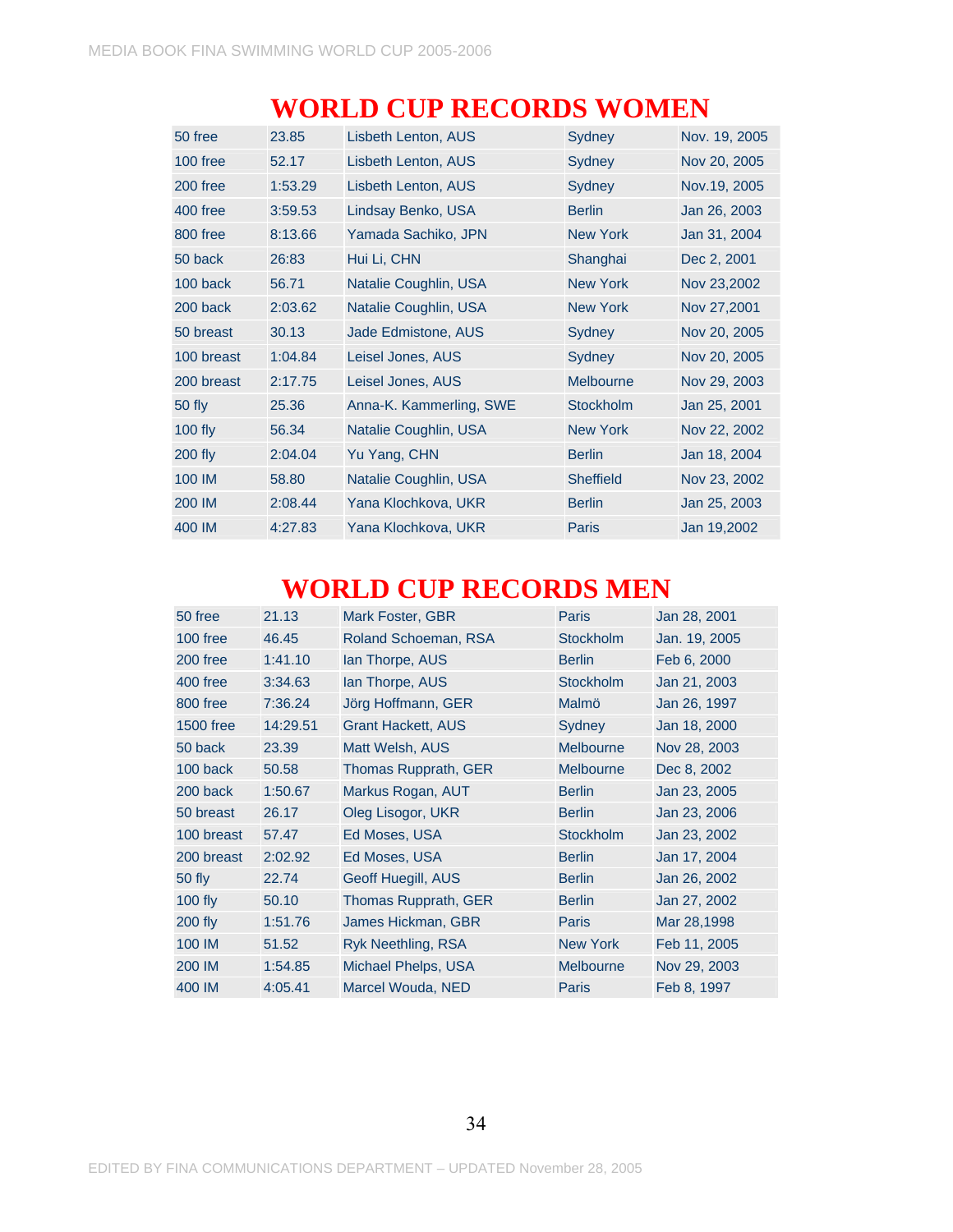# WORLD CUP RECORDS WOMEN

| | | | | |
|---|---|---|---|---|
| 50 free | 23.85 | Lisbeth Lenton, AUS | Sydney | Nov. 19, 2005 |
| 100 free | 52.17 | Lisbeth Lenton, AUS | Sydney | Nov 20, 2005 |
| 200 free | 1:53.29 | Lisbeth Lenton, AUS | Sydney | Nov.19, 2005 |
| 400 free | 3:59.53 | Lindsay Benko, USA | Berlin | Jan 26, 2003 |
| 800 free | 8:13.66 | Yamada Sachiko, JPN | New York | Jan 31, 2004 |
| 50 back | 26:83 | Hui Li, CHN | Shanghai | Dec 2, 2001 |
| 100 back | 56.71 | Natalie Coughlin, USA | New York | Nov 23,2002 |
| 200 back | 2:03.62 | Natalie Coughlin, USA | New York | Nov 27,2001 |
| 50 breast | 30.13 | Jade Edmistone, AUS | Sydney | Nov 20, 2005 |
| 100 breast | 1:04.84 | Leisel Jones, AUS | Sydney | Nov 20, 2005 |
| 200 breast | 2:17.75 | Leisel Jones, AUS | Melbourne | Nov 29, 2003 |
| 50 fly | 25.36 | Anna-K. Kammerling, SWE | Stockholm | Jan 25, 2001 |
| 100 fly | 56.34 | Natalie Coughlin, USA | New York | Nov 22, 2002 |
| 200 fly | 2:04.04 | Yu Yang, CHN | Berlin | Jan 18, 2004 |
| 100 IM | 58.80 | Natalie Coughlin, USA | Sheffield | Nov 23, 2002 |
| 200 IM | 2:08.44 | Yana Klochkova, UKR | Berlin | Jan 25, 2003 |
| 400 IM | 4:27.83 | Yana Klochkova, UKR | Paris | Jan 19,2002 |

# WORLD CUP RECORDS MEN

| | | | | |
|---|---|---|---|---|
| 50 free | 21.13 | Mark Foster, GBR | Paris | Jan 28, 2001 |
| 100 free | 46.45 | Roland Schoeman, RSA | Stockholm | Jan. 19, 2005 |
| 200 free | 1:41.10 | Ian Thorpe, AUS | Berlin | Feb 6, 2000 |
| 400 free | 3:34.63 | Ian Thorpe, AUS | Stockholm | Jan 21, 2003 |
| 800 free | 7:36.24 | Jörg Hoffmann, GER | Malmö | Jan 26, 1997 |
| 1500 free | 14:29.51 | Grant Hackett, AUS | Sydney | Jan 18, 2000 |
| 50 back | 23.39 | Matt Welsh, AUS | Melbourne | Nov 28, 2003 |
| 100 back | 50.58 | Thomas Rupprath, GER | Melbourne | Dec 8, 2002 |
| 200 back | 1:50.67 | Markus Rogan, AUT | Berlin | Jan 23, 2005 |
| 50 breast | 26.17 | Oleg Lisogor, UKR | Berlin | Jan 23, 2006 |
| 100 breast | 57.47 | Ed Moses, USA | Stockholm | Jan 23, 2002 |
| 200 breast | 2:02.92 | Ed Moses, USA | Berlin | Jan 17, 2004 |
| 50 fly | 22.74 | Geoff Huegill, AUS | Berlin | Jan 26, 2002 |
| 100 fly | 50.10 | Thomas Rupprath, GER | Berlin | Jan 27, 2002 |
| 200 fly | 1:51.76 | James Hickman, GBR | Paris | Mar 28,1998 |
| 100 IM | 51.52 | Ryk Neethling, RSA | New York | Feb 11, 2005 |
| 200 IM | 1:54.85 | Michael Phelps, USA | Melbourne | Nov 29, 2003 |
| 400 IM | 4:05.41 | Marcel Wouda, NED | Paris | Feb 8, 1997 |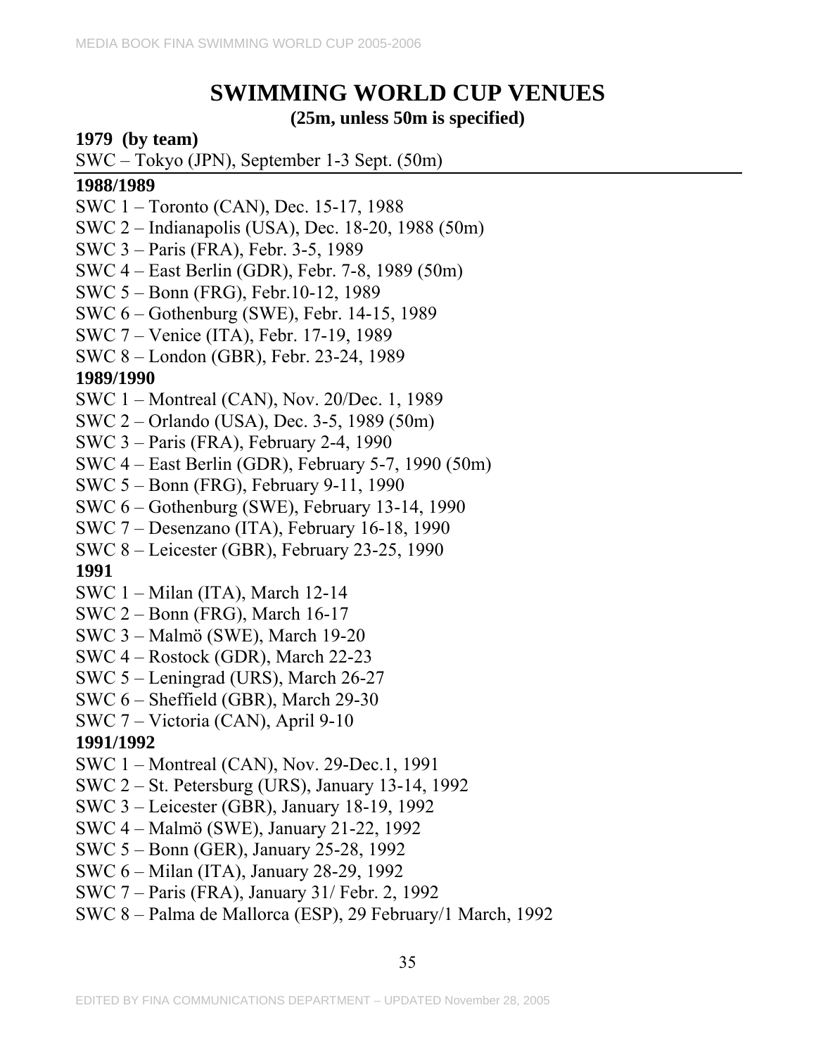# SWIMMING WORLD CUP VENUES

**(25m, unless 50m is specified)**

**1979 (by team)**

SWC – Tokyo (JPN), September 1-3 Sept. (50m)

---

**1988/1989**

SWC 1 – Toronto (CAN), Dec. 15-17, 1988
SWC 2 – Indianapolis (USA), Dec. 18-20, 1988 (50m)
SWC 3 – Paris (FRA), Febr. 3-5, 1989
SWC 4 – East Berlin (GDR), Febr. 7-8, 1989 (50m)
SWC 5 – Bonn (FRG), Febr.10-12, 1989
SWC 6 – Gothenburg (SWE), Febr. 14-15, 1989
SWC 7 – Venice (ITA), Febr. 17-19, 1989
SWC 8 – London (GBR), Febr. 23-24, 1989

**1989/1990**

SWC 1 – Montreal (CAN), Nov. 20/Dec. 1, 1989
SWC 2 – Orlando (USA), Dec. 3-5, 1989 (50m)
SWC 3 – Paris (FRA), February 2-4, 1990
SWC 4 – East Berlin (GDR), February 5-7, 1990 (50m)
SWC 5 – Bonn (FRG), February 9-11, 1990
SWC 6 – Gothenburg (SWE), February 13-14, 1990
SWC 7 – Desenzano (ITA), February 16-18, 1990
SWC 8 – Leicester (GBR), February 23-25, 1990

**1991**

SWC 1 – Milan (ITA), March 12-14
SWC 2 – Bonn (FRG), March 16-17
SWC 3 – Malmö (SWE), March 19-20
SWC 4 – Rostock (GDR), March 22-23
SWC 5 – Leningrad (URS), March 26-27
SWC 6 – Sheffield (GBR), March 29-30
SWC 7 – Victoria (CAN), April 9-10

**1991/1992**

SWC 1 – Montreal (CAN), Nov. 29-Dec.1, 1991
SWC 2 – St. Petersburg (URS), January 13-14, 1992
SWC 3 – Leicester (GBR), January 18-19, 1992
SWC 4 – Malmö (SWE), January 21-22, 1992
SWC 5 – Bonn (GER), January 25-28, 1992
SWC 6 – Milan (ITA), January 28-29, 1992
SWC 7 – Paris (FRA), January 31/ Febr. 2, 1992
SWC 8 – Palma de Mallorca (ESP), 29 February/1 March, 1992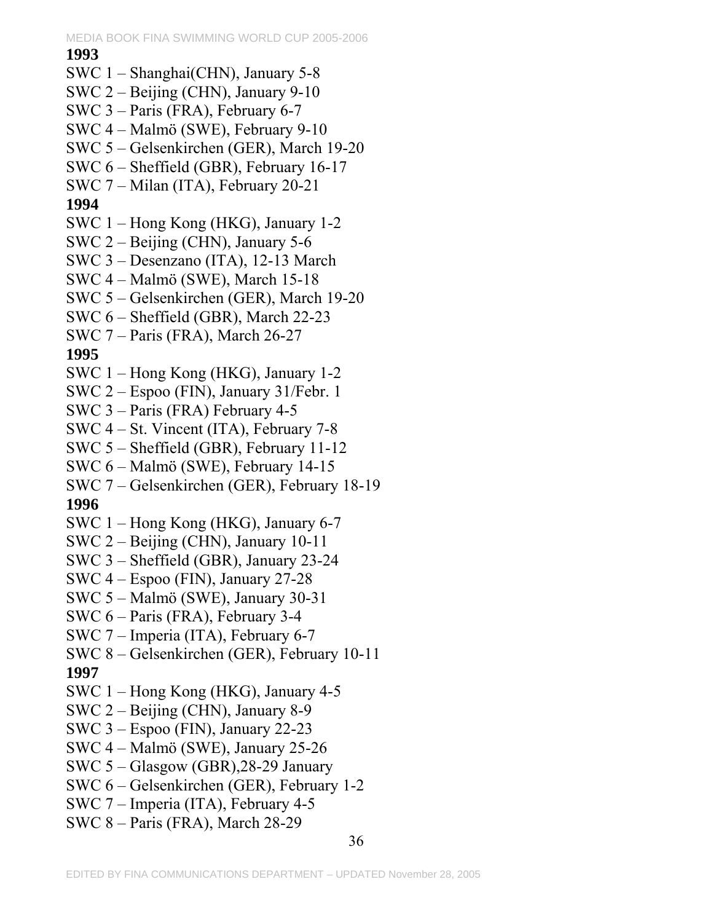**1993**

SWC 1 – Shanghai(CHN), January 5-8
SWC 2 – Beijing (CHN), January 9-10
SWC 3 – Paris (FRA), February 6-7
SWC 4 – Malmö (SWE), February 9-10
SWC 5 – Gelsenkirchen (GER), March 19-20
SWC 6 – Sheffield (GBR), February 16-17
SWC 7 – Milan (ITA), February 20-21

**1994**

SWC 1 – Hong Kong (HKG), January 1-2
SWC 2 – Beijing (CHN), January 5-6
SWC 3 – Desenzano (ITA), 12-13 March
SWC 4 – Malmö (SWE), March 15-18
SWC 5 – Gelsenkirchen (GER), March 19-20
SWC 6 – Sheffield (GBR), March 22-23
SWC 7 – Paris (FRA), March 26-27

**1995**

SWC 1 – Hong Kong (HKG), January 1-2
SWC 2 – Espoo (FIN), January 31/Febr. 1
SWC 3 – Paris (FRA) February 4-5
SWC 4 – St. Vincent (ITA), February 7-8
SWC 5 – Sheffield (GBR), February 11-12
SWC 6 – Malmö (SWE), February 14-15
SWC 7 – Gelsenkirchen (GER), February 18-19

**1996**

SWC 1 – Hong Kong (HKG), January 6-7
SWC 2 – Beijing (CHN), January 10-11
SWC 3 – Sheffield (GBR), January 23-24
SWC 4 – Espoo (FIN), January 27-28
SWC 5 – Malmö (SWE), January 30-31
SWC 6 – Paris (FRA), February 3-4
SWC 7 – Imperia (ITA), February 6-7
SWC 8 – Gelsenkirchen (GER), February 10-11

**1997**

SWC 1 – Hong Kong (HKG), January 4-5
SWC 2 – Beijing (CHN), January 8-9
SWC 3 – Espoo (FIN), January 22-23
SWC 4 – Malmö (SWE), January 25-26
SWC 5 – Glasgow (GBR),28-29 January
SWC 6 – Gelsenkirchen (GER), February 1-2
SWC 7 – Imperia (ITA), February 4-5
SWC 8 – Paris (FRA), March 28-29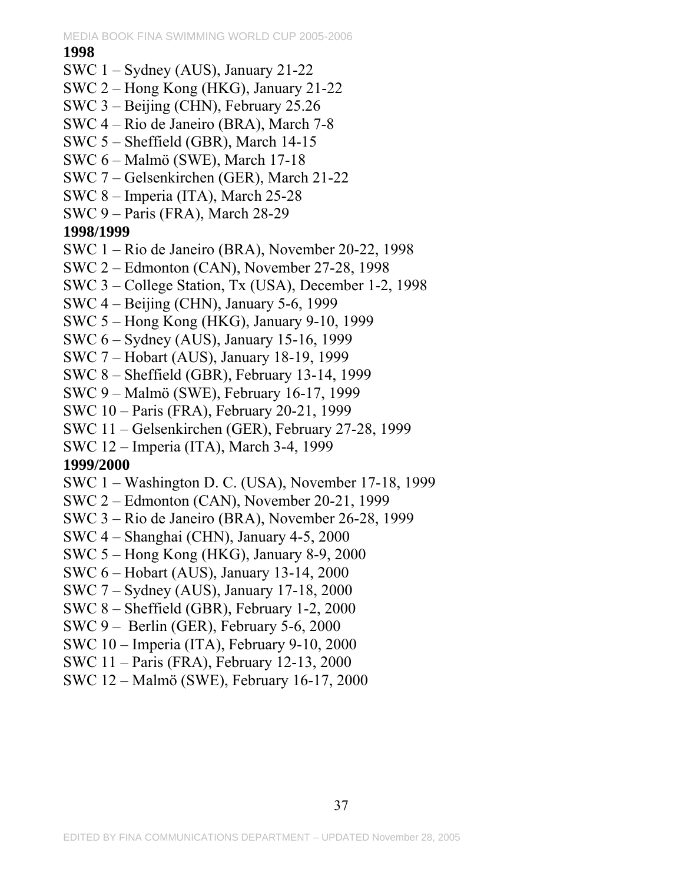**1998**

SWC 1 – Sydney (AUS), January 21-22
SWC 2 – Hong Kong (HKG), January 21-22
SWC 3 – Beijing (CHN), February 25.26
SWC 4 – Rio de Janeiro (BRA), March 7-8
SWC 5 – Sheffield (GBR), March 14-15
SWC 6 – Malmö (SWE), March 17-18
SWC 7 – Gelsenkirchen (GER), March 21-22
SWC 8 – Imperia (ITA), March 25-28
SWC 9 – Paris (FRA), March 28-29

**1998/1999**

SWC 1 – Rio de Janeiro (BRA), November 20-22, 1998
SWC 2 – Edmonton (CAN), November 27-28, 1998
SWC 3 – College Station, Tx (USA), December 1-2, 1998
SWC 4 – Beijing (CHN), January 5-6, 1999
SWC 5 – Hong Kong (HKG), January 9-10, 1999
SWC 6 – Sydney (AUS), January 15-16, 1999
SWC 7 – Hobart (AUS), January 18-19, 1999
SWC 8 – Sheffield (GBR), February 13-14, 1999
SWC 9 – Malmö (SWE), February 16-17, 1999
SWC 10 – Paris (FRA), February 20-21, 1999
SWC 11 – Gelsenkirchen (GER), February 27-28, 1999
SWC 12 – Imperia (ITA), March 3-4, 1999

**1999/2000**

SWC 1 – Washington D. C. (USA), November 17-18, 1999
SWC 2 – Edmonton (CAN), November 20-21, 1999
SWC 3 – Rio de Janeiro (BRA), November 26-28, 1999
SWC 4 – Shanghai (CHN), January 4-5, 2000
SWC 5 – Hong Kong (HKG), January 8-9, 2000
SWC 6 – Hobart (AUS), January 13-14, 2000
SWC 7 – Sydney (AUS), January 17-18, 2000
SWC 8 – Sheffield (GBR), February 1-2, 2000
SWC 9 – Berlin (GER), February 5-6, 2000
SWC 10 – Imperia (ITA), February 9-10, 2000
SWC 11 – Paris (FRA), February 12-13, 2000
SWC 12 – Malmö (SWE), February 16-17, 2000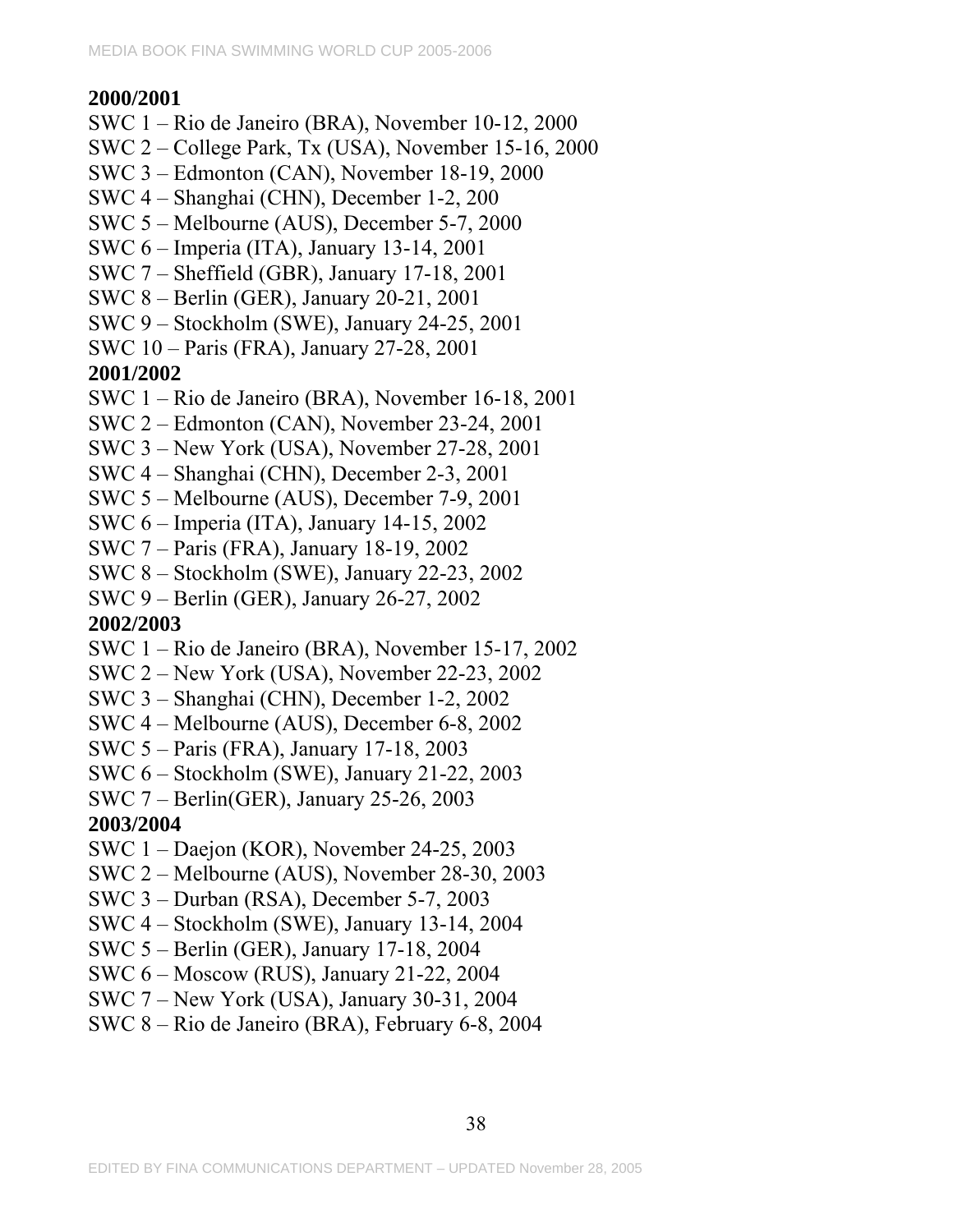**2000/2001**

SWC 1 – Rio de Janeiro (BRA), November 10-12, 2000
SWC 2 – College Park, Tx (USA), November 15-16, 2000
SWC 3 – Edmonton (CAN), November 18-19, 2000
SWC 4 – Shanghai (CHN), December 1-2, 200
SWC 5 – Melbourne (AUS), December 5-7, 2000
SWC 6 – Imperia (ITA), January 13-14, 2001
SWC 7 – Sheffield (GBR), January 17-18, 2001
SWC 8 – Berlin (GER), January 20-21, 2001
SWC 9 – Stockholm (SWE), January 24-25, 2001
SWC 10 – Paris (FRA), January 27-28, 2001

**2001/2002**

SWC 1 – Rio de Janeiro (BRA), November 16-18, 2001
SWC 2 – Edmonton (CAN), November 23-24, 2001
SWC 3 – New York (USA), November 27-28, 2001
SWC 4 – Shanghai (CHN), December 2-3, 2001
SWC 5 – Melbourne (AUS), December 7-9, 2001
SWC 6 – Imperia (ITA), January 14-15, 2002
SWC 7 – Paris (FRA), January 18-19, 2002
SWC 8 – Stockholm (SWE), January 22-23, 2002
SWC 9 – Berlin (GER), January 26-27, 2002

**2002/2003**

SWC 1 – Rio de Janeiro (BRA), November 15-17, 2002
SWC 2 – New York (USA), November 22-23, 2002
SWC 3 – Shanghai (CHN), December 1-2, 2002
SWC 4 – Melbourne (AUS), December 6-8, 2002
SWC 5 – Paris (FRA), January 17-18, 2003
SWC 6 – Stockholm (SWE), January 21-22, 2003
SWC 7 – Berlin(GER), January 25-26, 2003

**2003/2004**

SWC 1 – Daejon (KOR), November 24-25, 2003
SWC 2 – Melbourne (AUS), November 28-30, 2003
SWC 3 – Durban (RSA), December 5-7, 2003
SWC 4 – Stockholm (SWE), January 13-14, 2004
SWC 5 – Berlin (GER), January 17-18, 2004
SWC 6 – Moscow (RUS), January 21-22, 2004
SWC 7 – New York (USA), January 30-31, 2004
SWC 8 – Rio de Janeiro (BRA), February 6-8, 2004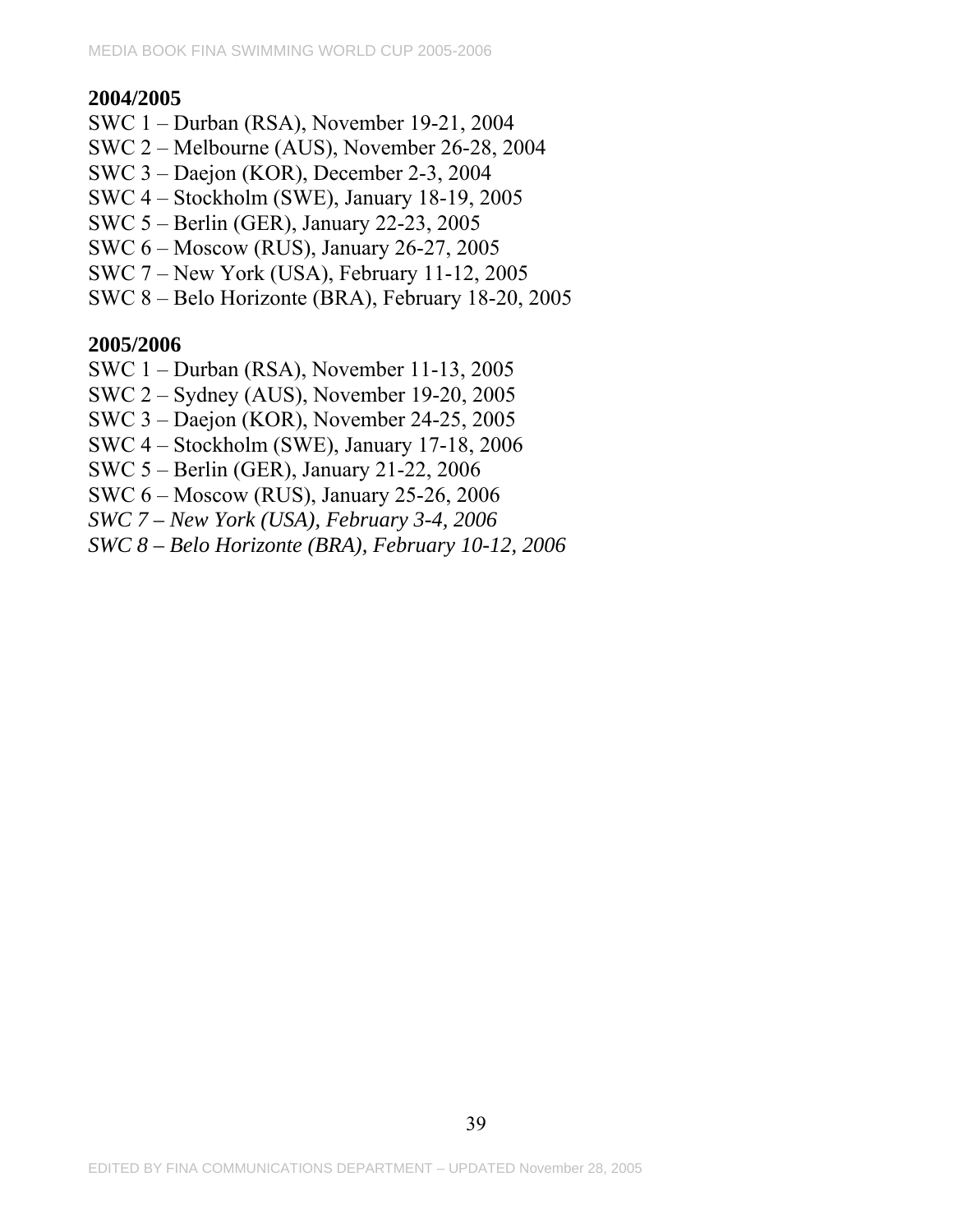**2004/2005**

SWC 1 – Durban (RSA), November 19-21, 2004
SWC 2 – Melbourne (AUS), November 26-28, 2004
SWC 3 – Daejon (KOR), December 2-3, 2004
SWC 4 – Stockholm (SWE), January 18-19, 2005
SWC 5 – Berlin (GER), January 22-23, 2005
SWC 6 – Moscow (RUS), January 26-27, 2005
SWC 7 – New York (USA), February 11-12, 2005
SWC 8 – Belo Horizonte (BRA), February 18-20, 2005

**2005/2006**

SWC 1 – Durban (RSA), November 11-13, 2005
SWC 2 – Sydney (AUS), November 19-20, 2005
SWC 3 – Daejon (KOR), November 24-25, 2005
SWC 4 – Stockholm (SWE), January 17-18, 2006
SWC 5 – Berlin (GER), January 21-22, 2006
SWC 6 – Moscow (RUS), January 25-26, 2006
*SWC 7 – New York (USA), February 3-4, 2006*
*SWC 8 – Belo Horizonte (BRA), February 10-12, 2006*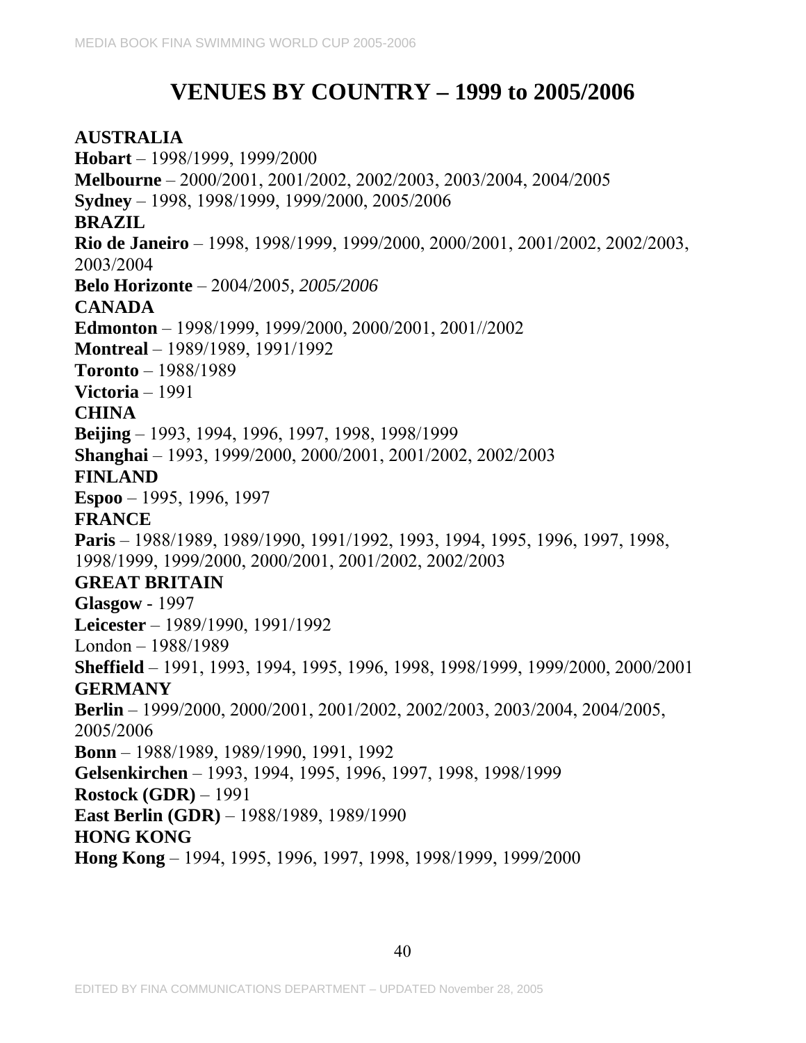# VENUES BY COUNTRY – 1999 to 2005/2006

**AUSTRALIA**

**Hobart** – 1998/1999, 1999/2000

**Melbourne** – 2000/2001, 2001/2002, 2002/2003, 2003/2004, 2004/2005

**Sydney** – 1998, 1998/1999, 1999/2000, 2005/2006

**BRAZIL**

**Rio de Janeiro** – 1998, 1998/1999, 1999/2000, 2000/2001, 2001/2002, 2002/2003, 2003/2004

**Belo Horizonte** – 2004/2005, *2005/2006*

**CANADA**

**Edmonton** – 1998/1999, 1999/2000, 2000/2001, 2001//2002

**Montreal** – 1989/1989, 1991/1992

**Toronto** – 1988/1989

**Victoria** – 1991

**CHINA**

**Beijing** – 1993, 1994, 1996, 1997, 1998, 1998/1999

**Shanghai** – 1993, 1999/2000, 2000/2001, 2001/2002, 2002/2003

**FINLAND**

**Espoo** – 1995, 1996, 1997

**FRANCE**

**Paris** – 1988/1989, 1989/1990, 1991/1992, 1993, 1994, 1995, 1996, 1997, 1998, 1998/1999, 1999/2000, 2000/2001, 2001/2002, 2002/2003

**GREAT BRITAIN**

**Glasgow** - 1997

**Leicester** – 1989/1990, 1991/1992

London – 1988/1989

**Sheffield** – 1991, 1993, 1994, 1995, 1996, 1998, 1998/1999, 1999/2000, 2000/2001

**GERMANY**

**Berlin** – 1999/2000, 2000/2001, 2001/2002, 2002/2003, 2003/2004, 2004/2005, 2005/2006

**Bonn** – 1988/1989, 1989/1990, 1991, 1992

**Gelsenkirchen** – 1993, 1994, 1995, 1996, 1997, 1998, 1998/1999

**Rostock (GDR)** – 1991

**East Berlin (GDR)** – 1988/1989, 1989/1990

**HONG KONG**

**Hong Kong** – 1994, 1995, 1996, 1997, 1998, 1998/1999, 1999/2000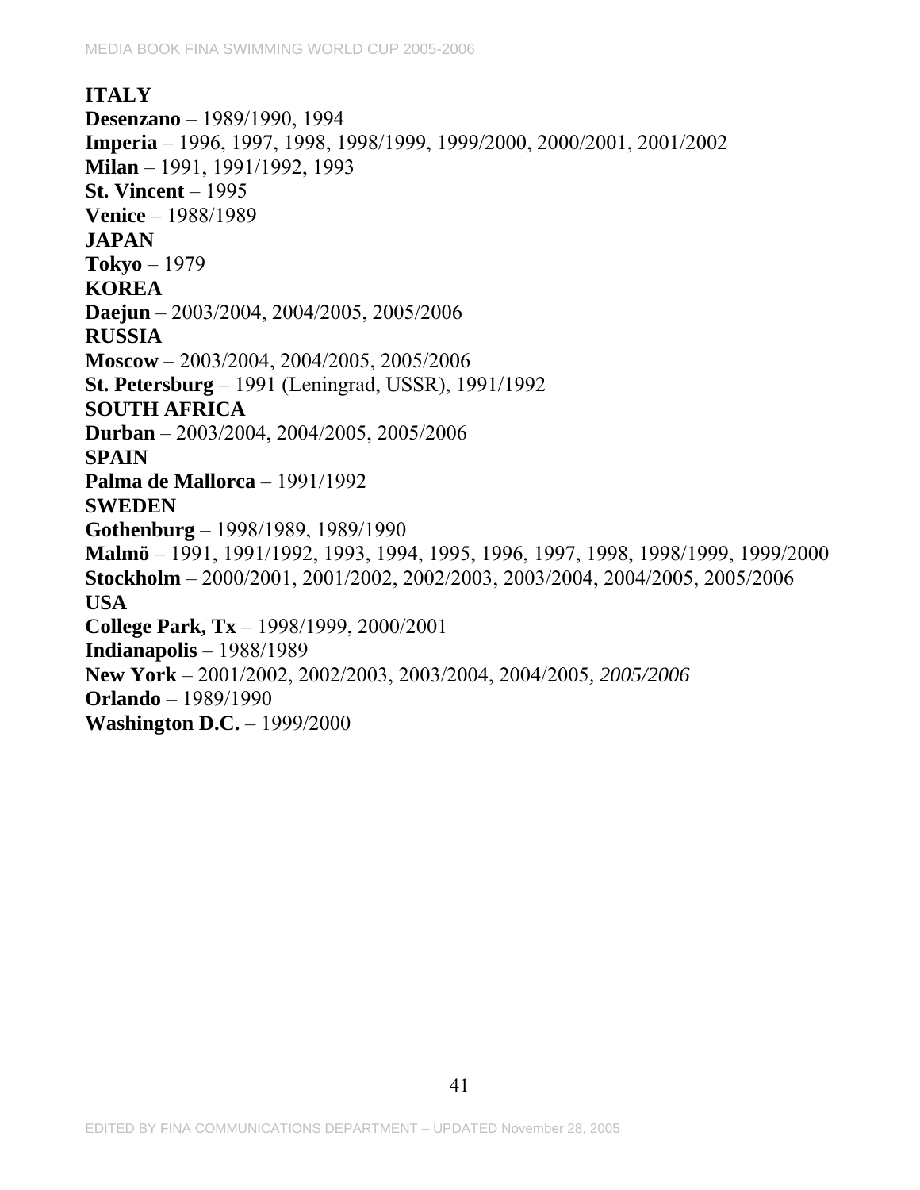**ITALY**

**Desenzano** – 1989/1990, 1994

**Imperia** – 1996, 1997, 1998, 1998/1999, 1999/2000, 2000/2001, 2001/2002

**Milan** – 1991, 1991/1992, 1993

**St. Vincent** – 1995

**Venice** – 1988/1989

**JAPAN**

**Tokyo** – 1979

**KOREA**

**Daejun** – 2003/2004, 2004/2005, 2005/2006

**RUSSIA**

**Moscow** – 2003/2004, 2004/2005, 2005/2006

**St. Petersburg** – 1991 (Leningrad, USSR), 1991/1992

**SOUTH AFRICA**

**Durban** – 2003/2004, 2004/2005, 2005/2006

**SPAIN**

**Palma de Mallorca** – 1991/1992

**SWEDEN**

**Gothenburg** – 1998/1989, 1989/1990

**Malmö** – 1991, 1991/1992, 1993, 1994, 1995, 1996, 1997, 1998, 1998/1999, 1999/2000

**Stockholm** – 2000/2001, 2001/2002, 2002/2003, 2003/2004, 2004/2005, 2005/2006

**USA**

**College Park, Tx** – 1998/1999, 2000/2001

**Indianapolis** – 1988/1989

**New York** – 2001/2002, 2002/2003, 2003/2004, 2004/2005*, 2005/2006*

**Orlando** – 1989/1990

**Washington D.C.** – 1999/2000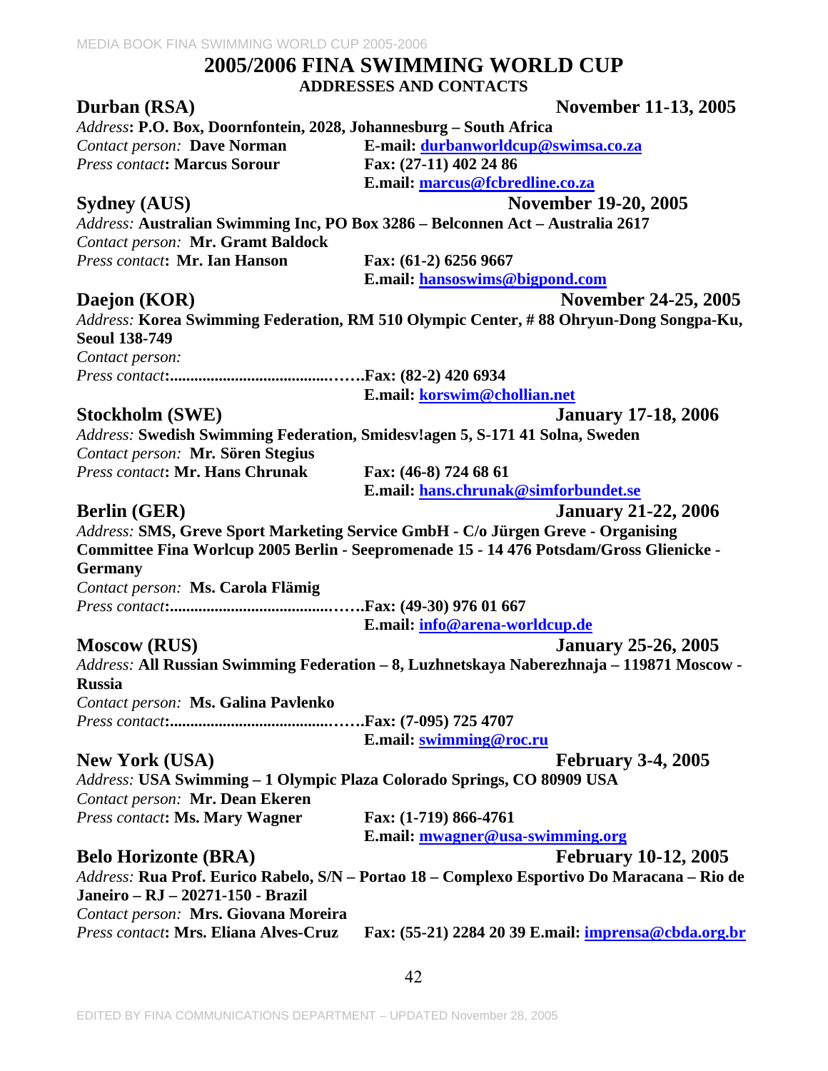# 2005/2006 FINA SWIMMING WORLD CUP

## ADDRESSES AND CONTACTS

### Durban (RSA) — November 11-13, 2005

*Address*: **P.O. Box, Doornfontein, 2028, Johannesburg – South Africa**
*Contact person:* **Dave Norman** — **E-mail: durbanworldcup@swimsa.co.za**
*Press contact*: **Marcus Sorour** — **Fax: (27-11) 402 24 86**
**E.mail: marcus@fcbredline.co.za**

### Sydney (AUS) — November 19-20, 2005

*Address:* **Australian Swimming Inc, PO Box 3286 – Belconnen Act – Australia 2617**
*Contact person:* **Mr. Gramt Baldock**
*Press contact*: **Mr. Ian Hanson** — **Fax: (61-2) 6256 9667**
**E.mail: hansoswims@bigpond.com**

### Daejon (KOR) — November 24-25, 2005

*Address:* **Korea Swimming Federation, RM 510 Olympic Center, # 88 Ohryun-Dong Songpa-Ku, Seoul 138-749**
*Contact person:*
*Press contact*:**……………………………………..Fax: (82-2) 420 6934**
**E.mail: korswim@chollian.net**

### Stockholm (SWE) — January 17-18, 2006

*Address:* **Swedish Swimming Federation, Smidesv!agen 5, S-171 41 Solna, Sweden**
*Contact person:* **Mr. Sören Stegius**
*Press contact*: **Mr. Hans Chrunak** — **Fax: (46-8) 724 68 61**
**E.mail: hans.chrunak@simforbundet.se**

### Berlin (GER) — January 21-22, 2006

*Address:* **SMS, Greve Sport Marketing Service GmbH - C/o Jürgen Greve - Organising Committee Fina Worlcup 2005 Berlin - Seepromenade 15 - 14 476 Potsdam/Gross Glienicke - Germany**
*Contact person:* **Ms. Carola Flämig**
*Press contact*:**……………………………………..Fax: (49-30) 976 01 667**
**E.mail: info@arena-worldcup.de**

### Moscow (RUS) — January 25-26, 2005

*Address:* **All Russian Swimming Federation – 8, Luzhnetskaya Naberezhnaja – 119871 Moscow - Russia**
*Contact person:* **Ms. Galina Pavlenko**
*Press contact*:**……………………………………..Fax: (7-095) 725 4707**
**E.mail: swimming@roc.ru**

### New York (USA) — February 3-4, 2005

*Address:* **USA Swimming – 1 Olympic Plaza Colorado Springs, CO 80909 USA**
*Contact person:* **Mr. Dean Ekeren**
*Press contact*: **Ms. Mary Wagner** — **Fax: (1-719) 866-4761**
**E.mail: mwagner@usa-swimming.org**

### Belo Horizonte (BRA) — February 10-12, 2005

*Address:* **Rua Prof. Eurico Rabelo, S/N – Portao 18 – Complexo Esportivo Do Maracana – Rio de Janeiro – RJ – 20271-150 - Brazil**
*Contact person:* **Mrs. Giovana Moreira**
*Press contact*: **Mrs. Eliana Alves-Cruz** — **Fax: (55-21) 2284 20 39 E.mail: imprensa@cbda.org.br**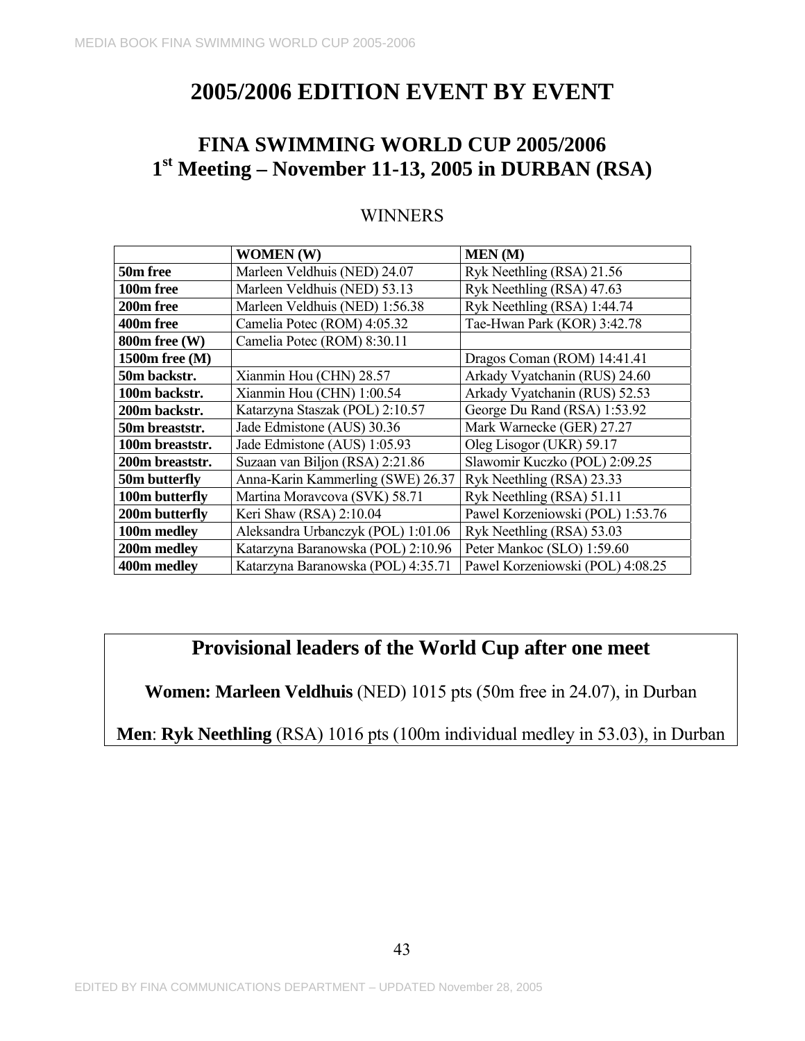# 2005/2006 EDITION EVENT BY EVENT

## FINA SWIMMING WORLD CUP 2005/2006
## 1st Meeting – November 11-13, 2005 in DURBAN (RSA)

WINNERS

| | WOMEN (W) | MEN (M) |
|---|---|---|
| **50m free** | Marleen Veldhuis (NED) 24.07 | Ryk Neethling (RSA) 21.56 |
| **100m free** | Marleen Veldhuis (NED) 53.13 | Ryk Neethling (RSA) 47.63 |
| **200m free** | Marleen Veldhuis (NED) 1:56.38 | Ryk Neethling (RSA) 1:44.74 |
| **400m free** | Camelia Potec (ROM) 4:05.32 | Tae-Hwan Park (KOR) 3:42.78 |
| **800m free (W)** | Camelia Potec (ROM) 8:30.11 | |
| **1500m free (M)** | | Dragos Coman (ROM) 14:41.41 |
| **50m backstr.** | Xianmin Hou (CHN) 28.57 | Arkady Vyatchanin (RUS) 24.60 |
| **100m backstr.** | Xianmin Hou (CHN) 1:00.54 | Arkady Vyatchanin (RUS) 52.53 |
| **200m backstr.** | Katarzyna Staszak (POL) 2:10.57 | George Du Rand (RSA) 1:53.92 |
| **50m breaststr.** | Jade Edmistone (AUS) 30.36 | Mark Warnecke (GER) 27.27 |
| **100m breaststr.** | Jade Edmistone (AUS) 1:05.93 | Oleg Lisogor (UKR) 59.17 |
| **200m breaststr.** | Suzaan van Biljon (RSA) 2:21.86 | Slawomir Kuczko (POL) 2:09.25 |
| **50m butterfly** | Anna-Karin Kammerling (SWE) 26.37 | Ryk Neethling (RSA) 23.33 |
| **100m butterfly** | Martina Moravcova (SVK) 58.71 | Ryk Neethling (RSA) 51.11 |
| **200m butterfly** | Keri Shaw (RSA) 2:10.04 | Pawel Korzeniowski (POL) 1:53.76 |
| **100m medley** | Aleksandra Urbanczyk (POL) 1:01.06 | Ryk Neethling (RSA) 53.03 |
| **200m medley** | Katarzyna Baranowska (POL) 2:10.96 | Peter Mankoc (SLO) 1:59.60 |
| **400m medley** | Katarzyna Baranowska (POL) 4:35.71 | Pawel Korzeniowski (POL) 4:08.25 |

## Provisional leaders of the World Cup after one meet

**Women: Marleen Veldhuis** (NED) 1015 pts (50m free in 24.07), in Durban

**Men**: **Ryk Neethling** (RSA) 1016 pts (100m individual medley in 53.03), in Durban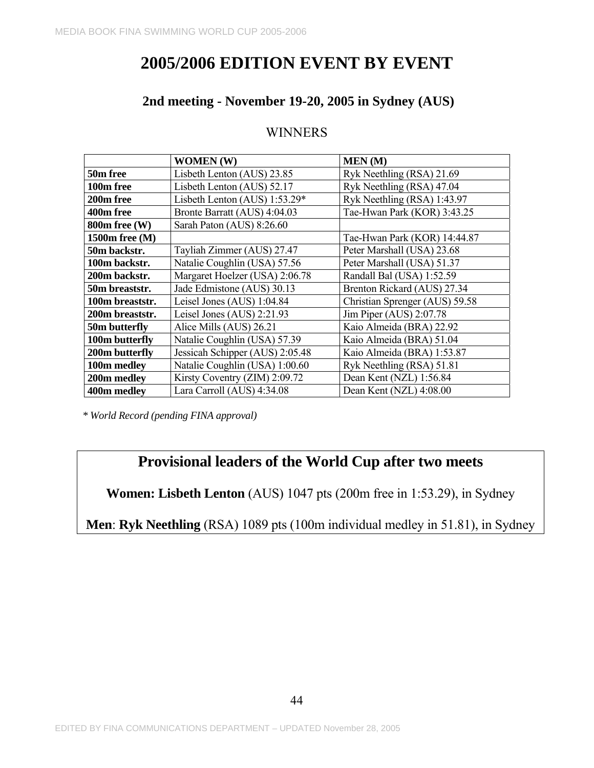# 2005/2006 EDITION EVENT BY EVENT

## 2nd meeting - November 19-20, 2005 in Sydney (AUS)

### WINNERS

| | WOMEN (W) | MEN (M) |
|---|---|---|
| **50m free** | Lisbeth Lenton (AUS) 23.85 | Ryk Neethling (RSA) 21.69 |
| **100m free** | Lisbeth Lenton (AUS) 52.17 | Ryk Neethling (RSA) 47.04 |
| **200m free** | Lisbeth Lenton (AUS) 1:53.29* | Ryk Neethling (RSA) 1:43.97 |
| **400m free** | Bronte Barratt (AUS) 4:04.03 | Tae-Hwan Park (KOR) 3:43.25 |
| **800m free (W)** | Sarah Paton (AUS) 8:26.60 | |
| **1500m free (M)** | | Tae-Hwan Park (KOR) 14:44.87 |
| **50m backstr.** | Tayliah Zimmer (AUS) 27.47 | Peter Marshall (USA) 23.68 |
| **100m backstr.** | Natalie Coughlin (USA) 57.56 | Peter Marshall (USA) 51.37 |
| **200m backstr.** | Margaret Hoelzer (USA) 2:06.78 | Randall Bal (USA) 1:52.59 |
| **50m breaststr.** | Jade Edmistone (AUS) 30.13 | Brenton Rickard (AUS) 27.34 |
| **100m breaststr.** | Leisel Jones (AUS) 1:04.84 | Christian Sprenger (AUS) 59.58 |
| **200m breaststr.** | Leisel Jones (AUS) 2:21.93 | Jim Piper (AUS) 2:07.78 |
| **50m butterfly** | Alice Mills (AUS) 26.21 | Kaio Almeida (BRA) 22.92 |
| **100m butterfly** | Natalie Coughlin (USA) 57.39 | Kaio Almeida (BRA) 51.04 |
| **200m butterfly** | Jessicah Schipper (AUS) 2:05.48 | Kaio Almeida (BRA) 1:53.87 |
| **100m medley** | Natalie Coughlin (USA) 1:00.60 | Ryk Neethling (RSA) 51.81 |
| **200m medley** | Kirsty Coventry (ZIM) 2:09.72 | Dean Kent (NZL) 1:56.84 |
| **400m medley** | Lara Carroll (AUS) 4:34.08 | Dean Kent (NZL) 4:08.00 |

*\* World Record (pending FINA approval)*

## Provisional leaders of the World Cup after two meets

**Women: Lisbeth Lenton** (AUS) 1047 pts (200m free in 1:53.29), in Sydney

**Men**: **Ryk Neethling** (RSA) 1089 pts (100m individual medley in 51.81), in Sydney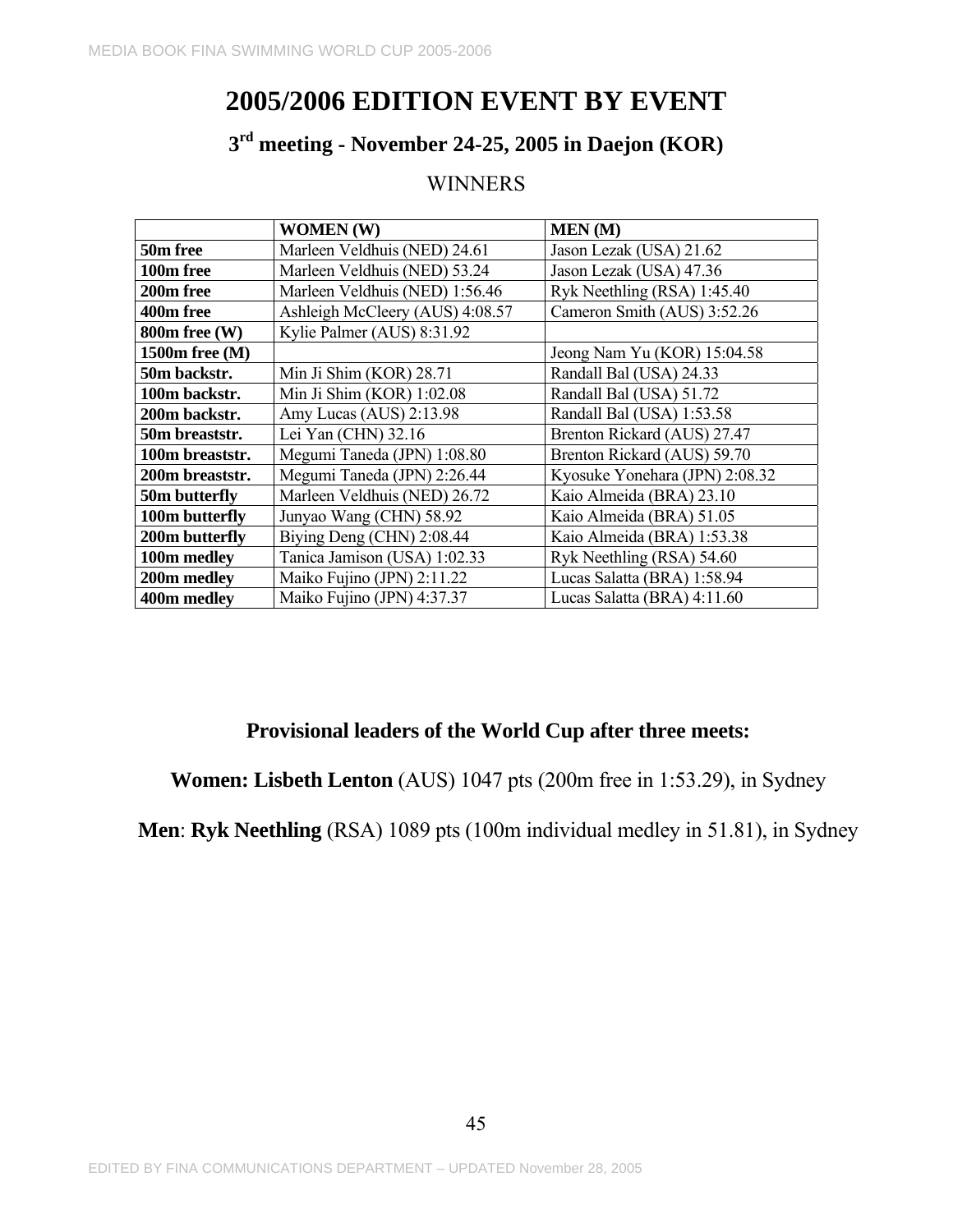# 2005/2006 EDITION EVENT BY EVENT

## 3rd meeting - November 24-25, 2005 in Daejon (KOR)

WINNERS

| | WOMEN (W) | MEN (M) |
|---|---|---|
| **50m free** | Marleen Veldhuis (NED) 24.61 | Jason Lezak (USA) 21.62 |
| **100m free** | Marleen Veldhuis (NED) 53.24 | Jason Lezak (USA) 47.36 |
| **200m free** | Marleen Veldhuis (NED) 1:56.46 | Ryk Neethling (RSA) 1:45.40 |
| **400m free** | Ashleigh McCleery (AUS) 4:08.57 | Cameron Smith (AUS) 3:52.26 |
| **800m free (W)** | Kylie Palmer (AUS) 8:31.92 | |
| **1500m free (M)** | | Jeong Nam Yu (KOR) 15:04.58 |
| **50m backstr.** | Min Ji Shim (KOR) 28.71 | Randall Bal (USA) 24.33 |
| **100m backstr.** | Min Ji Shim (KOR) 1:02.08 | Randall Bal (USA) 51.72 |
| **200m backstr.** | Amy Lucas (AUS) 2:13.98 | Randall Bal (USA) 1:53.58 |
| **50m breaststr.** | Lei Yan (CHN) 32.16 | Brenton Rickard (AUS) 27.47 |
| **100m breaststr.** | Megumi Taneda (JPN) 1:08.80 | Brenton Rickard (AUS) 59.70 |
| **200m breaststr.** | Megumi Taneda (JPN) 2:26.44 | Kyosuke Yonehara (JPN) 2:08.32 |
| **50m butterfly** | Marleen Veldhuis (NED) 26.72 | Kaio Almeida (BRA) 23.10 |
| **100m butterfly** | Junyao Wang (CHN) 58.92 | Kaio Almeida (BRA) 51.05 |
| **200m butterfly** | Biying Deng (CHN) 2:08.44 | Kaio Almeida (BRA) 1:53.38 |
| **100m medley** | Tanica Jamison (USA) 1:02.33 | Ryk Neethling (RSA) 54.60 |
| **200m medley** | Maiko Fujino (JPN) 2:11.22 | Lucas Salatta (BRA) 1:58.94 |
| **400m medley** | Maiko Fujino (JPN) 4:37.37 | Lucas Salatta (BRA) 4:11.60 |

**Provisional leaders of the World Cup after three meets:**

**Women: Lisbeth Lenton** (AUS) 1047 pts (200m free in 1:53.29), in Sydney

**Men**: **Ryk Neethling** (RSA) 1089 pts (100m individual medley in 51.81), in Sydney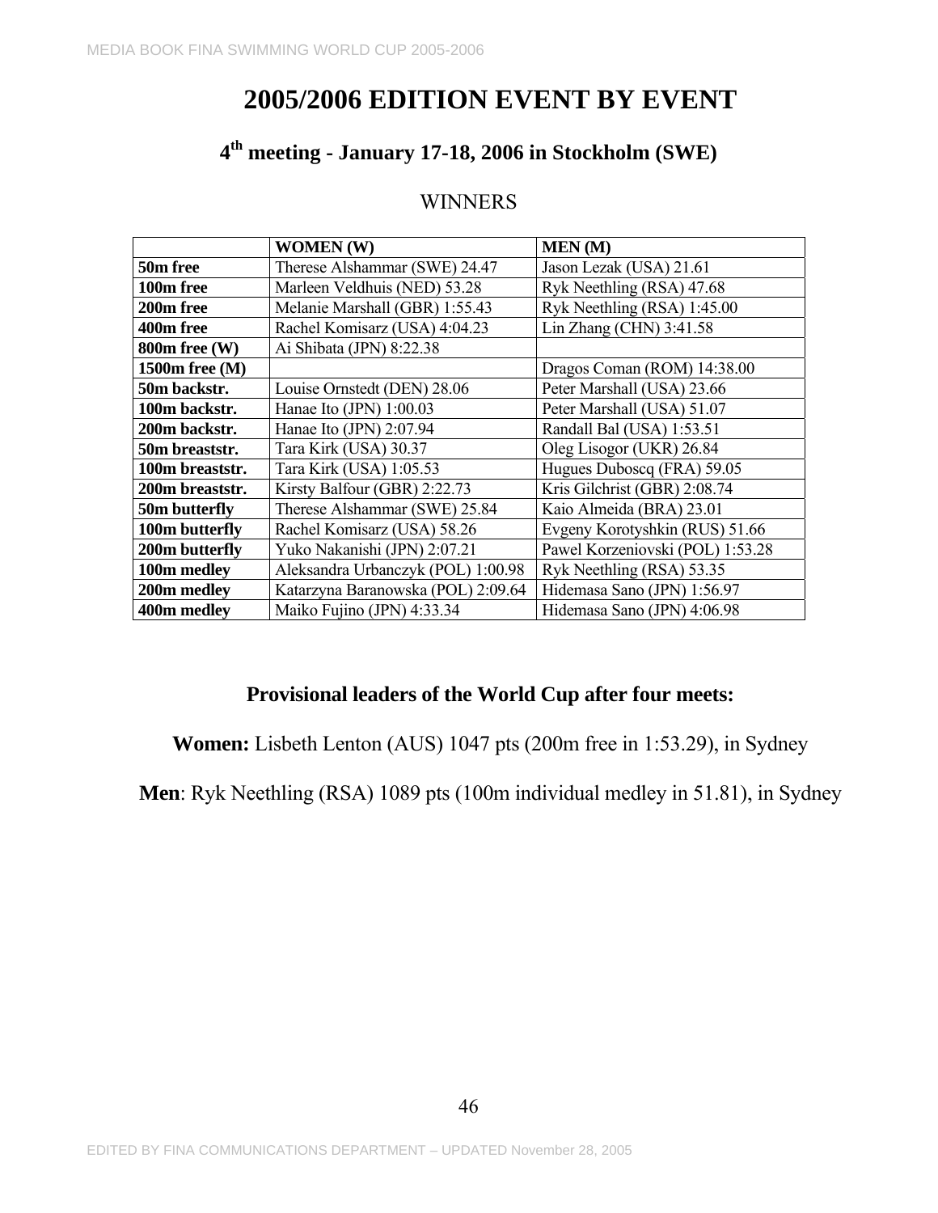# 2005/2006 EDITION EVENT BY EVENT

## 4th meeting - January 17-18, 2006 in Stockholm (SWE)

WINNERS

| | WOMEN (W) | MEN (M) |
|---|---|---|
| **50m free** | Therese Alshammar (SWE) 24.47 | Jason Lezak (USA) 21.61 |
| **100m free** | Marleen Veldhuis (NED) 53.28 | Ryk Neethling (RSA) 47.68 |
| **200m free** | Melanie Marshall (GBR) 1:55.43 | Ryk Neethling (RSA) 1:45.00 |
| **400m free** | Rachel Komisarz (USA) 4:04.23 | Lin Zhang (CHN) 3:41.58 |
| **800m free (W)** | Ai Shibata (JPN) 8:22.38 | |
| **1500m free (M)** | | Dragos Coman (ROM) 14:38.00 |
| **50m backstr.** | Louise Ornstedt (DEN) 28.06 | Peter Marshall (USA) 23.66 |
| **100m backstr.** | Hanae Ito (JPN) 1:00.03 | Peter Marshall (USA) 51.07 |
| **200m backstr.** | Hanae Ito (JPN) 2:07.94 | Randall Bal (USA) 1:53.51 |
| **50m breaststr.** | Tara Kirk (USA) 30.37 | Oleg Lisogor (UKR) 26.84 |
| **100m breaststr.** | Tara Kirk (USA) 1:05.53 | Hugues Duboscq (FRA) 59.05 |
| **200m breaststr.** | Kirsty Balfour (GBR) 2:22.73 | Kris Gilchrist (GBR) 2:08.74 |
| **50m butterfly** | Therese Alshammar (SWE) 25.84 | Kaio Almeida (BRA) 23.01 |
| **100m butterfly** | Rachel Komisarz (USA) 58.26 | Evgeny Korotyshkin (RUS) 51.66 |
| **200m butterfly** | Yuko Nakanishi (JPN) 2:07.21 | Pawel Korzeniovski (POL) 1:53.28 |
| **100m medley** | Aleksandra Urbanczyk (POL) 1:00.98 | Ryk Neethling (RSA) 53.35 |
| **200m medley** | Katarzyna Baranowska (POL) 2:09.64 | Hidemasa Sano (JPN) 1:56.97 |
| **400m medley** | Maiko Fujino (JPN) 4:33.34 | Hidemasa Sano (JPN) 4:06.98 |

**Provisional leaders of the World Cup after four meets:**

**Women:** Lisbeth Lenton (AUS) 1047 pts (200m free in 1:53.29), in Sydney

**Men**: Ryk Neethling (RSA) 1089 pts (100m individual medley in 51.81), in Sydney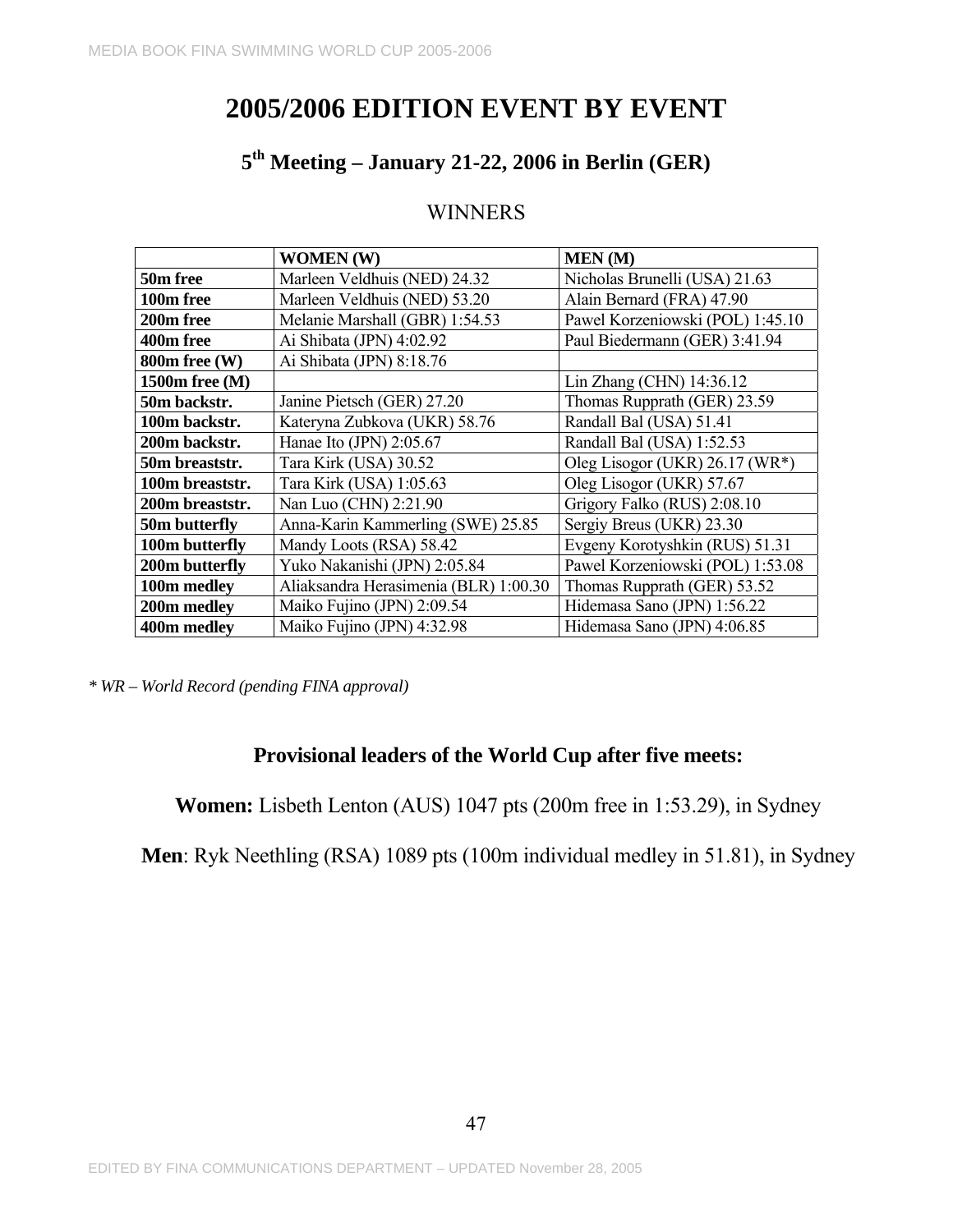# 2005/2006 EDITION EVENT BY EVENT

## 5th Meeting – January 21-22, 2006 in Berlin (GER)

### WINNERS

| | **WOMEN (W)** | **MEN (M)** |
|---|---|---|
| **50m free** | Marleen Veldhuis (NED) 24.32 | Nicholas Brunelli (USA) 21.63 |
| **100m free** | Marleen Veldhuis (NED) 53.20 | Alain Bernard (FRA) 47.90 |
| **200m free** | Melanie Marshall (GBR) 1:54.53 | Pawel Korzeniowski (POL) 1:45.10 |
| **400m free** | Ai Shibata (JPN) 4:02.92 | Paul Biedermann (GER) 3:41.94 |
| **800m free (W)** | Ai Shibata (JPN) 8:18.76 | |
| **1500m free (M)** | | Lin Zhang (CHN) 14:36.12 |
| **50m backstr.** | Janine Pietsch (GER) 27.20 | Thomas Rupprath (GER) 23.59 |
| **100m backstr.** | Kateryna Zubkova (UKR) 58.76 | Randall Bal (USA) 51.41 |
| **200m backstr.** | Hanae Ito (JPN) 2:05.67 | Randall Bal (USA) 1:52.53 |
| **50m breaststr.** | Tara Kirk (USA) 30.52 | Oleg Lisogor (UKR) 26.17 (WR*) |
| **100m breaststr.** | Tara Kirk (USA) 1:05.63 | Oleg Lisogor (UKR) 57.67 |
| **200m breaststr.** | Nan Luo (CHN) 2:21.90 | Grigory Falko (RUS) 2:08.10 |
| **50m butterfly** | Anna-Karin Kammerling (SWE) 25.85 | Sergiy Breus (UKR) 23.30 |
| **100m butterfly** | Mandy Loots (RSA) 58.42 | Evgeny Korotyshkin (RUS) 51.31 |
| **200m butterfly** | Yuko Nakanishi (JPN) 2:05.84 | Pawel Korzeniowski (POL) 1:53.08 |
| **100m medley** | Aliaksandra Herasimenia (BLR) 1:00.30 | Thomas Rupprath (GER) 53.52 |
| **200m medley** | Maiko Fujino (JPN) 2:09.54 | Hidemasa Sano (JPN) 1:56.22 |
| **400m medley** | Maiko Fujino (JPN) 4:32.98 | Hidemasa Sano (JPN) 4:06.85 |

*\* WR – World Record (pending FINA approval)*

### Provisional leaders of the World Cup after five meets:

**Women:** Lisbeth Lenton (AUS) 1047 pts (200m free in 1:53.29), in Sydney

**Men**: Ryk Neethling (RSA) 1089 pts (100m individual medley in 51.81), in Sydney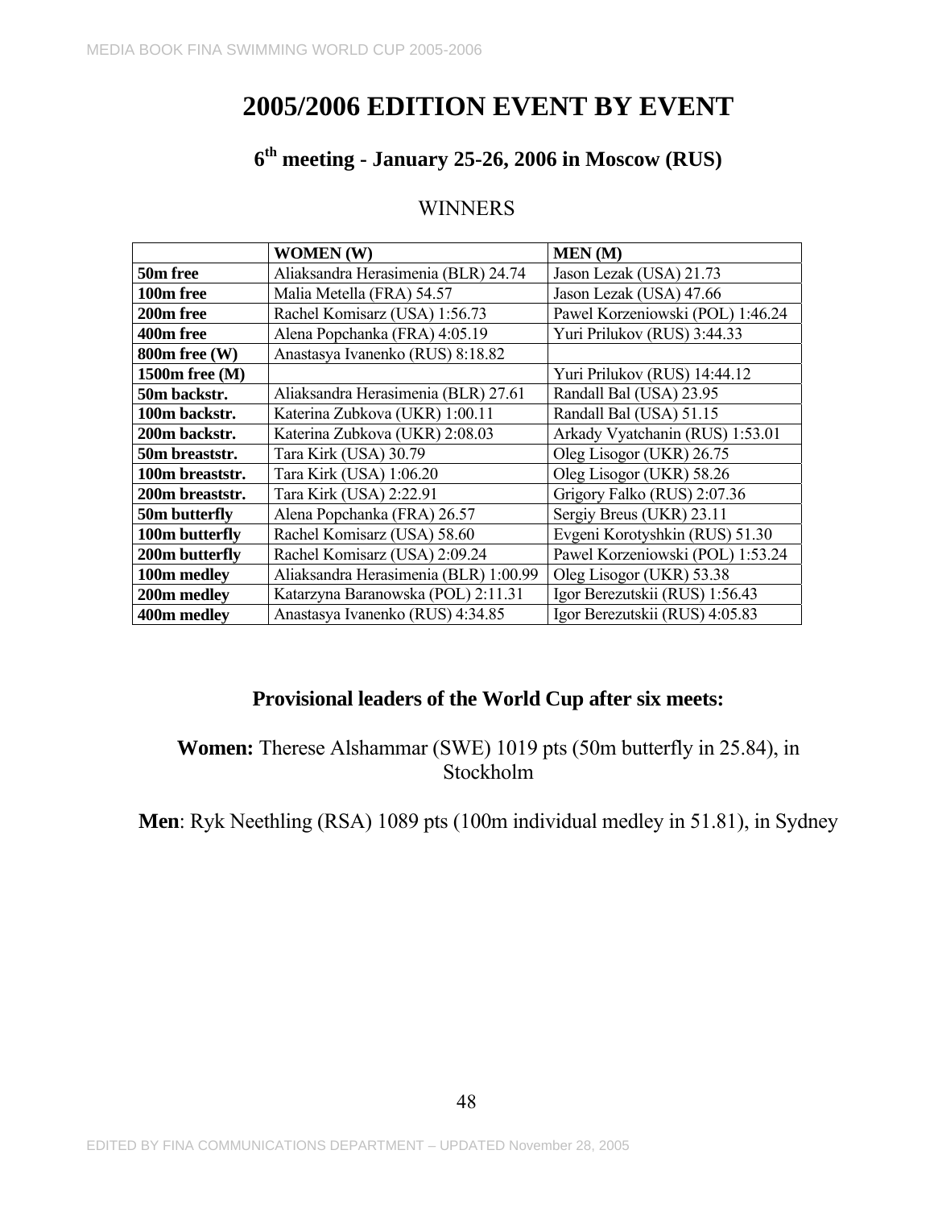# 2005/2006 EDITION EVENT BY EVENT

## 6th meeting - January 25-26, 2006 in Moscow (RUS)

### WINNERS

| | **WOMEN (W)** | **MEN (M)** |
|---|---|---|
| **50m free** | Aliaksandra Herasimenia (BLR) 24.74 | Jason Lezak (USA) 21.73 |
| **100m free** | Malia Metella (FRA) 54.57 | Jason Lezak (USA) 47.66 |
| **200m free** | Rachel Komisarz (USA) 1:56.73 | Pawel Korzeniowski (POL) 1:46.24 |
| **400m free** | Alena Popchanka (FRA) 4:05.19 | Yuri Prilukov (RUS) 3:44.33 |
| **800m free (W)** | Anastasya Ivanenko (RUS) 8:18.82 | |
| **1500m free (M)** | | Yuri Prilukov (RUS) 14:44.12 |
| **50m backstr.** | Aliaksandra Herasimenia (BLR) 27.61 | Randall Bal (USA) 23.95 |
| **100m backstr.** | Katerina Zubkova (UKR) 1:00.11 | Randall Bal (USA) 51.15 |
| **200m backstr.** | Katerina Zubkova (UKR) 2:08.03 | Arkady Vyatchanin (RUS) 1:53.01 |
| **50m breaststr.** | Tara Kirk (USA) 30.79 | Oleg Lisogor (UKR) 26.75 |
| **100m breaststr.** | Tara Kirk (USA) 1:06.20 | Oleg Lisogor (UKR) 58.26 |
| **200m breaststr.** | Tara Kirk (USA) 2:22.91 | Grigory Falko (RUS) 2:07.36 |
| **50m butterfly** | Alena Popchanka (FRA) 26.57 | Sergiy Breus (UKR) 23.11 |
| **100m butterfly** | Rachel Komisarz (USA) 58.60 | Evgeni Korotyshkin (RUS) 51.30 |
| **200m butterfly** | Rachel Komisarz (USA) 2:09.24 | Pawel Korzeniowski (POL) 1:53.24 |
| **100m medley** | Aliaksandra Herasimenia (BLR) 1:00.99 | Oleg Lisogor (UKR) 53.38 |
| **200m medley** | Katarzyna Baranowska (POL) 2:11.31 | Igor Berezutskii (RUS) 1:56.43 |
| **400m medley** | Anastasya Ivanenko (RUS) 4:34.85 | Igor Berezutskii (RUS) 4:05.83 |

### Provisional leaders of the World Cup after six meets:

**Women:** Therese Alshammar (SWE) 1019 pts (50m butterfly in 25.84), in Stockholm

**Men**: Ryk Neethling (RSA) 1089 pts (100m individual medley in 51.81), in Sydney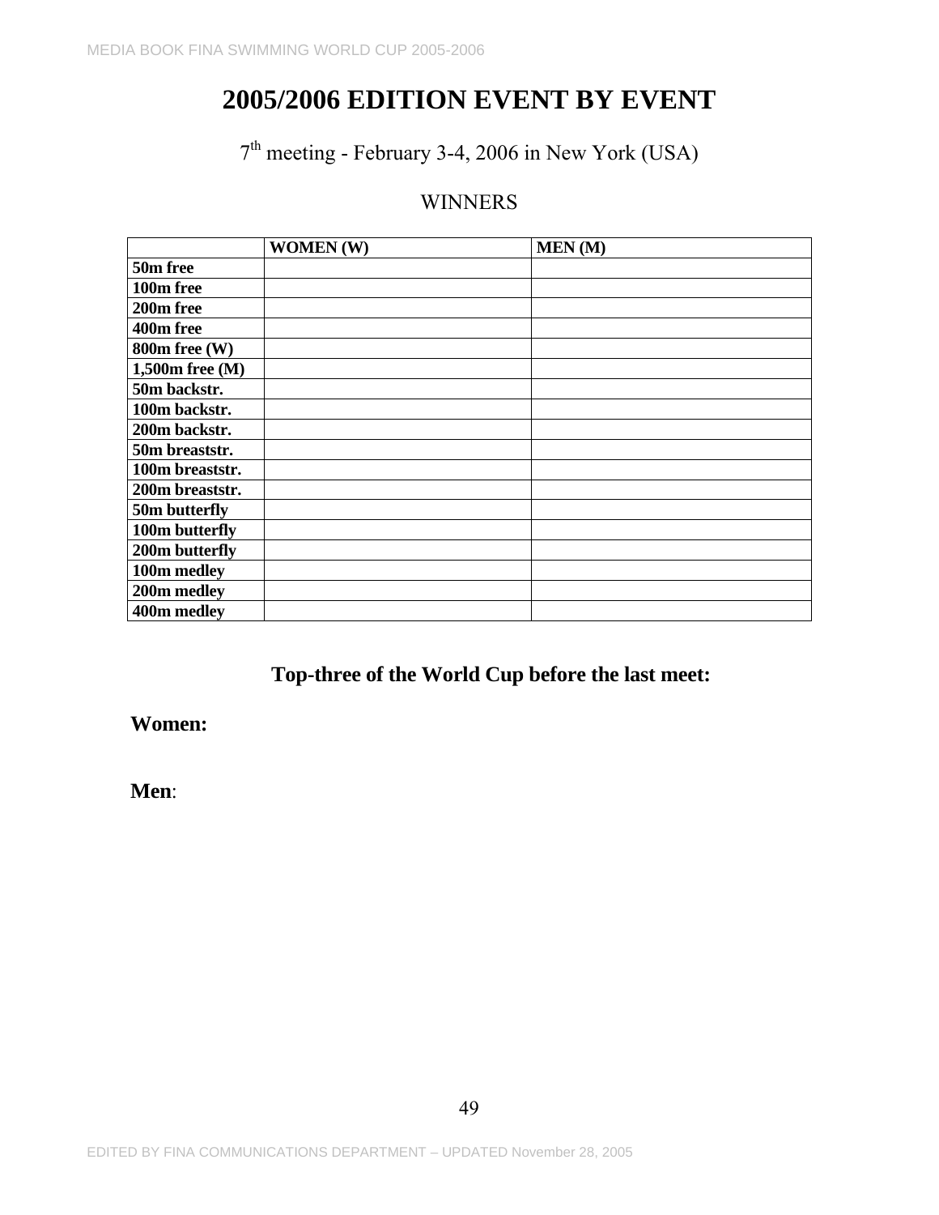# 2005/2006 EDITION EVENT BY EVENT

7th meeting - February 3-4, 2006 in New York (USA)

WINNERS

| | WOMEN (W) | MEN (M) |
|---|---|---|
| **50m free** | | |
| **100m free** | | |
| **200m free** | | |
| **400m free** | | |
| **800m free (W)** | | |
| **1,500m free (M)** | | |
| **50m backstr.** | | |
| **100m backstr.** | | |
| **200m backstr.** | | |
| **50m breaststr.** | | |
| **100m breaststr.** | | |
| **200m breaststr.** | | |
| **50m butterfly** | | |
| **100m butterfly** | | |
| **200m butterfly** | | |
| **100m medley** | | |
| **200m medley** | | |
| **400m medley** | | |

### Top-three of the World Cup before the last meet:

**Women:**

**Men**: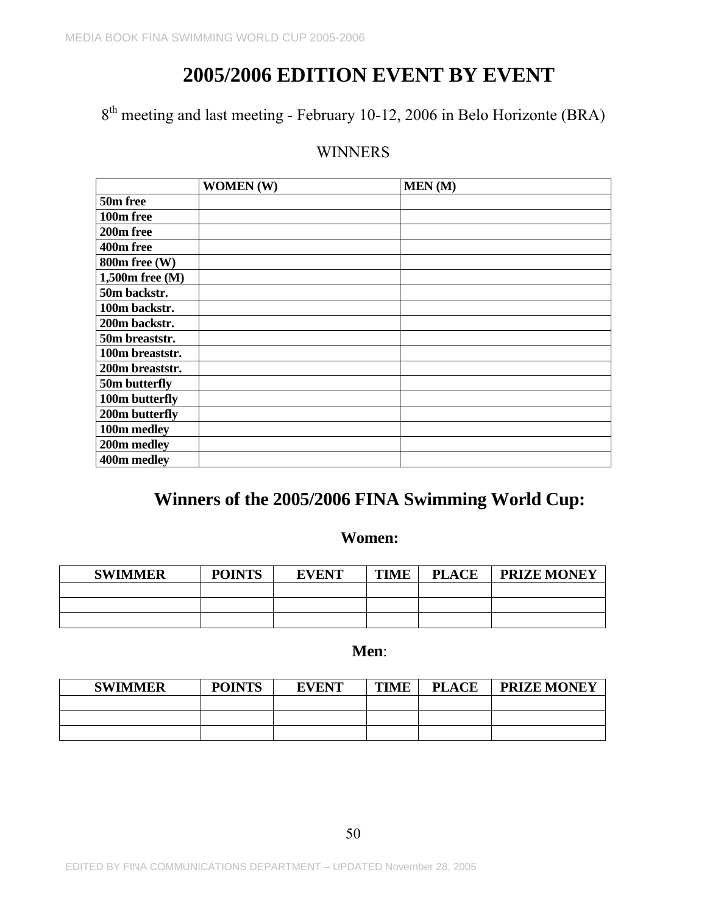# 2005/2006 EDITION EVENT BY EVENT

8th meeting and last meeting - February 10-12, 2006 in Belo Horizonte (BRA)

WINNERS

| | WOMEN (W) | MEN (M) |
|---|---|---|
| **50m free** | | |
| **100m free** | | |
| **200m free** | | |
| **400m free** | | |
| **800m free (W)** | | |
| **1,500m free (M)** | | |
| **50m backstr.** | | |
| **100m backstr.** | | |
| **200m backstr.** | | |
| **50m breaststr.** | | |
| **100m breaststr.** | | |
| **200m breaststr.** | | |
| **50m butterfly** | | |
| **100m butterfly** | | |
| **200m butterfly** | | |
| **100m medley** | | |
| **200m medley** | | |
| **400m medley** | | |

## Winners of the 2005/2006 FINA Swimming World Cup:

### Women:

| SWIMMER | POINTS | EVENT | TIME | PLACE | PRIZE MONEY |
|---|---|---|---|---|---|
| | | | | | |
| | | | | | |
| | | | | | |

### Men:

| SWIMMER | POINTS | EVENT | TIME | PLACE | PRIZE MONEY |
|---|---|---|---|---|---|
| | | | | | |
| | | | | | |
| | | | | | |